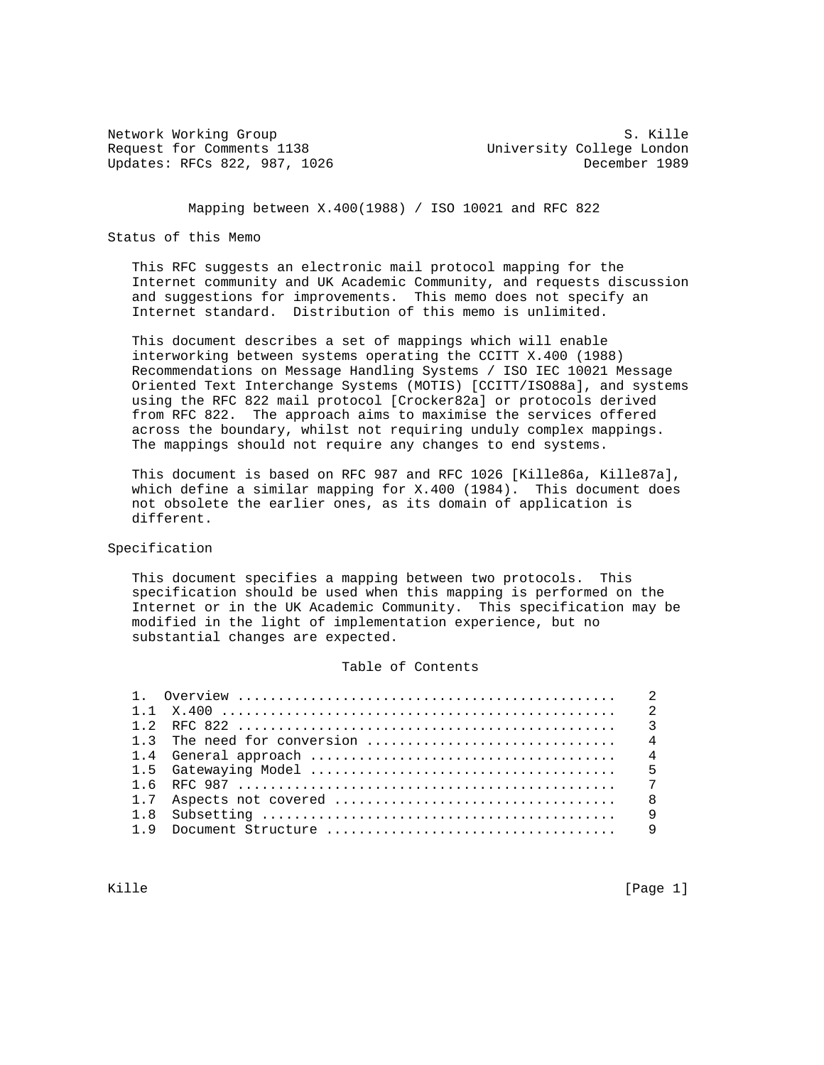Network Working Group S. Kille
Request for Comments 1138 University College London
Updates: RFCs 822, 987, 1026 December 1989

# Mapping between X.400(1988) / ISO 10021 and RFC 822

## Status of this Memo

This RFC suggests an electronic mail protocol mapping for the Internet community and UK Academic Community, and requests discussion and suggestions for improvements. This memo does not specify an Internet standard. Distribution of this memo is unlimited.

This document describes a set of mappings which will enable interworking between systems operating the CCITT X.400 (1988) Recommendations on Message Handling Systems / ISO IEC 10021 Message Oriented Text Interchange Systems (MOTIS) [CCITT/ISO88a], and systems using the RFC 822 mail protocol [Crocker82a] or protocols derived from RFC 822. The approach aims to maximise the services offered across the boundary, whilst not requiring unduly complex mappings. The mappings should not require any changes to end systems.

This document is based on RFC 987 and RFC 1026 [Kille86a, Kille87a], which define a similar mapping for X.400 (1984). This document does not obsolete the earlier ones, as its domain of application is different.

## Specification

This document specifies a mapping between two protocols. This specification should be used when this mapping is performed on the Internet or in the UK Academic Community. This specification may be modified in the light of implementation experience, but no substantial changes are expected.

## Table of Contents

```
1.   Overview ..............................................   2
1.1  X.400 .................................................   2
1.2  RFC 822 ...............................................   3
1.3  The need for conversion ...............................   4
1.4  General approach ......................................   4
1.5  Gatewaying Model ......................................   5
1.6  RFC 987 ...............................................   7
1.7  Aspects not covered ...................................   8
1.8  Subsetting ............................................   9
1.9  Document Structure ....................................   9
```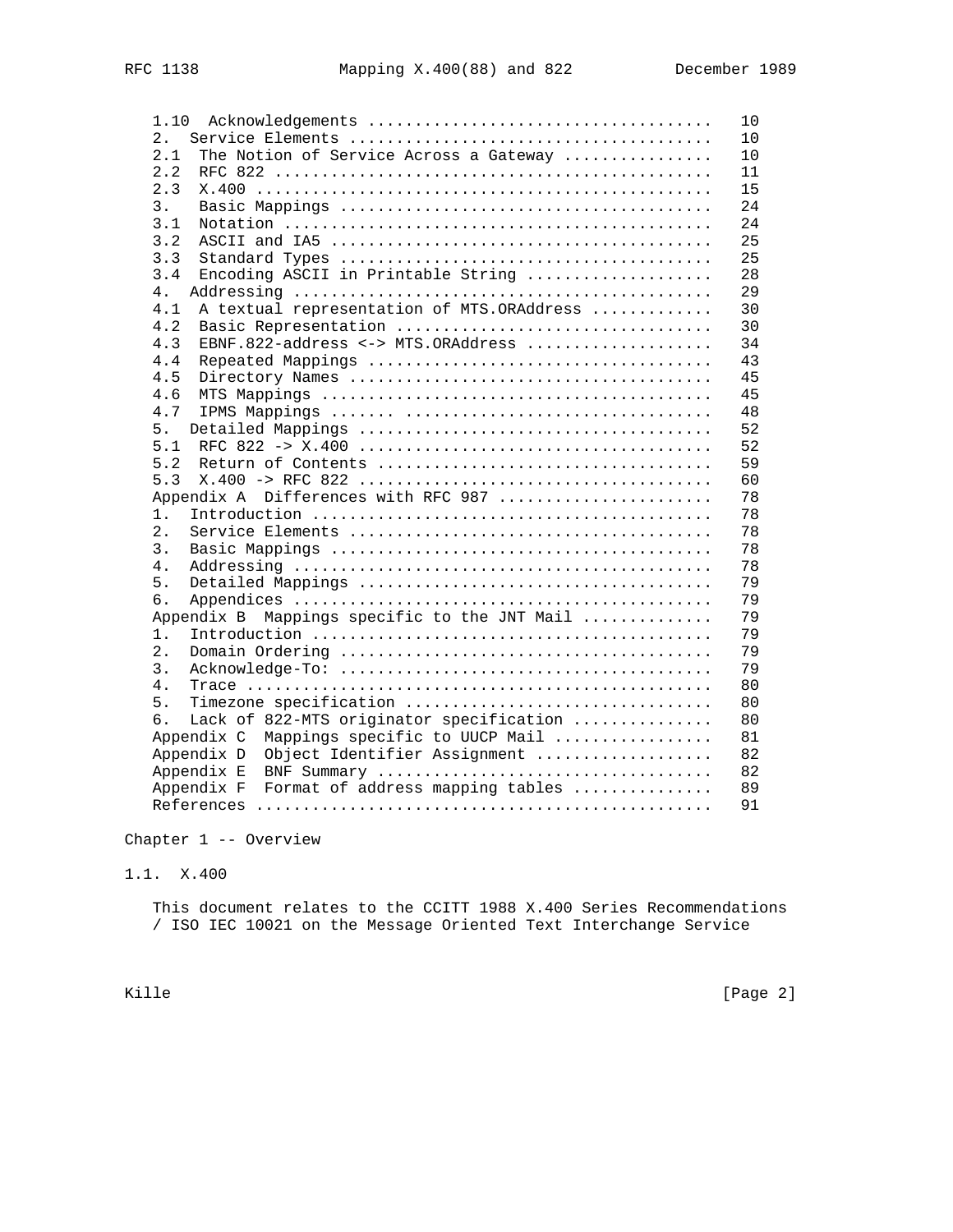```
   1.10  Acknowledgements ....................................   10
   2.   Service Elements ......................................   10
   2.1  The Notion of Service Across a Gateway ................   10
   2.2  RFC 822 ...............................................   11
   2.3  X.400 .................................................   15
   3.   Basic Mappings ........................................   24
   3.1  Notation ..............................................   24
   3.2  ASCII and IA5 .........................................   25
   3.3  Standard Types ........................................   25
   3.4  Encoding ASCII in Printable String ....................   28
   4.   Addressing ............................................   29
   4.1  A textual representation of MTS.ORAddress .............   30
   4.2  Basic Representation ..................................   30
   4.3  EBNF.822-address <-> MTS.ORAddress ....................   34
   4.4  Repeated Mappings .....................................   43
   4.5  Directory Names .......................................   45
   4.6  MTS Mappings ..........................................   45
   4.7  IPMS Mappings ....... .................................   48
   5.   Detailed Mappings .....................................   52
   5.1  RFC 822 -> X.400 ......................................   52
   5.2  Return of Contents ....................................   59
   5.3  X.400 -> RFC 822 ......................................   60
   Appendix A  Differences with RFC 987 .......................   78
   1.   Introduction ..........................................   78
   2.   Service Elements ......................................   78
   3.   Basic Mappings ........................................   78
   4.   Addressing ............................................   78
   5.   Detailed Mappings .....................................   79
   6.   Appendices ............................................   79
   Appendix B  Mappings specific to the JNT Mail ..............   79
   1.   Introduction ..........................................   79
   2.   Domain Ordering .......................................   79
   3.   Acknowledge-To: .......................................   79
   4.   Trace .................................................   80
   5.   Timezone specification ................................   80
   6.   Lack of 822-MTS originator specification ..............   80
   Appendix C  Mappings specific to UUCP Mail .................   81
   Appendix D  Object Identifier Assignment ...................   82
   Appendix E  BNF Summary ....................................   82
   Appendix F  Format of address mapping tables ...............   89
   References .................................................   91
```

Chapter 1 -- Overview

1.1. X.400

This document relates to the CCITT 1988 X.400 Series Recommendations / ISO IEC 10021 on the Message Oriented Text Interchange Service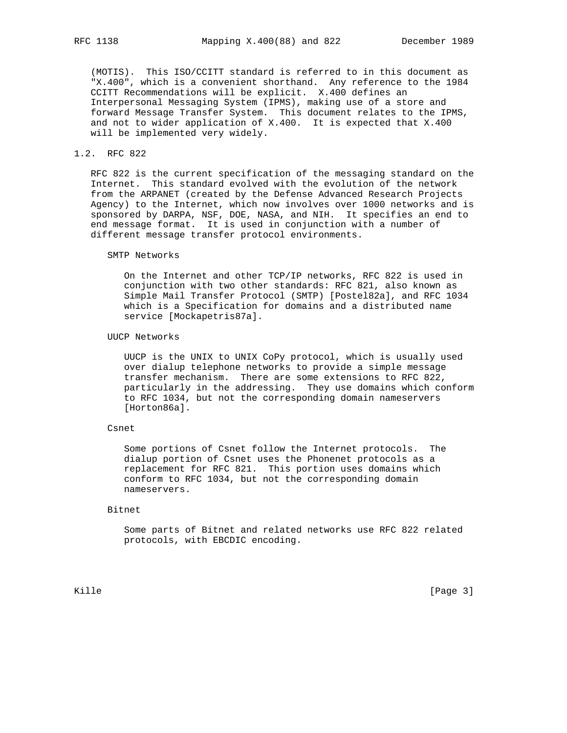(MOTIS). This ISO/CCITT standard is referred to in this document as "X.400", which is a convenient shorthand. Any reference to the 1984 CCITT Recommendations will be explicit. X.400 defines an Interpersonal Messaging System (IPMS), making use of a store and forward Message Transfer System. This document relates to the IPMS, and not to wider application of X.400. It is expected that X.400 will be implemented very widely.

## 1.2. RFC 822

RFC 822 is the current specification of the messaging standard on the Internet. This standard evolved with the evolution of the network from the ARPANET (created by the Defense Advanced Research Projects Agency) to the Internet, which now involves over 1000 networks and is sponsored by DARPA, NSF, DOE, NASA, and NIH. It specifies an end to end message format. It is used in conjunction with a number of different message transfer protocol environments.

SMTP Networks

On the Internet and other TCP/IP networks, RFC 822 is used in conjunction with two other standards: RFC 821, also known as Simple Mail Transfer Protocol (SMTP) [Postel82a], and RFC 1034 which is a Specification for domains and a distributed name service [Mockapetris87a].

UUCP Networks

UUCP is the UNIX to UNIX CoPy protocol, which is usually used over dialup telephone networks to provide a simple message transfer mechanism. There are some extensions to RFC 822, particularly in the addressing. They use domains which conform to RFC 1034, but not the corresponding domain nameservers [Horton86a].

Csnet

Some portions of Csnet follow the Internet protocols. The dialup portion of Csnet uses the Phonenet protocols as a replacement for RFC 821. This portion uses domains which conform to RFC 1034, but not the corresponding domain nameservers.

Bitnet

Some parts of Bitnet and related networks use RFC 822 related protocols, with EBCDIC encoding.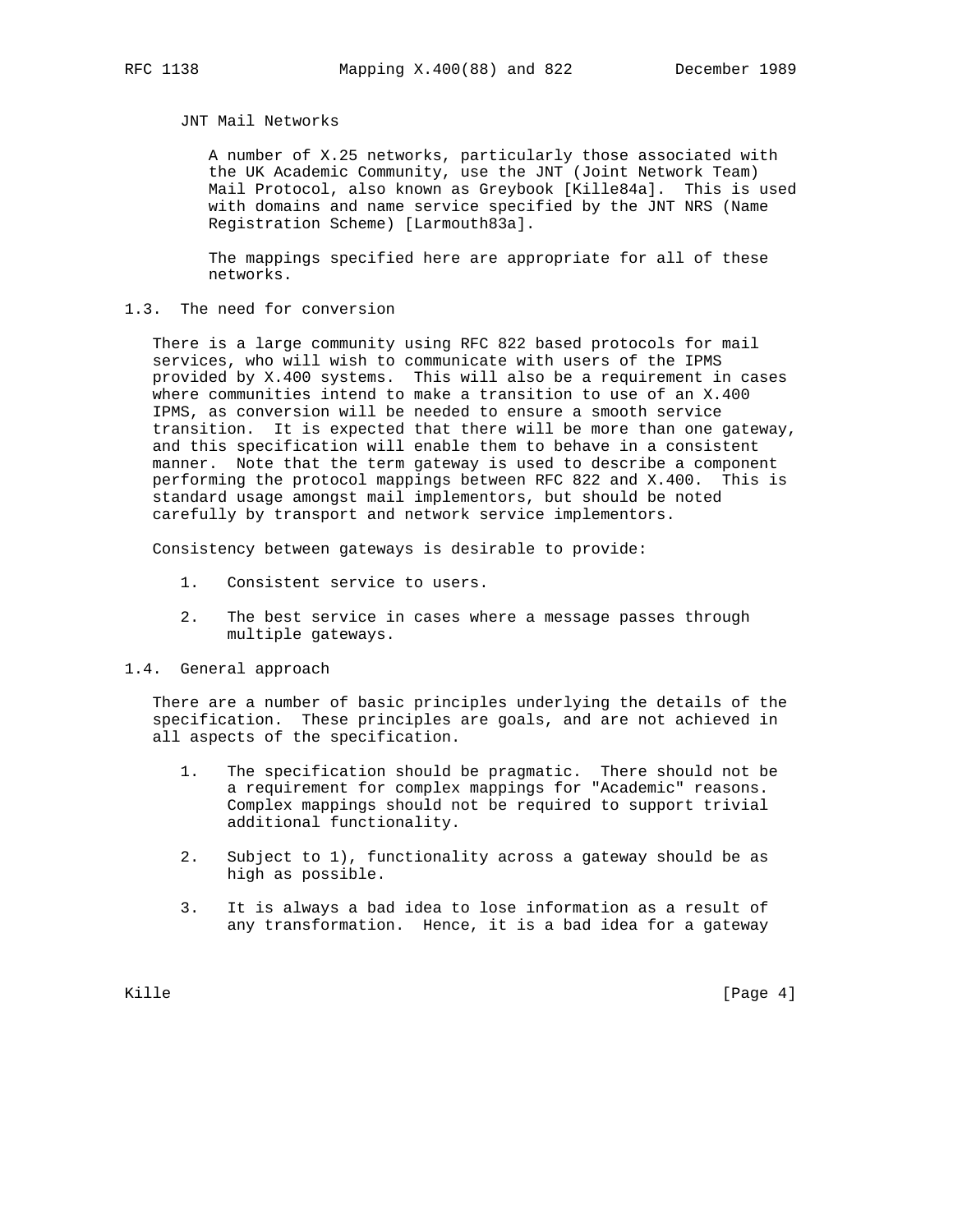JNT Mail Networks

A number of X.25 networks, particularly those associated with the UK Academic Community, use the JNT (Joint Network Team) Mail Protocol, also known as Greybook [Kille84a]. This is used with domains and name service specified by the JNT NRS (Name Registration Scheme) [Larmouth83a].

The mappings specified here are appropriate for all of these networks.

## 1.3. The need for conversion

There is a large community using RFC 822 based protocols for mail services, who will wish to communicate with users of the IPMS provided by X.400 systems. This will also be a requirement in cases where communities intend to make a transition to use of an X.400 IPMS, as conversion will be needed to ensure a smooth service transition. It is expected that there will be more than one gateway, and this specification will enable them to behave in a consistent manner. Note that the term gateway is used to describe a component performing the protocol mappings between RFC 822 and X.400. This is standard usage amongst mail implementors, but should be noted carefully by transport and network service implementors.

Consistency between gateways is desirable to provide:

1. Consistent service to users.

2. The best service in cases where a message passes through multiple gateways.

## 1.4. General approach

There are a number of basic principles underlying the details of the specification. These principles are goals, and are not achieved in all aspects of the specification.

1. The specification should be pragmatic. There should not be a requirement for complex mappings for "Academic" reasons. Complex mappings should not be required to support trivial additional functionality.

2. Subject to 1), functionality across a gateway should be as high as possible.

3. It is always a bad idea to lose information as a result of any transformation. Hence, it is a bad idea for a gateway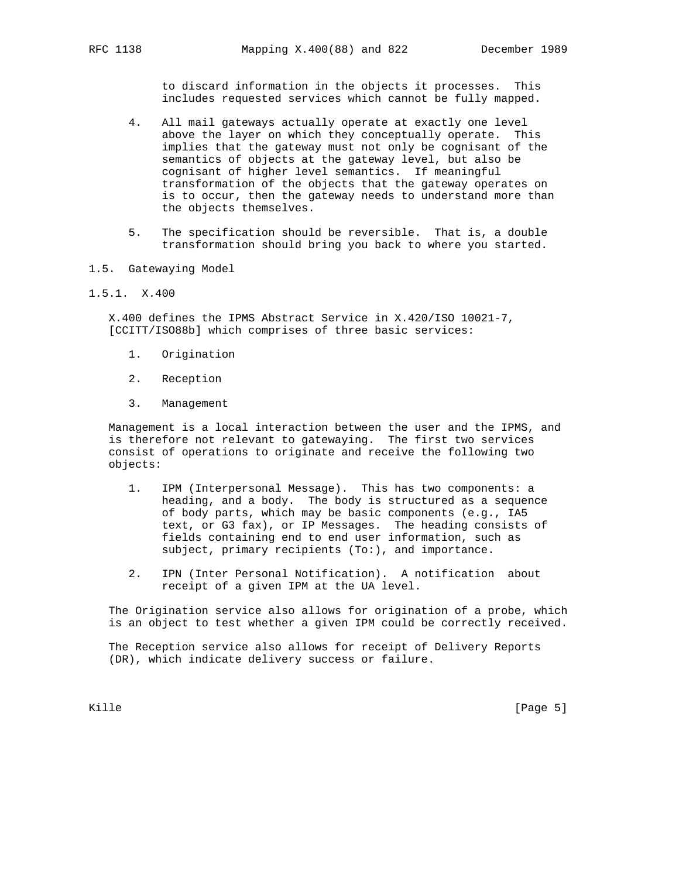to discard information in the objects it processes. This includes requested services which cannot be fully mapped.

4. All mail gateways actually operate at exactly one level above the layer on which they conceptually operate. This implies that the gateway must not only be cognisant of the semantics of objects at the gateway level, but also be cognisant of higher level semantics. If meaningful transformation of the objects that the gateway operates on is to occur, then the gateway needs to understand more than the objects themselves.

5. The specification should be reversible. That is, a double transformation should bring you back to where you started.

## 1.5. Gatewaying Model

### 1.5.1. X.400

X.400 defines the IPMS Abstract Service in X.420/ISO 10021-7, [CCITT/ISO88b] which comprises of three basic services:

1. Origination

2. Reception

3. Management

Management is a local interaction between the user and the IPMS, and is therefore not relevant to gatewaying. The first two services consist of operations to originate and receive the following two objects:

1. IPM (Interpersonal Message). This has two components: a heading, and a body. The body is structured as a sequence of body parts, which may be basic components (e.g., IA5 text, or G3 fax), or IP Messages. The heading consists of fields containing end to end user information, such as subject, primary recipients (To:), and importance.

2. IPN (Inter Personal Notification). A notification about receipt of a given IPM at the UA level.

The Origination service also allows for origination of a probe, which is an object to test whether a given IPM could be correctly received.

The Reception service also allows for receipt of Delivery Reports (DR), which indicate delivery success or failure.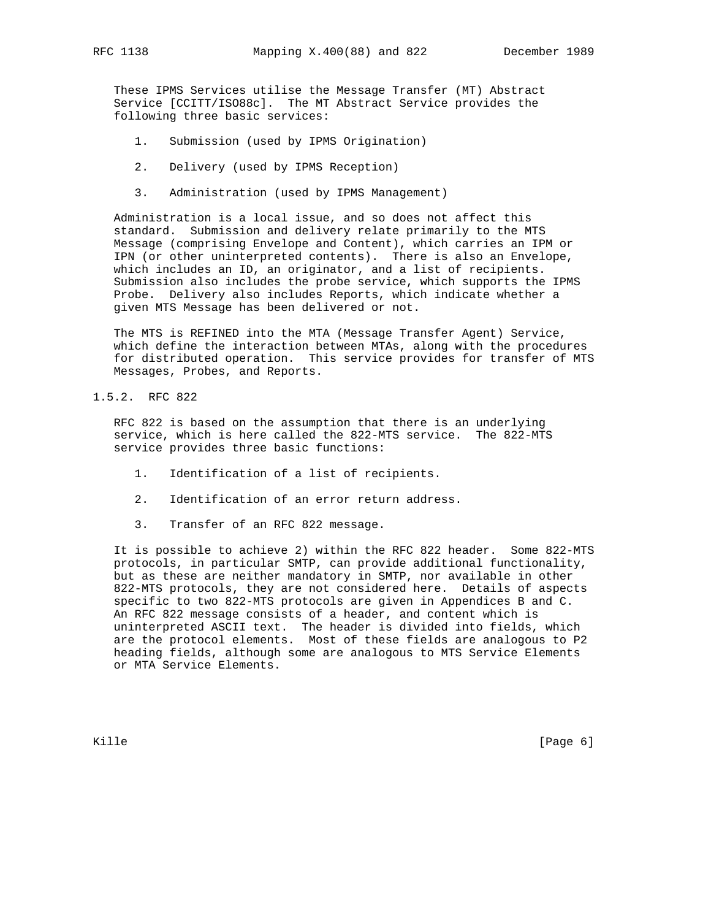These IPMS Services utilise the Message Transfer (MT) Abstract Service [CCITT/ISO88c]. The MT Abstract Service provides the following three basic services:

1. Submission (used by IPMS Origination)
2. Delivery (used by IPMS Reception)
3. Administration (used by IPMS Management)

Administration is a local issue, and so does not affect this standard. Submission and delivery relate primarily to the MTS Message (comprising Envelope and Content), which carries an IPM or IPN (or other uninterpreted contents). There is also an Envelope, which includes an ID, an originator, and a list of recipients. Submission also includes the probe service, which supports the IPMS Probe. Delivery also includes Reports, which indicate whether a given MTS Message has been delivered or not.

The MTS is REFINED into the MTA (Message Transfer Agent) Service, which define the interaction between MTAs, along with the procedures for distributed operation. This service provides for transfer of MTS Messages, Probes, and Reports.

### 1.5.2. RFC 822

RFC 822 is based on the assumption that there is an underlying service, which is here called the 822-MTS service. The 822-MTS service provides three basic functions:

1. Identification of a list of recipients.
2. Identification of an error return address.
3. Transfer of an RFC 822 message.

It is possible to achieve 2) within the RFC 822 header. Some 822-MTS protocols, in particular SMTP, can provide additional functionality, but as these are neither mandatory in SMTP, nor available in other 822-MTS protocols, they are not considered here. Details of aspects specific to two 822-MTS protocols are given in Appendices B and C. An RFC 822 message consists of a header, and content which is uninterpreted ASCII text. The header is divided into fields, which are the protocol elements. Most of these fields are analogous to P2 heading fields, although some are analogous to MTS Service Elements or MTA Service Elements.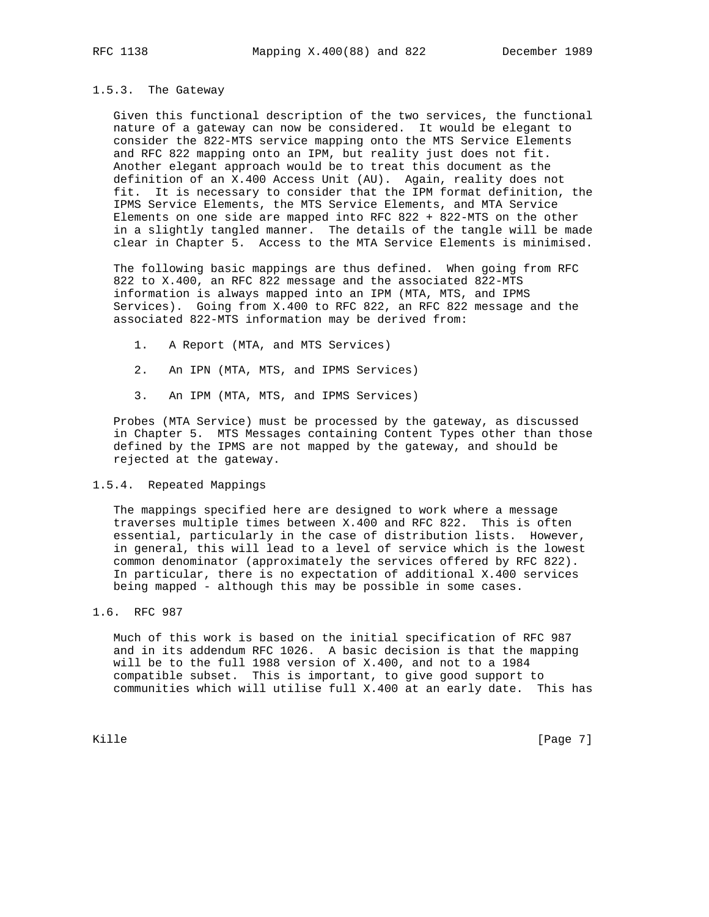### 1.5.3. The Gateway

Given this functional description of the two services, the functional nature of a gateway can now be considered. It would be elegant to consider the 822-MTS service mapping onto the MTS Service Elements and RFC 822 mapping onto an IPM, but reality just does not fit. Another elegant approach would be to treat this document as the definition of an X.400 Access Unit (AU). Again, reality does not fit. It is necessary to consider that the IPM format definition, the IPMS Service Elements, the MTS Service Elements, and MTA Service Elements on one side are mapped into RFC 822 + 822-MTS on the other in a slightly tangled manner. The details of the tangle will be made clear in Chapter 5. Access to the MTA Service Elements is minimised.

The following basic mappings are thus defined. When going from RFC 822 to X.400, an RFC 822 message and the associated 822-MTS information is always mapped into an IPM (MTA, MTS, and IPMS Services). Going from X.400 to RFC 822, an RFC 822 message and the associated 822-MTS information may be derived from:

1. A Report (MTA, and MTS Services)

2. An IPN (MTA, MTS, and IPMS Services)

3. An IPM (MTA, MTS, and IPMS Services)

Probes (MTA Service) must be processed by the gateway, as discussed in Chapter 5. MTS Messages containing Content Types other than those defined by the IPMS are not mapped by the gateway, and should be rejected at the gateway.

### 1.5.4. Repeated Mappings

The mappings specified here are designed to work where a message traverses multiple times between X.400 and RFC 822. This is often essential, particularly in the case of distribution lists. However, in general, this will lead to a level of service which is the lowest common denominator (approximately the services offered by RFC 822). In particular, there is no expectation of additional X.400 services being mapped - although this may be possible in some cases.

## 1.6. RFC 987

Much of this work is based on the initial specification of RFC 987 and in its addendum RFC 1026. A basic decision is that the mapping will be to the full 1988 version of X.400, and not to a 1984 compatible subset. This is important, to give good support to communities which will utilise full X.400 at an early date. This has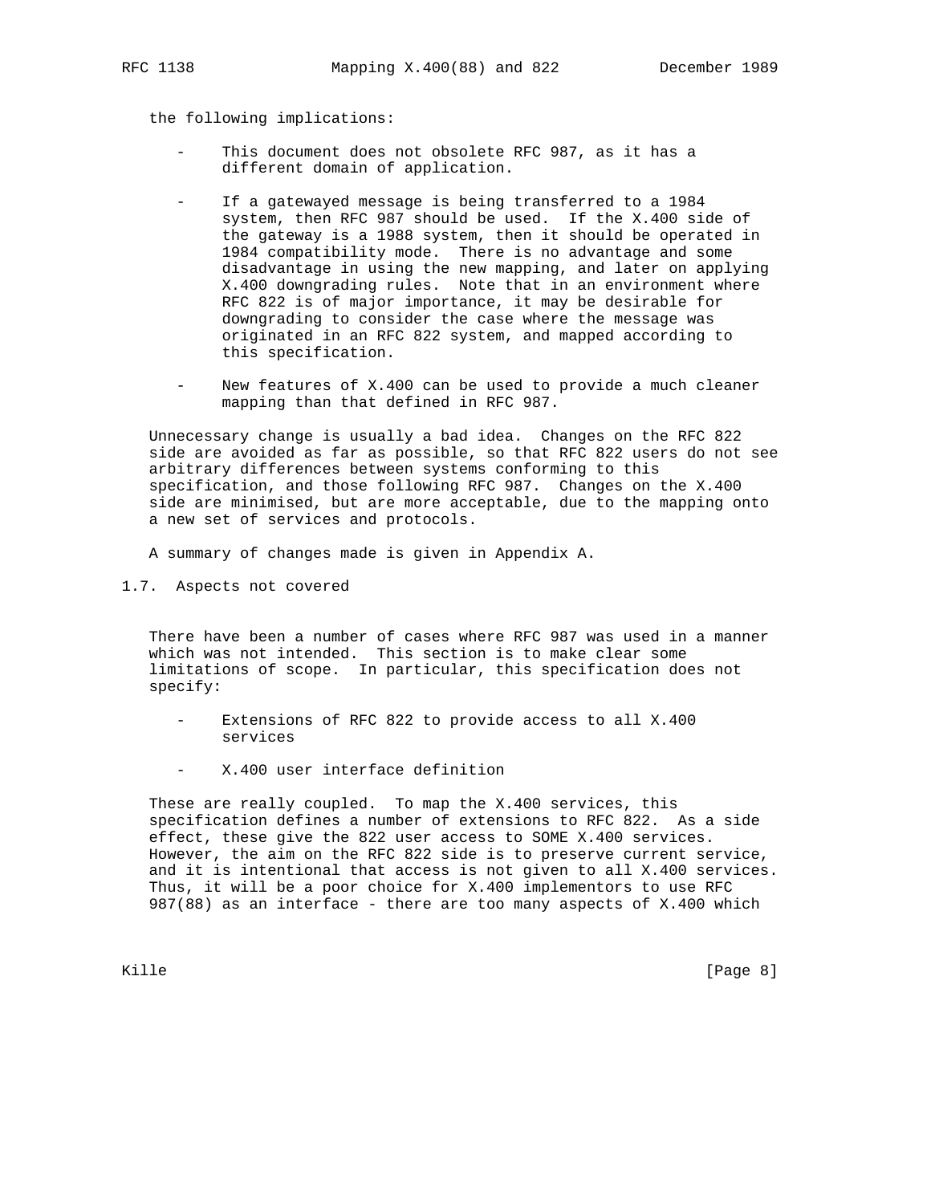the following implications:

- This document does not obsolete RFC 987, as it has a different domain of application.

- If a gatewayed message is being transferred to a 1984 system, then RFC 987 should be used. If the X.400 side of the gateway is a 1988 system, then it should be operated in 1984 compatibility mode. There is no advantage and some disadvantage in using the new mapping, and later on applying X.400 downgrading rules. Note that in an environment where RFC 822 is of major importance, it may be desirable for downgrading to consider the case where the message was originated in an RFC 822 system, and mapped according to this specification.

- New features of X.400 can be used to provide a much cleaner mapping than that defined in RFC 987.

Unnecessary change is usually a bad idea. Changes on the RFC 822 side are avoided as far as possible, so that RFC 822 users do not see arbitrary differences between systems conforming to this specification, and those following RFC 987. Changes on the X.400 side are minimised, but are more acceptable, due to the mapping onto a new set of services and protocols.

A summary of changes made is given in Appendix A.

## 1.7. Aspects not covered

There have been a number of cases where RFC 987 was used in a manner which was not intended. This section is to make clear some limitations of scope. In particular, this specification does not specify:

- Extensions of RFC 822 to provide access to all X.400 services

- X.400 user interface definition

These are really coupled. To map the X.400 services, this specification defines a number of extensions to RFC 822. As a side effect, these give the 822 user access to SOME X.400 services. However, the aim on the RFC 822 side is to preserve current service, and it is intentional that access is not given to all X.400 services. Thus, it will be a poor choice for X.400 implementors to use RFC 987(88) as an interface - there are too many aspects of X.400 which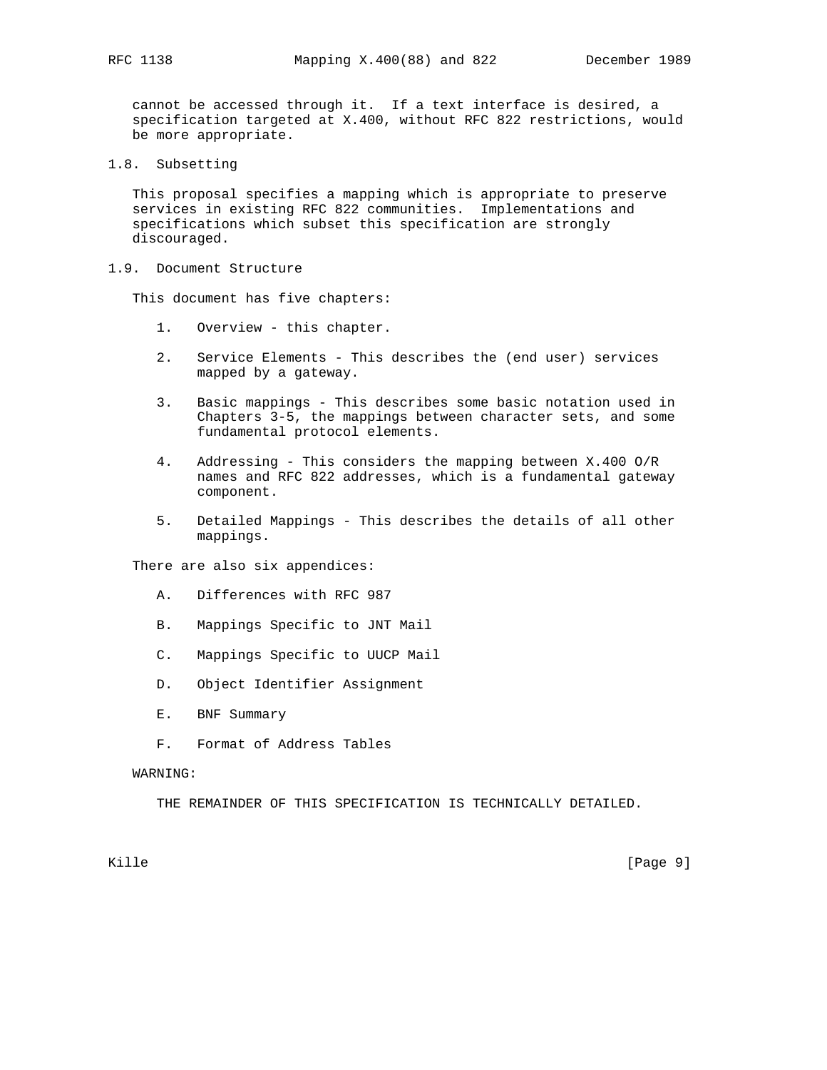cannot be accessed through it. If a text interface is desired, a specification targeted at X.400, without RFC 822 restrictions, would be more appropriate.

### 1.8. Subsetting

This proposal specifies a mapping which is appropriate to preserve services in existing RFC 822 communities. Implementations and specifications which subset this specification are strongly discouraged.

### 1.9. Document Structure

This document has five chapters:

1. Overview - this chapter.

2. Service Elements - This describes the (end user) services mapped by a gateway.

3. Basic mappings - This describes some basic notation used in Chapters 3-5, the mappings between character sets, and some fundamental protocol elements.

4. Addressing - This considers the mapping between X.400 O/R names and RFC 822 addresses, which is a fundamental gateway component.

5. Detailed Mappings - This describes the details of all other mappings.

There are also six appendices:

A. Differences with RFC 987

B. Mappings Specific to JNT Mail

C. Mappings Specific to UUCP Mail

D. Object Identifier Assignment

E. BNF Summary

F. Format of Address Tables

WARNING:

THE REMAINDER OF THIS SPECIFICATION IS TECHNICALLY DETAILED.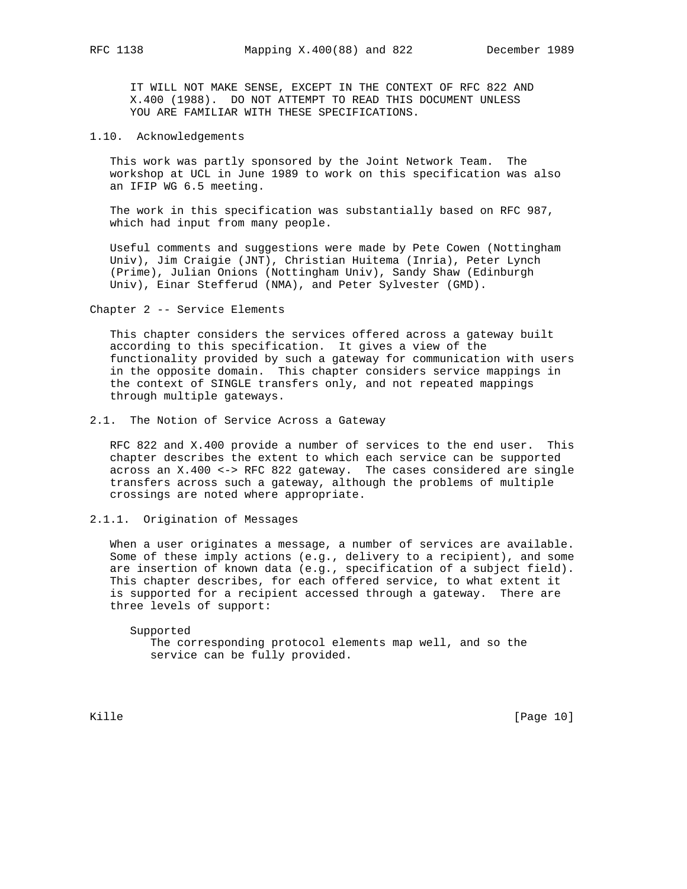IT WILL NOT MAKE SENSE, EXCEPT IN THE CONTEXT OF RFC 822 AND X.400 (1988). DO NOT ATTEMPT TO READ THIS DOCUMENT UNLESS YOU ARE FAMILIAR WITH THESE SPECIFICATIONS.

### 1.10. Acknowledgements

This work was partly sponsored by the Joint Network Team. The workshop at UCL in June 1989 to work on this specification was also an IFIP WG 6.5 meeting.

The work in this specification was substantially based on RFC 987, which had input from many people.

Useful comments and suggestions were made by Pete Cowen (Nottingham Univ), Jim Craigie (JNT), Christian Huitema (Inria), Peter Lynch (Prime), Julian Onions (Nottingham Univ), Sandy Shaw (Edinburgh Univ), Einar Stefferud (NMA), and Peter Sylvester (GMD).

## Chapter 2 -- Service Elements

This chapter considers the services offered across a gateway built according to this specification. It gives a view of the functionality provided by such a gateway for communication with users in the opposite domain. This chapter considers service mappings in the context of SINGLE transfers only, and not repeated mappings through multiple gateways.

### 2.1. The Notion of Service Across a Gateway

RFC 822 and X.400 provide a number of services to the end user. This chapter describes the extent to which each service can be supported across an X.400 <-> RFC 822 gateway. The cases considered are single transfers across such a gateway, although the problems of multiple crossings are noted where appropriate.

#### 2.1.1. Origination of Messages

When a user originates a message, a number of services are available. Some of these imply actions (e.g., delivery to a recipient), and some are insertion of known data (e.g., specification of a subject field). This chapter describes, for each offered service, to what extent it is supported for a recipient accessed through a gateway. There are three levels of support:

Supported
: The corresponding protocol elements map well, and so the service can be fully provided.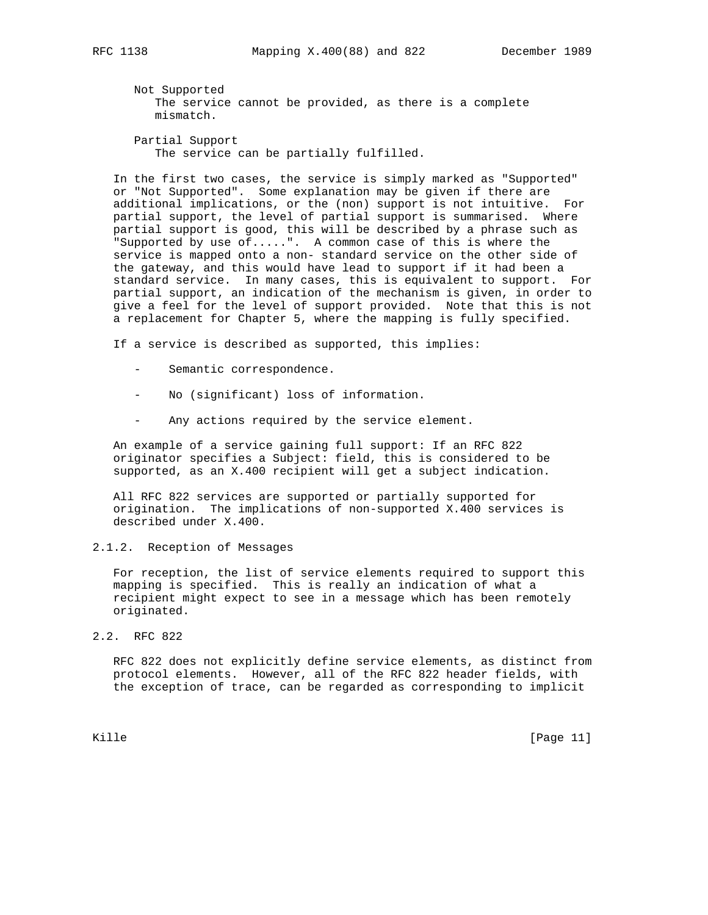Not Supported
: The service cannot be provided, as there is a complete mismatch.

Partial Support
: The service can be partially fulfilled.

In the first two cases, the service is simply marked as "Supported" or "Not Supported". Some explanation may be given if there are additional implications, or the (non) support is not intuitive. For partial support, the level of partial support is summarised. Where partial support is good, this will be described by a phrase such as "Supported by use of.....". A common case of this is where the service is mapped onto a non- standard service on the other side of the gateway, and this would have lead to support if it had been a standard service. In many cases, this is equivalent to support. For partial support, an indication of the mechanism is given, in order to give a feel for the level of support provided. Note that this is not a replacement for Chapter 5, where the mapping is fully specified.

If a service is described as supported, this implies:

- Semantic correspondence.
- No (significant) loss of information.
- Any actions required by the service element.

An example of a service gaining full support: If an RFC 822 originator specifies a Subject: field, this is considered to be supported, as an X.400 recipient will get a subject indication.

All RFC 822 services are supported or partially supported for origination. The implications of non-supported X.400 services is described under X.400.

### 2.1.2. Reception of Messages

For reception, the list of service elements required to support this mapping is specified. This is really an indication of what a recipient might expect to see in a message which has been remotely originated.

## 2.2. RFC 822

RFC 822 does not explicitly define service elements, as distinct from protocol elements. However, all of the RFC 822 header fields, with the exception of trace, can be regarded as corresponding to implicit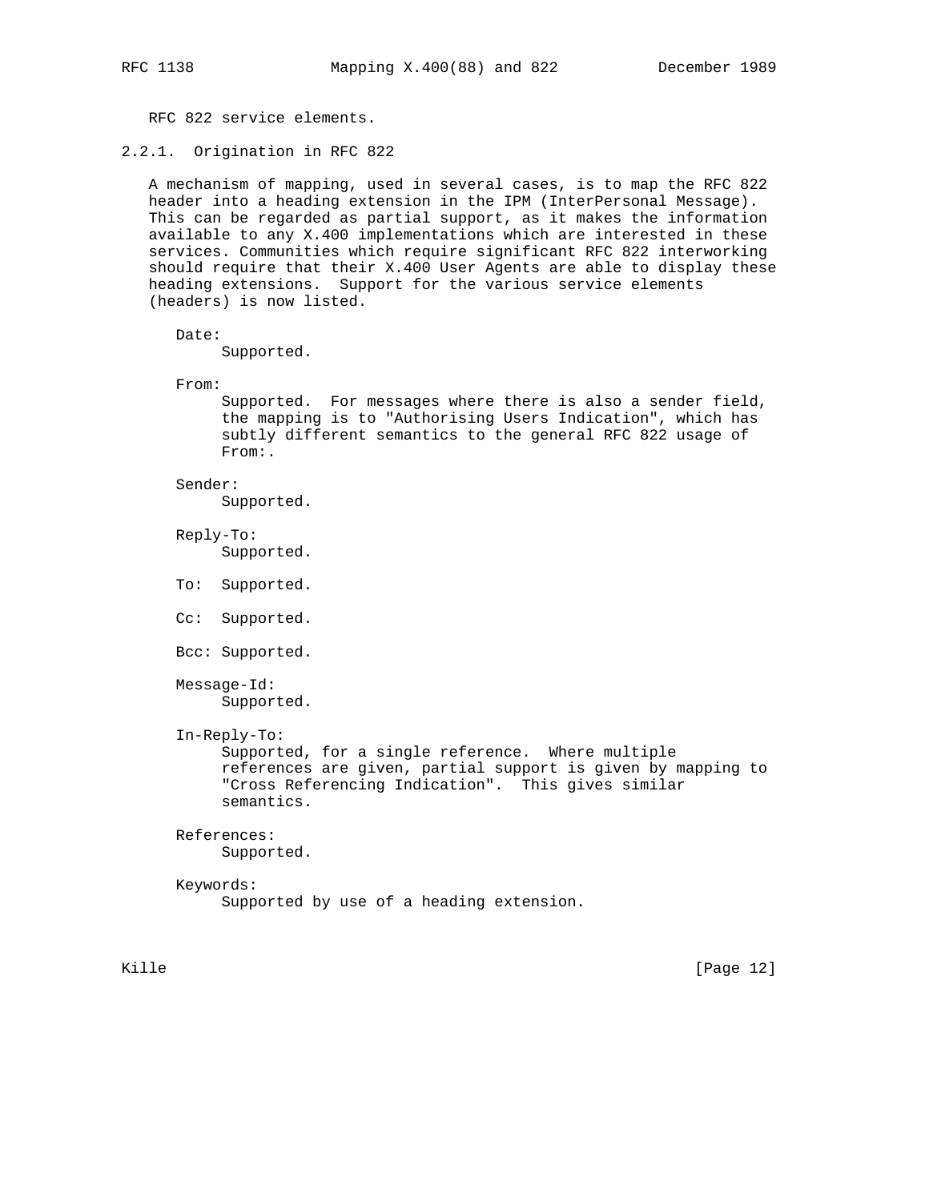RFC 822 service elements.

### 2.2.1. Origination in RFC 822

A mechanism of mapping, used in several cases, is to map the RFC 822 header into a heading extension in the IPM (InterPersonal Message). This can be regarded as partial support, as it makes the information available to any X.400 implementations which are interested in these services. Communities which require significant RFC 822 interworking should require that their X.400 User Agents are able to display these heading extensions. Support for the various service elements (headers) is now listed.

Date:
: Supported.

From:
: Supported. For messages where there is also a sender field, the mapping is to "Authorising Users Indication", which has subtly different semantics to the general RFC 822 usage of From:.

Sender:
: Supported.

Reply-To:
: Supported.

To: Supported.

Cc: Supported.

Bcc: Supported.

Message-Id:
: Supported.

In-Reply-To:
: Supported, for a single reference. Where multiple references are given, partial support is given by mapping to "Cross Referencing Indication". This gives similar semantics.

References:
: Supported.

Keywords:
: Supported by use of a heading extension.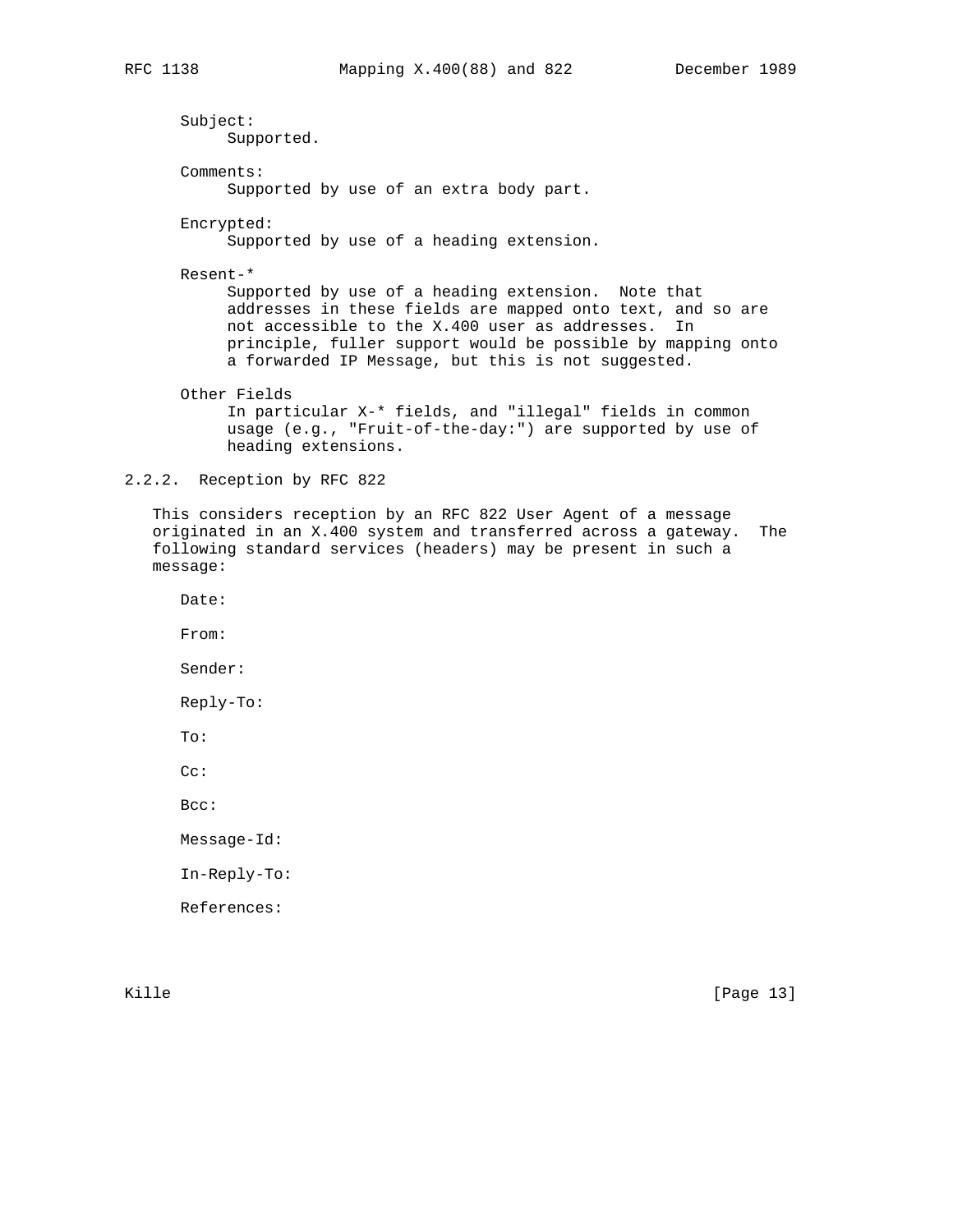Subject:
Supported.

Comments:
Supported by use of an extra body part.

Encrypted:
Supported by use of a heading extension.

Resent-*
Supported by use of a heading extension. Note that addresses in these fields are mapped onto text, and so are not accessible to the X.400 user as addresses. In principle, fuller support would be possible by mapping onto a forwarded IP Message, but this is not suggested.

Other Fields
In particular X-* fields, and "illegal" fields in common usage (e.g., "Fruit-of-the-day:") are supported by use of heading extensions.

### 2.2.2. Reception by RFC 822

This considers reception by an RFC 822 User Agent of a message originated in an X.400 system and transferred across a gateway. The following standard services (headers) may be present in such a message:

Date:

From:

Sender:

Reply-To:

To:

Cc:

Bcc:

Message-Id:

In-Reply-To:

References: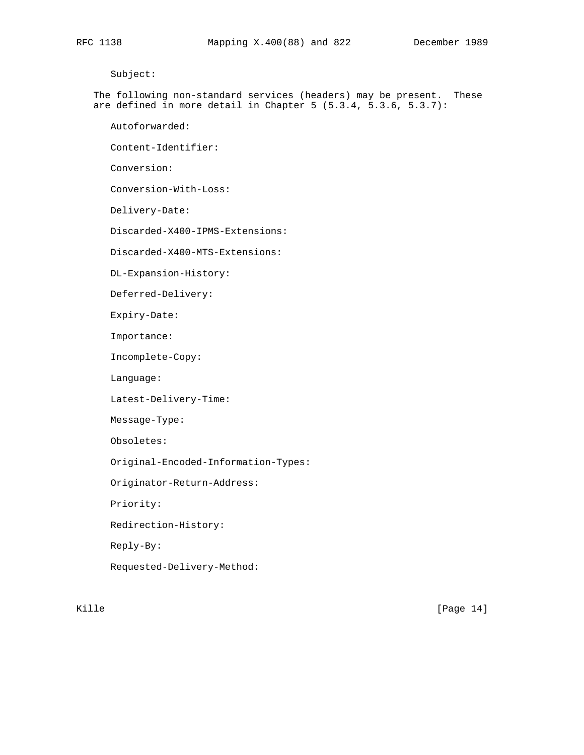Subject:

The following non-standard services (headers) may be present. These are defined in more detail in Chapter 5 (5.3.4, 5.3.6, 5.3.7):

Autoforwarded:

Content-Identifier:

Conversion:

Conversion-With-Loss:

Delivery-Date:

Discarded-X400-IPMS-Extensions:

Discarded-X400-MTS-Extensions:

DL-Expansion-History:

Deferred-Delivery:

Expiry-Date:

Importance:

Incomplete-Copy:

Language:

Latest-Delivery-Time:

Message-Type:

Obsoletes:

Original-Encoded-Information-Types:

Originator-Return-Address:

Priority:

Redirection-History:

Reply-By:

Requested-Delivery-Method: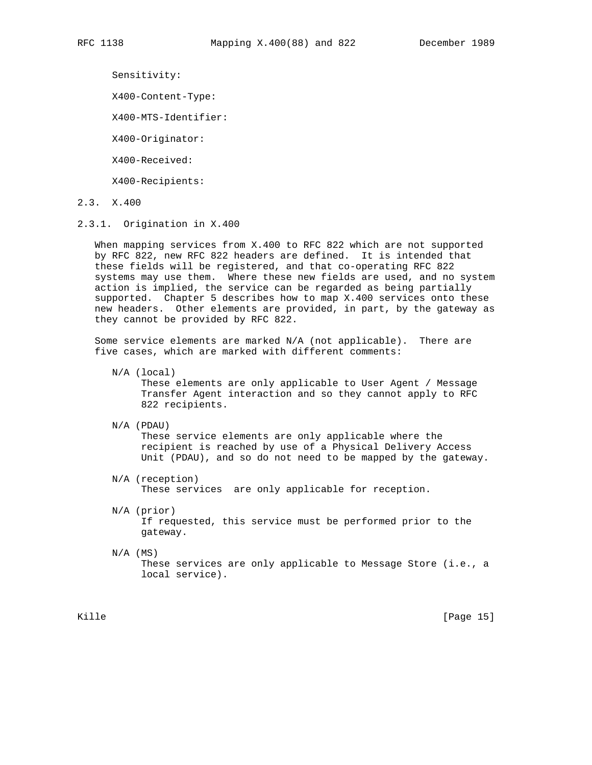Sensitivity:

X400-Content-Type:

X400-MTS-Identifier:

X400-Originator:

X400-Received:

X400-Recipients:

## 2.3. X.400

### 2.3.1. Origination in X.400

When mapping services from X.400 to RFC 822 which are not supported by RFC 822, new RFC 822 headers are defined. It is intended that these fields will be registered, and that co-operating RFC 822 systems may use them. Where these new fields are used, and no system action is implied, the service can be regarded as being partially supported. Chapter 5 describes how to map X.400 services onto these new headers. Other elements are provided, in part, by the gateway as they cannot be provided by RFC 822.

Some service elements are marked N/A (not applicable). There are five cases, which are marked with different comments:

N/A (local)
: These elements are only applicable to User Agent / Message Transfer Agent interaction and so they cannot apply to RFC 822 recipients.

N/A (PDAU)
: These service elements are only applicable where the recipient is reached by use of a Physical Delivery Access Unit (PDAU), and so do not need to be mapped by the gateway.

N/A (reception)
: These services are only applicable for reception.

N/A (prior)
: If requested, this service must be performed prior to the gateway.

N/A (MS)
: These services are only applicable to Message Store (i.e., a local service).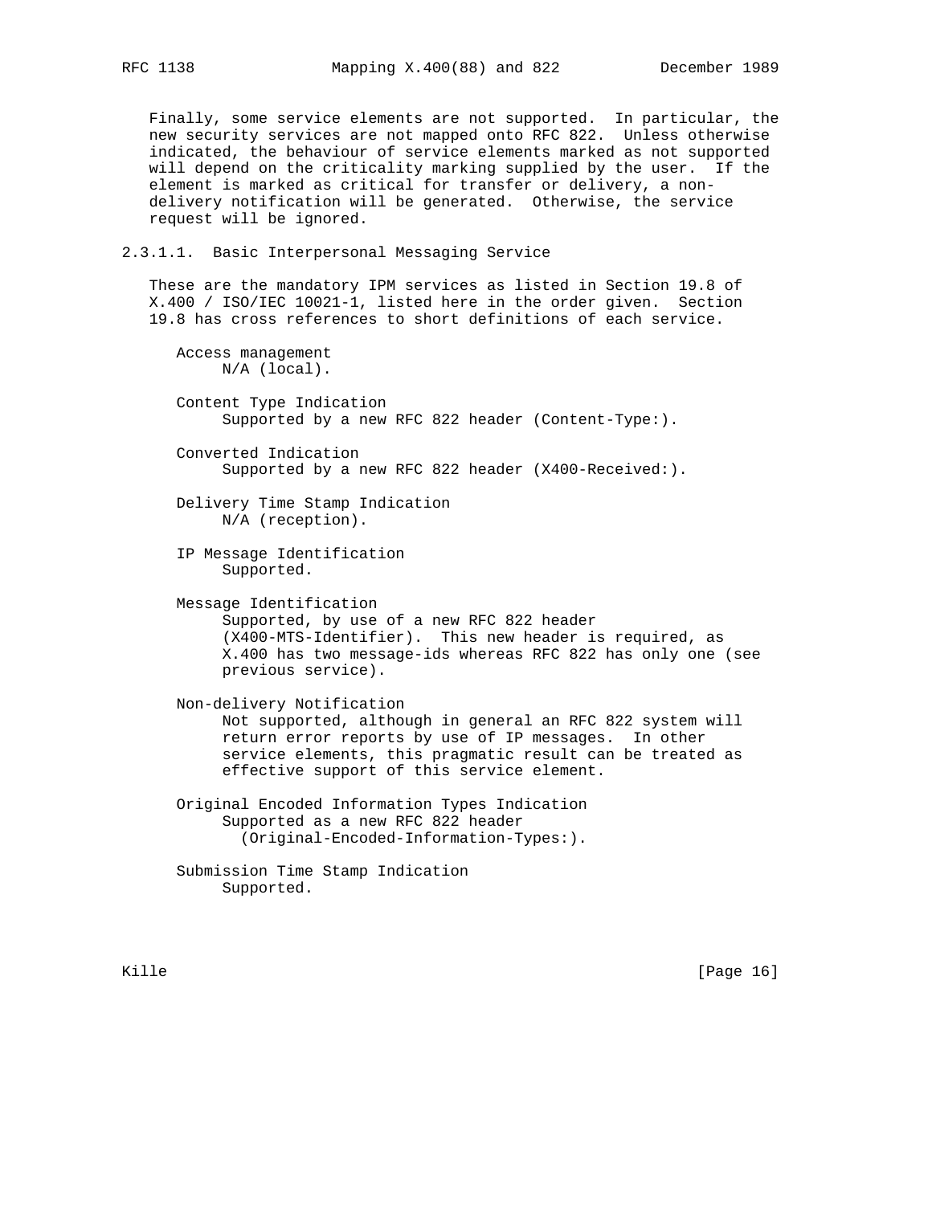Finally, some service elements are not supported. In particular, the new security services are not mapped onto RFC 822. Unless otherwise indicated, the behaviour of service elements marked as not supported will depend on the criticality marking supplied by the user. If the element is marked as critical for transfer or delivery, a non-delivery notification will be generated. Otherwise, the service request will be ignored.

#### 2.3.1.1. Basic Interpersonal Messaging Service

These are the mandatory IPM services as listed in Section 19.8 of X.400 / ISO/IEC 10021-1, listed here in the order given. Section 19.8 has cross references to short definitions of each service.

Access management
: N/A (local).

Content Type Indication
: Supported by a new RFC 822 header (Content-Type:).

Converted Indication
: Supported by a new RFC 822 header (X400-Received:).

Delivery Time Stamp Indication
: N/A (reception).

IP Message Identification
: Supported.

Message Identification
: Supported, by use of a new RFC 822 header (X400-MTS-Identifier). This new header is required, as X.400 has two message-ids whereas RFC 822 has only one (see previous service).

Non-delivery Notification
: Not supported, although in general an RFC 822 system will return error reports by use of IP messages. In other service elements, this pragmatic result can be treated as effective support of this service element.

Original Encoded Information Types Indication
: Supported as a new RFC 822 header (Original-Encoded-Information-Types:).

Submission Time Stamp Indication
: Supported.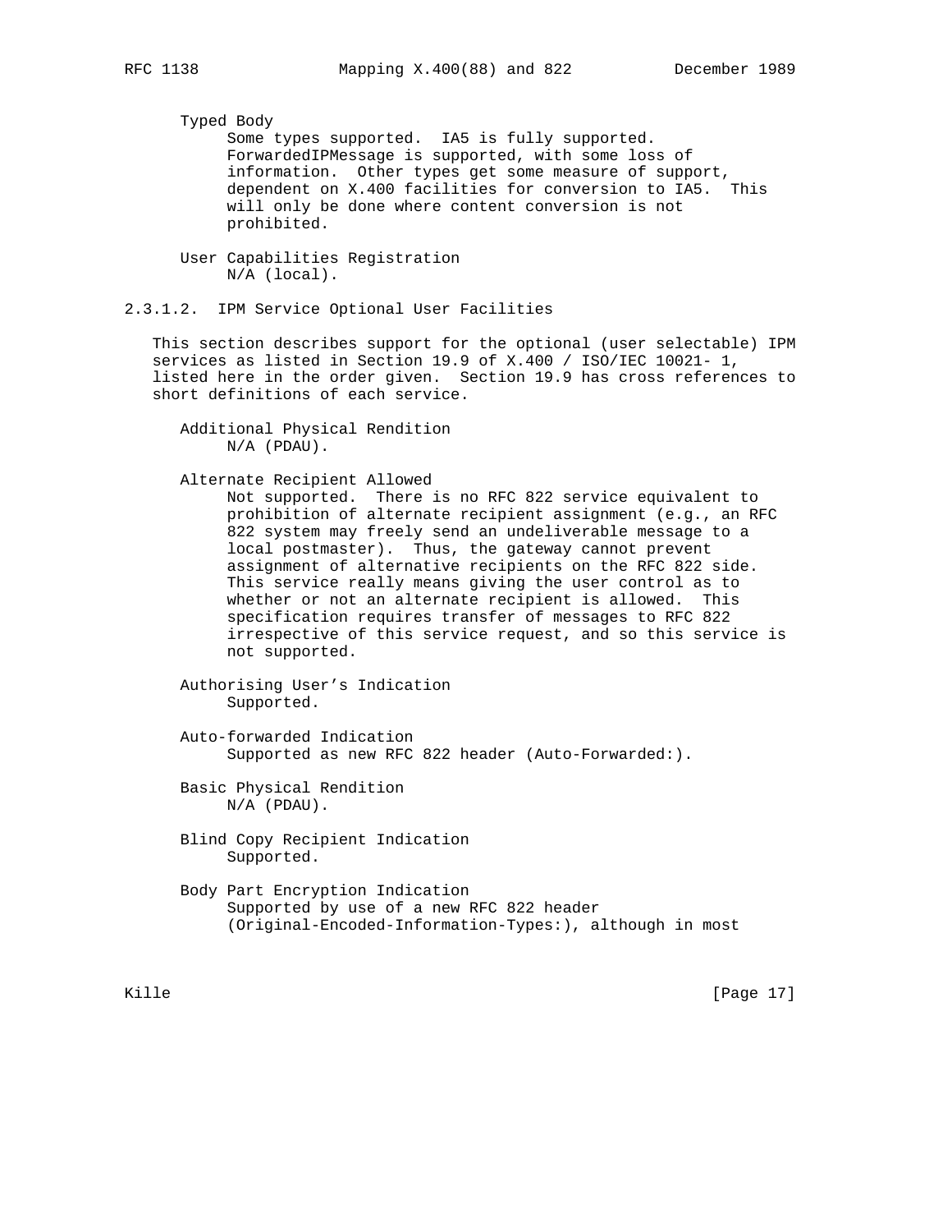Typed Body

Some types supported. IA5 is fully supported. ForwardedIPMessage is supported, with some loss of information. Other types get some measure of support, dependent on X.400 facilities for conversion to IA5. This will only be done where content conversion is not prohibited.

User Capabilities Registration

N/A (local).

#### 2.3.1.2. IPM Service Optional User Facilities

This section describes support for the optional (user selectable) IPM services as listed in Section 19.9 of X.400 / ISO/IEC 10021- 1, listed here in the order given. Section 19.9 has cross references to short definitions of each service.

Additional Physical Rendition

N/A (PDAU).

Alternate Recipient Allowed

Not supported. There is no RFC 822 service equivalent to prohibition of alternate recipient assignment (e.g., an RFC 822 system may freely send an undeliverable message to a local postmaster). Thus, the gateway cannot prevent assignment of alternative recipients on the RFC 822 side. This service really means giving the user control as to whether or not an alternate recipient is allowed. This specification requires transfer of messages to RFC 822 irrespective of this service request, and so this service is not supported.

Authorising User's Indication

Supported.

Auto-forwarded Indication

Supported as new RFC 822 header (Auto-Forwarded:).

Basic Physical Rendition

N/A (PDAU).

Blind Copy Recipient Indication

Supported.

Body Part Encryption Indication

Supported by use of a new RFC 822 header (Original-Encoded-Information-Types:), although in most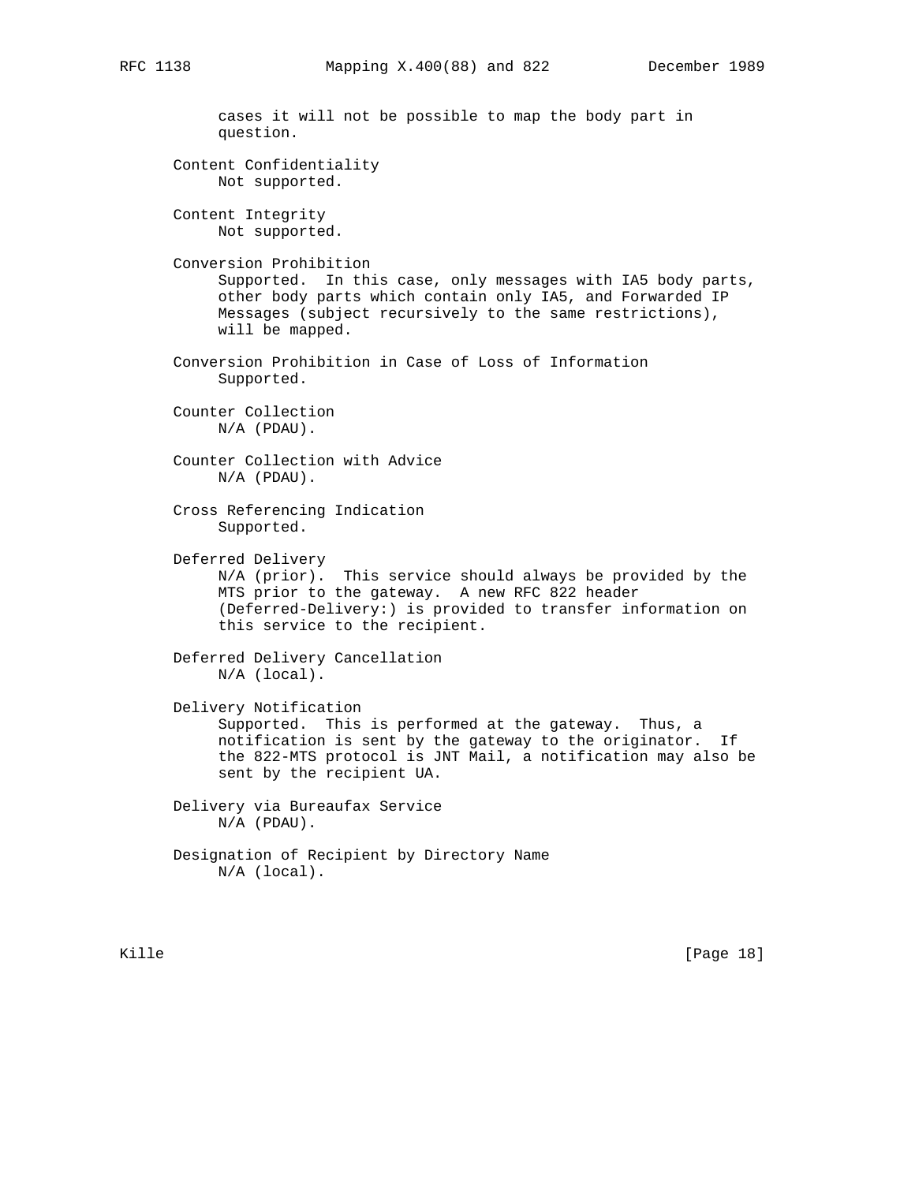cases it will not be possible to map the body part in question.

Content Confidentiality
Not supported.

Content Integrity
Not supported.

Conversion Prohibition
Supported. In this case, only messages with IA5 body parts, other body parts which contain only IA5, and Forwarded IP Messages (subject recursively to the same restrictions), will be mapped.

Conversion Prohibition in Case of Loss of Information
Supported.

Counter Collection
N/A (PDAU).

Counter Collection with Advice
N/A (PDAU).

Cross Referencing Indication
Supported.

Deferred Delivery
N/A (prior). This service should always be provided by the MTS prior to the gateway. A new RFC 822 header (Deferred-Delivery:) is provided to transfer information on this service to the recipient.

Deferred Delivery Cancellation
N/A (local).

Delivery Notification
Supported. This is performed at the gateway. Thus, a notification is sent by the gateway to the originator. If the 822-MTS protocol is JNT Mail, a notification may also be sent by the recipient UA.

Delivery via Bureaufax Service
N/A (PDAU).

Designation of Recipient by Directory Name
N/A (local).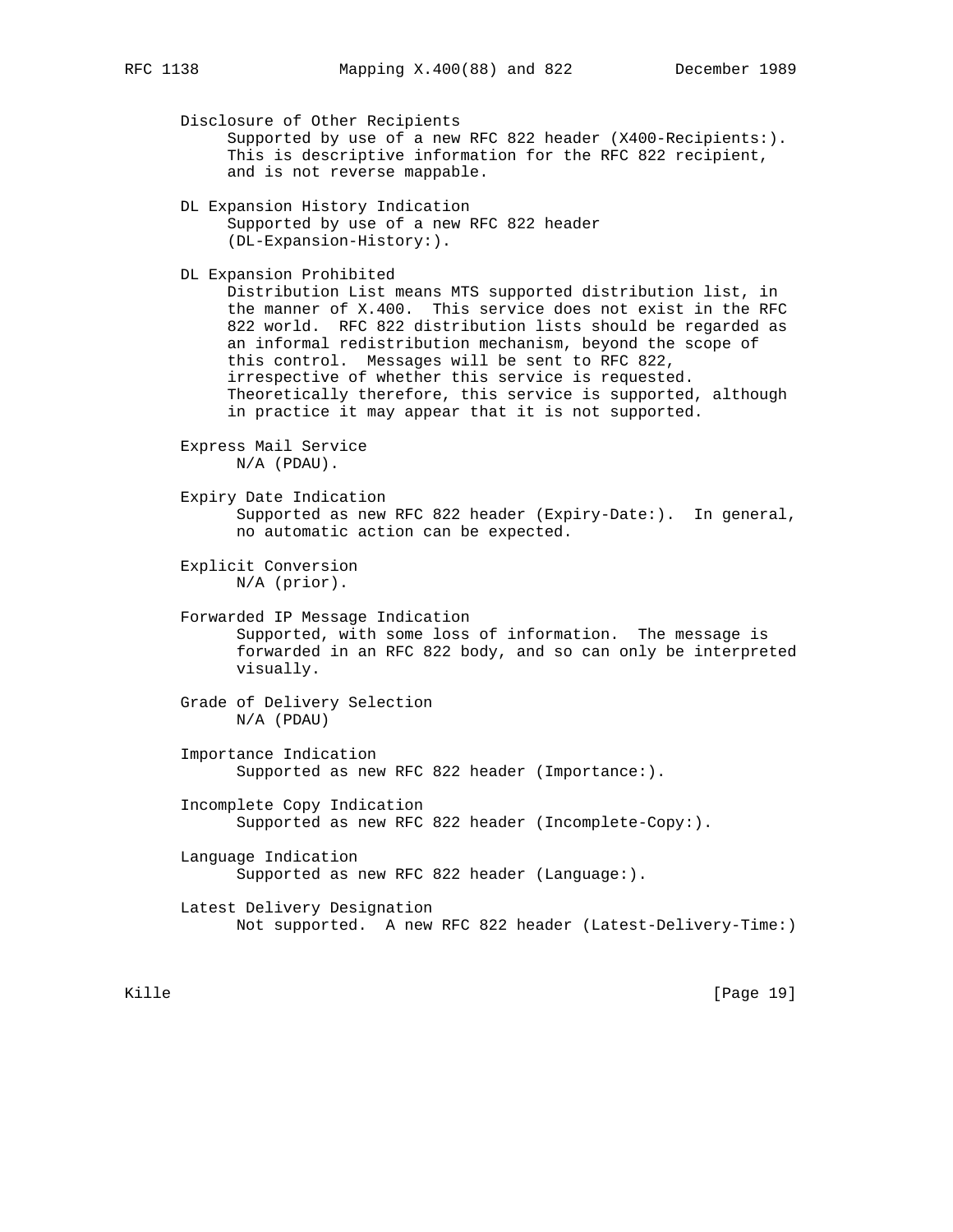Disclosure of Other Recipients
Supported by use of a new RFC 822 header (X400-Recipients:). This is descriptive information for the RFC 822 recipient, and is not reverse mappable.

DL Expansion History Indication
Supported by use of a new RFC 822 header (DL-Expansion-History:).

DL Expansion Prohibited
Distribution List means MTS supported distribution list, in the manner of X.400. This service does not exist in the RFC 822 world. RFC 822 distribution lists should be regarded as an informal redistribution mechanism, beyond the scope of this control. Messages will be sent to RFC 822, irrespective of whether this service is requested. Theoretically therefore, this service is supported, although in practice it may appear that it is not supported.

Express Mail Service
N/A (PDAU).

Expiry Date Indication
Supported as new RFC 822 header (Expiry-Date:). In general, no automatic action can be expected.

Explicit Conversion
N/A (prior).

Forwarded IP Message Indication
Supported, with some loss of information. The message is forwarded in an RFC 822 body, and so can only be interpreted visually.

Grade of Delivery Selection
N/A (PDAU)

Importance Indication
Supported as new RFC 822 header (Importance:).

Incomplete Copy Indication
Supported as new RFC 822 header (Incomplete-Copy:).

Language Indication
Supported as new RFC 822 header (Language:).

Latest Delivery Designation
Not supported. A new RFC 822 header (Latest-Delivery-Time:)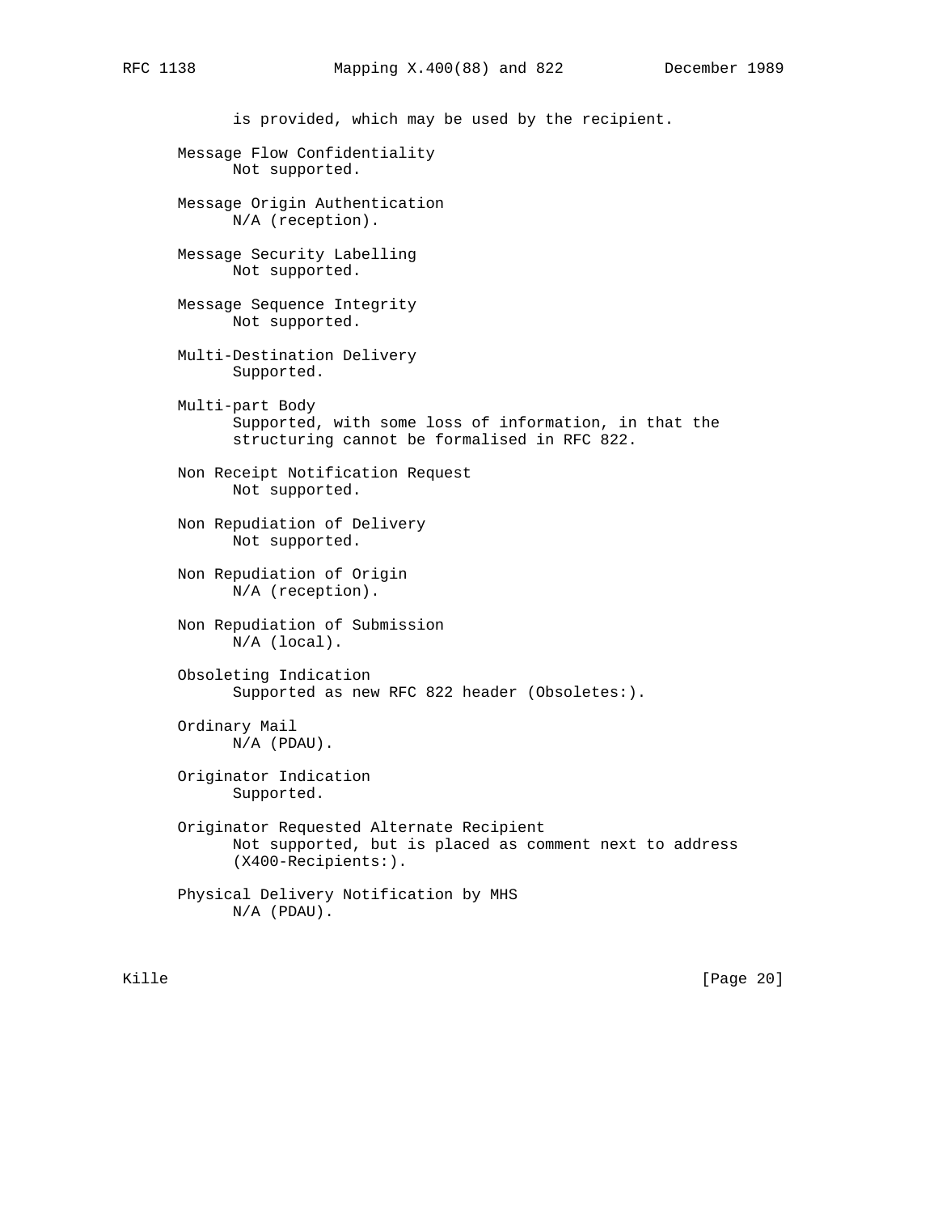is provided, which may be used by the recipient.

Message Flow Confidentiality
    Not supported.

Message Origin Authentication
    N/A (reception).

Message Security Labelling
    Not supported.

Message Sequence Integrity
    Not supported.

Multi-Destination Delivery
    Supported.

Multi-part Body
    Supported, with some loss of information, in that the structuring cannot be formalised in RFC 822.

Non Receipt Notification Request
    Not supported.

Non Repudiation of Delivery
    Not supported.

Non Repudiation of Origin
    N/A (reception).

Non Repudiation of Submission
    N/A (local).

Obsoleting Indication
    Supported as new RFC 822 header (Obsoletes:).

Ordinary Mail
    N/A (PDAU).

Originator Indication
    Supported.

Originator Requested Alternate Recipient
    Not supported, but is placed as comment next to address (X400-Recipients:).

Physical Delivery Notification by MHS
    N/A (PDAU).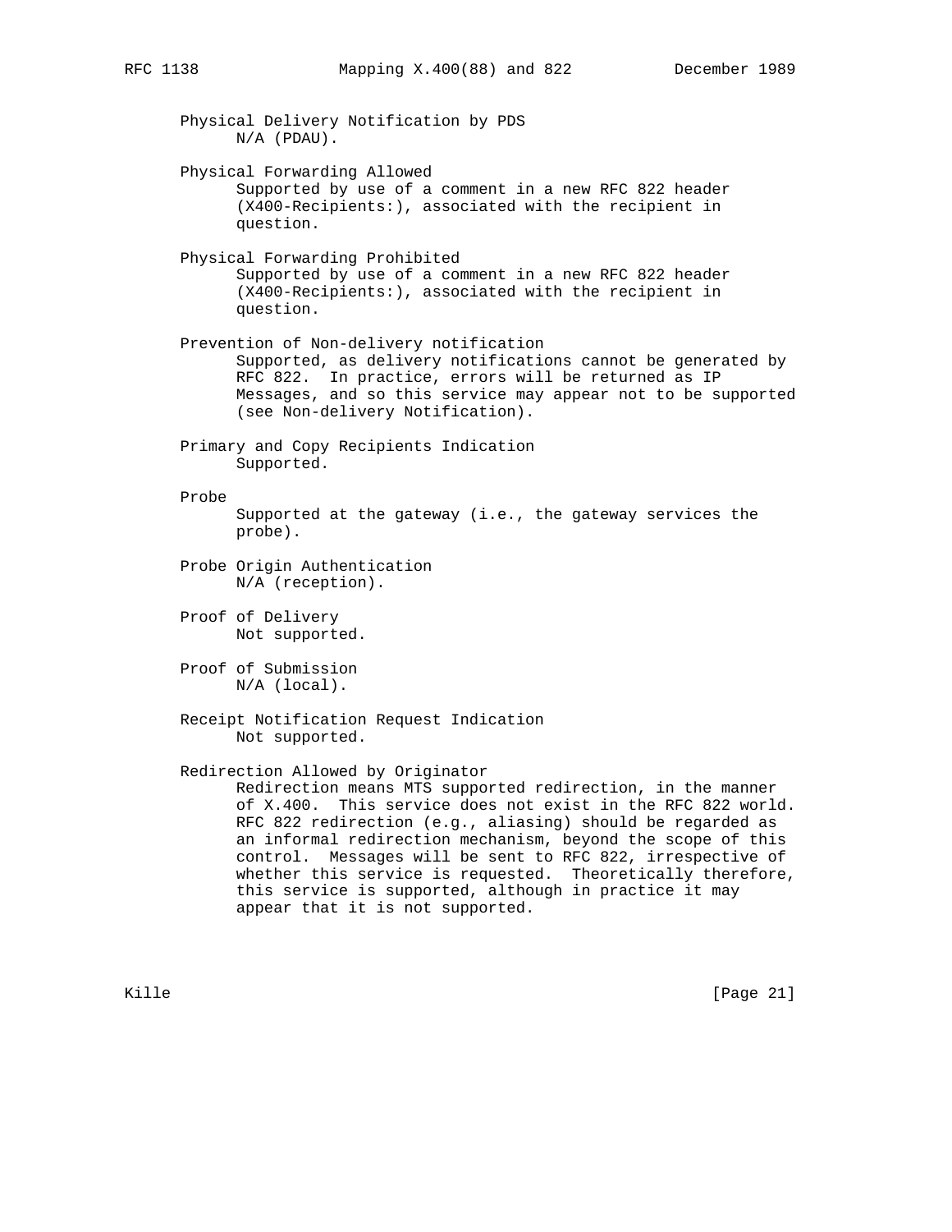Physical Delivery Notification by PDS
  N/A (PDAU).

Physical Forwarding Allowed
  Supported by use of a comment in a new RFC 822 header (X400-Recipients:), associated with the recipient in question.

Physical Forwarding Prohibited
  Supported by use of a comment in a new RFC 822 header (X400-Recipients:), associated with the recipient in question.

Prevention of Non-delivery notification
  Supported, as delivery notifications cannot be generated by RFC 822. In practice, errors will be returned as IP Messages, and so this service may appear not to be supported (see Non-delivery Notification).

Primary and Copy Recipients Indication
  Supported.

Probe
  Supported at the gateway (i.e., the gateway services the probe).

Probe Origin Authentication
  N/A (reception).

Proof of Delivery
  Not supported.

Proof of Submission
  N/A (local).

Receipt Notification Request Indication
  Not supported.

Redirection Allowed by Originator
  Redirection means MTS supported redirection, in the manner of X.400. This service does not exist in the RFC 822 world. RFC 822 redirection (e.g., aliasing) should be regarded as an informal redirection mechanism, beyond the scope of this control. Messages will be sent to RFC 822, irrespective of whether this service is requested. Theoretically therefore, this service is supported, although in practice it may appear that it is not supported.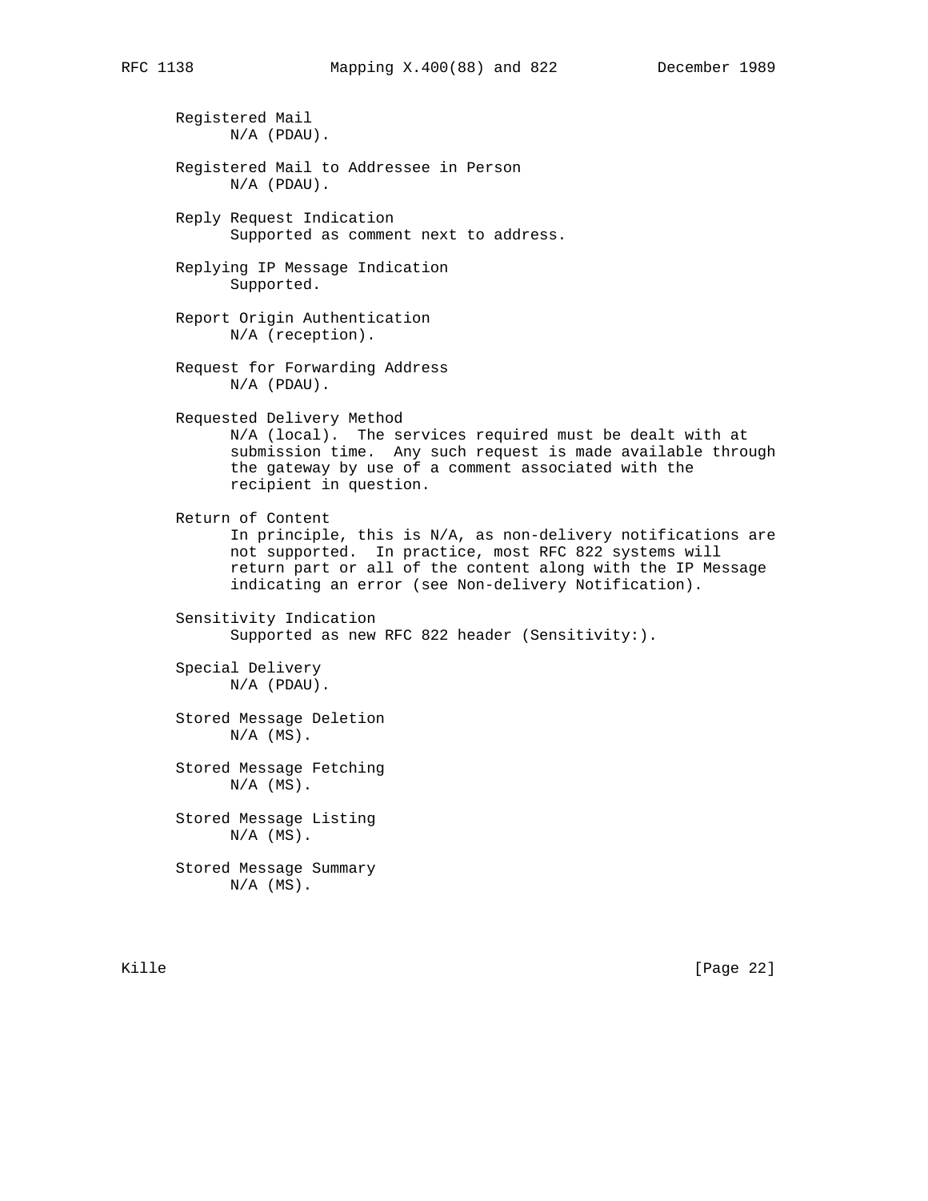Registered Mail
N/A (PDAU).

Registered Mail to Addressee in Person
N/A (PDAU).

Reply Request Indication
Supported as comment next to address.

Replying IP Message Indication
Supported.

Report Origin Authentication
N/A (reception).

Request for Forwarding Address
N/A (PDAU).

Requested Delivery Method
N/A (local). The services required must be dealt with at submission time. Any such request is made available through the gateway by use of a comment associated with the recipient in question.

Return of Content
In principle, this is N/A, as non-delivery notifications are not supported. In practice, most RFC 822 systems will return part or all of the content along with the IP Message indicating an error (see Non-delivery Notification).

Sensitivity Indication
Supported as new RFC 822 header (Sensitivity:).

Special Delivery
N/A (PDAU).

Stored Message Deletion
N/A (MS).

Stored Message Fetching
N/A (MS).

Stored Message Listing
N/A (MS).

Stored Message Summary
N/A (MS).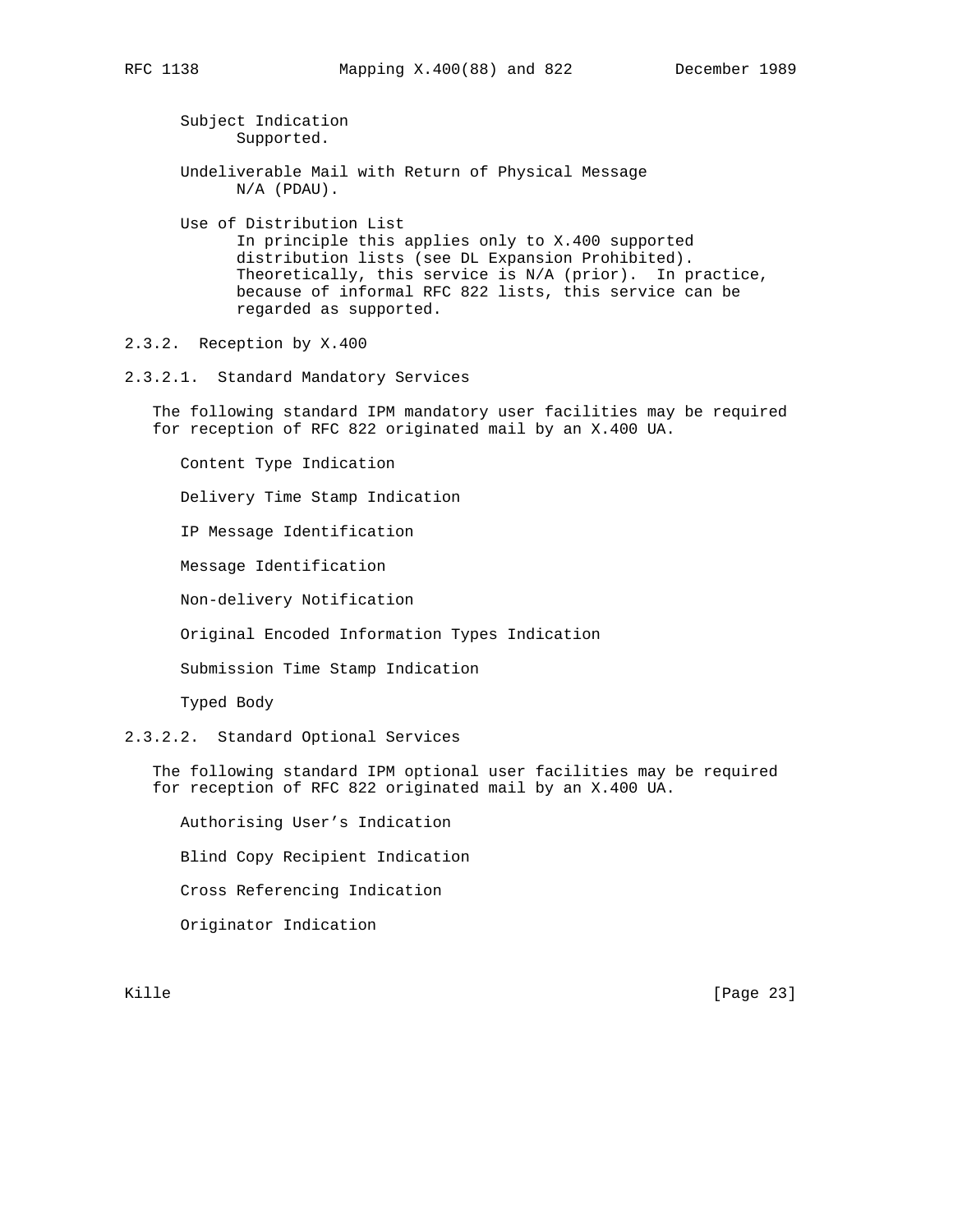Subject Indication
Supported.

Undeliverable Mail with Return of Physical Message
N/A (PDAU).

Use of Distribution List
In principle this applies only to X.400 supported distribution lists (see DL Expansion Prohibited). Theoretically, this service is N/A (prior). In practice, because of informal RFC 822 lists, this service can be regarded as supported.

### 2.3.2. Reception by X.400

#### 2.3.2.1. Standard Mandatory Services

The following standard IPM mandatory user facilities may be required for reception of RFC 822 originated mail by an X.400 UA.

Content Type Indication

Delivery Time Stamp Indication

IP Message Identification

Message Identification

Non-delivery Notification

Original Encoded Information Types Indication

Submission Time Stamp Indication

Typed Body

#### 2.3.2.2. Standard Optional Services

The following standard IPM optional user facilities may be required for reception of RFC 822 originated mail by an X.400 UA.

Authorising User's Indication

Blind Copy Recipient Indication

Cross Referencing Indication

Originator Indication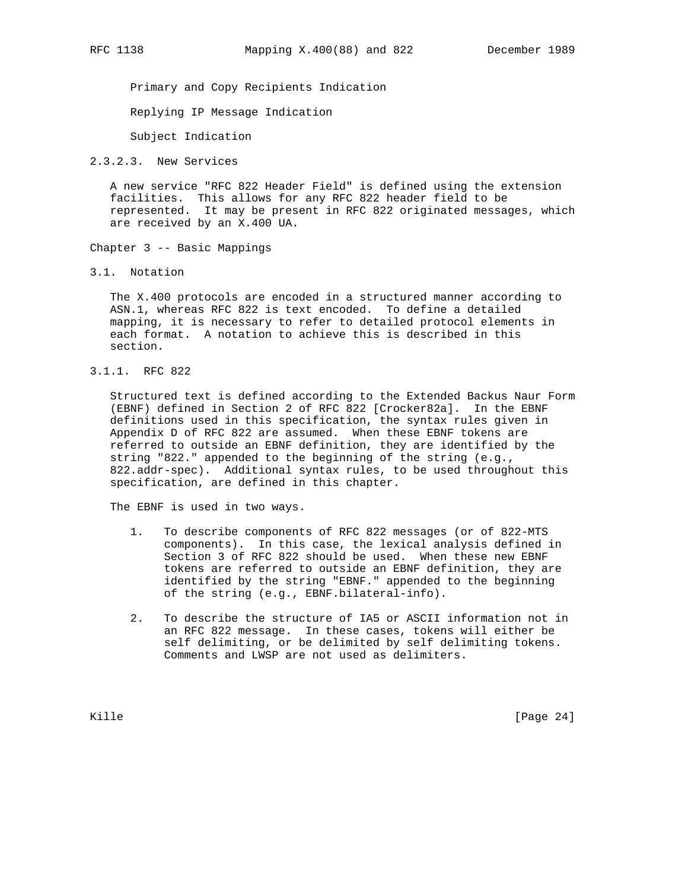Primary and Copy Recipients Indication

Replying IP Message Indication

Subject Indication

#### 2.3.2.3. New Services

A new service "RFC 822 Header Field" is defined using the extension facilities. This allows for any RFC 822 header field to be represented. It may be present in RFC 822 originated messages, which are received by an X.400 UA.

# Chapter 3 -- Basic Mappings

## 3.1. Notation

The X.400 protocols are encoded in a structured manner according to ASN.1, whereas RFC 822 is text encoded. To define a detailed mapping, it is necessary to refer to detailed protocol elements in each format. A notation to achieve this is described in this section.

### 3.1.1. RFC 822

Structured text is defined according to the Extended Backus Naur Form (EBNF) defined in Section 2 of RFC 822 [Crocker82a]. In the EBNF definitions used in this specification, the syntax rules given in Appendix D of RFC 822 are assumed. When these EBNF tokens are referred to outside an EBNF definition, they are identified by the string "822." appended to the beginning of the string (e.g., 822.addr-spec). Additional syntax rules, to be used throughout this specification, are defined in this chapter.

The EBNF is used in two ways.

1. To describe components of RFC 822 messages (or of 822-MTS components). In this case, the lexical analysis defined in Section 3 of RFC 822 should be used. When these new EBNF tokens are referred to outside an EBNF definition, they are identified by the string "EBNF." appended to the beginning of the string (e.g., EBNF.bilateral-info).

2. To describe the structure of IA5 or ASCII information not in an RFC 822 message. In these cases, tokens will either be self delimiting, or be delimited by self delimiting tokens. Comments and LWSP are not used as delimiters.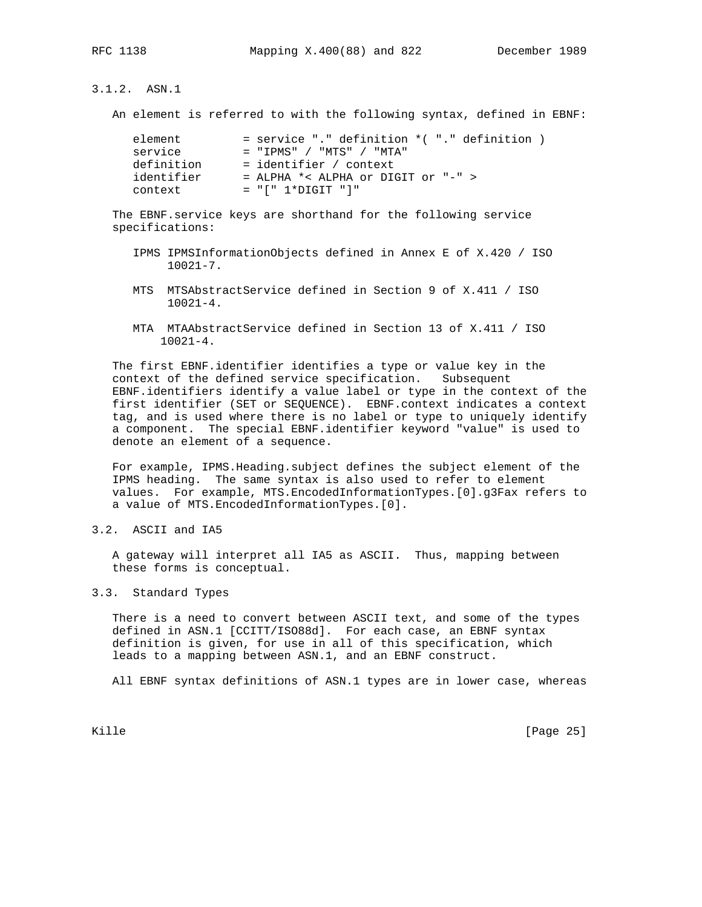### 3.1.2. ASN.1

An element is referred to with the following syntax, defined in EBNF:

```
element         = service "." definition *( "." definition )
service         = "IPMS" / "MTS" / "MTA"
definition      = identifier / context
identifier      = ALPHA *< ALPHA or DIGIT or "-" >
context         = "[" 1*DIGIT "]"
```

The EBNF.service keys are shorthand for the following service specifications:

IPMS IPMSInformationObjects defined in Annex E of X.420 / ISO 10021-7.

MTS MTSAbstractService defined in Section 9 of X.411 / ISO 10021-4.

MTA MTAAbstractService defined in Section 13 of X.411 / ISO 10021-4.

The first EBNF.identifier identifies a type or value key in the context of the defined service specification. Subsequent EBNF.identifiers identify a value label or type in the context of the first identifier (SET or SEQUENCE). EBNF.context indicates a context tag, and is used where there is no label or type to uniquely identify a component. The special EBNF.identifier keyword "value" is used to denote an element of a sequence.

For example, IPMS.Heading.subject defines the subject element of the IPMS heading. The same syntax is also used to refer to element values. For example, MTS.EncodedInformationTypes.[0].g3Fax refers to a value of MTS.EncodedInformationTypes.[0].

## 3.2. ASCII and IA5

A gateway will interpret all IA5 as ASCII. Thus, mapping between these forms is conceptual.

## 3.3. Standard Types

There is a need to convert between ASCII text, and some of the types defined in ASN.1 [CCITT/ISO88d]. For each case, an EBNF syntax definition is given, for use in all of this specification, which leads to a mapping between ASN.1, and an EBNF construct.

All EBNF syntax definitions of ASN.1 types are in lower case, whereas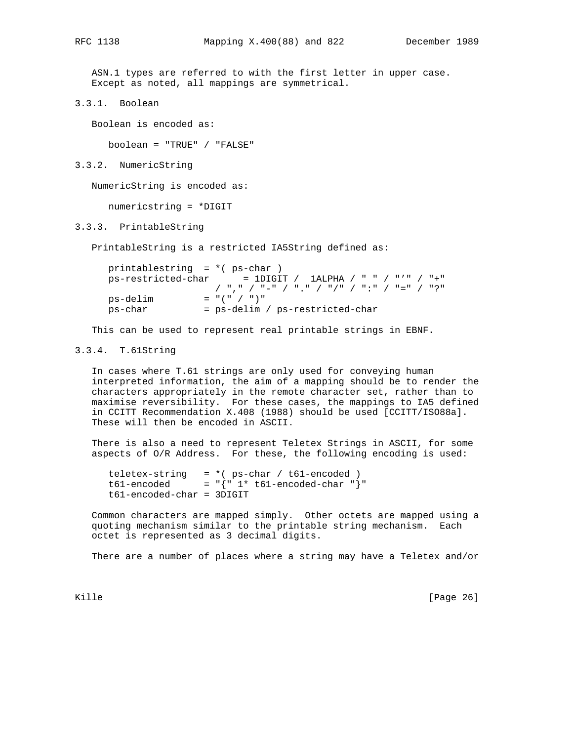ASN.1 types are referred to with the first letter in upper case. Except as noted, all mappings are symmetrical.

### 3.3.1. Boolean

Boolean is encoded as:

```
boolean = "TRUE" / "FALSE"
```

### 3.3.2. NumericString

NumericString is encoded as:

```
numericstring = *DIGIT
```

### 3.3.3. PrintableString

PrintableString is a restricted IA5String defined as:

```
printablestring  = *( ps-char )
ps-restricted-char      = 1DIGIT /  1ALPHA / " " / "'" / "+"
                  / "," / "-" / "." / "/" / ":" / "=" / "?"
ps-delim         = "(" / ")"
ps-char          = ps-delim / ps-restricted-char
```

This can be used to represent real printable strings in EBNF.

### 3.3.4. T.61String

In cases where T.61 strings are only used for conveying human interpreted information, the aim of a mapping should be to render the characters appropriately in the remote character set, rather than to maximise reversibility. For these cases, the mappings to IA5 defined in CCITT Recommendation X.408 (1988) should be used [CCITT/ISO88a]. These will then be encoded in ASCII.

There is also a need to represent Teletex Strings in ASCII, for some aspects of O/R Address. For these, the following encoding is used:

```
teletex-string   = *( ps-char / t61-encoded )
t61-encoded      = "{" 1* t61-encoded-char "}"
t61-encoded-char = 3DIGIT
```

Common characters are mapped simply. Other octets are mapped using a quoting mechanism similar to the printable string mechanism. Each octet is represented as 3 decimal digits.

There are a number of places where a string may have a Teletex and/or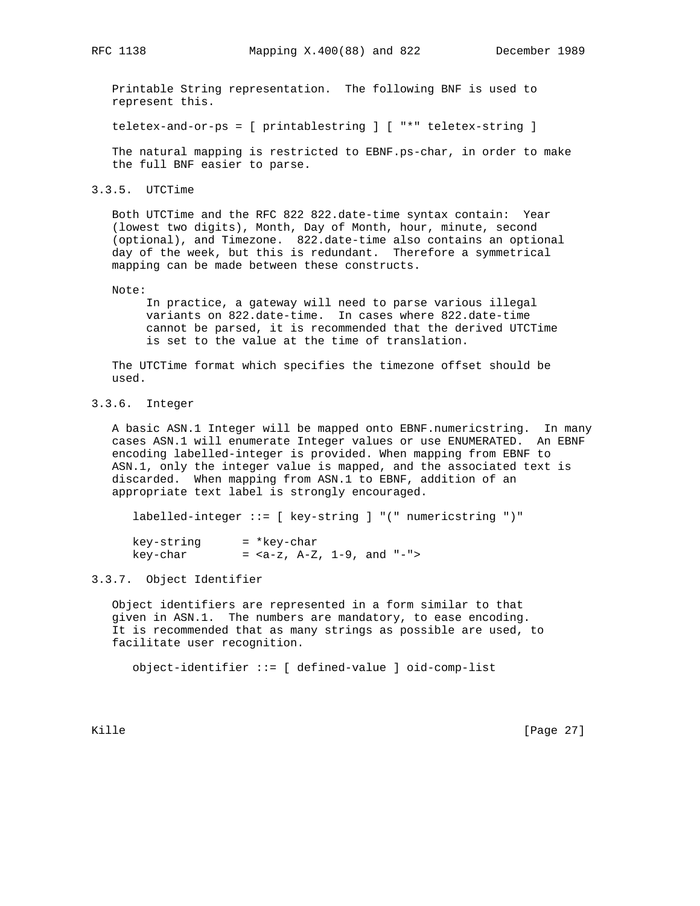Printable String representation. The following BNF is used to represent this.

```
teletex-and-or-ps = [ printablestring ] [ "*" teletex-string ]
```

The natural mapping is restricted to EBNF.ps-char, in order to make the full BNF easier to parse.

### 3.3.5. UTCTime

Both UTCTime and the RFC 822 822.date-time syntax contain: Year (lowest two digits), Month, Day of Month, hour, minute, second (optional), and Timezone. 822.date-time also contains an optional day of the week, but this is redundant. Therefore a symmetrical mapping can be made between these constructs.

Note:

> In practice, a gateway will need to parse various illegal variants on 822.date-time. In cases where 822.date-time cannot be parsed, it is recommended that the derived UTCTime is set to the value at the time of translation.

The UTCTime format which specifies the timezone offset should be used.

### 3.3.6. Integer

A basic ASN.1 Integer will be mapped onto EBNF.numericstring. In many cases ASN.1 will enumerate Integer values or use ENUMERATED. An EBNF encoding labelled-integer is provided. When mapping from EBNF to ASN.1, only the integer value is mapped, and the associated text is discarded. When mapping from ASN.1 to EBNF, addition of an appropriate text label is strongly encouraged.

```
labelled-integer ::= [ key-string ] "(" numericstring ")"

key-string      = *key-char
key-char        = <a-z, A-Z, 1-9, and "-">
```

### 3.3.7. Object Identifier

Object identifiers are represented in a form similar to that given in ASN.1. The numbers are mandatory, to ease encoding. It is recommended that as many strings as possible are used, to facilitate user recognition.

```
object-identifier ::= [ defined-value ] oid-comp-list
```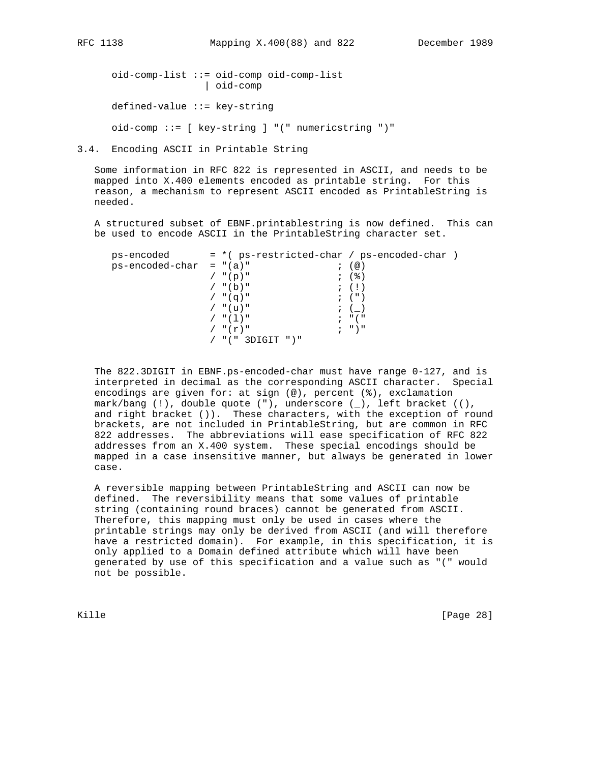```
oid-comp-list ::= oid-comp oid-comp-list
                | oid-comp

defined-value ::= key-string

oid-comp ::= [ key-string ] "(" numericstring ")"
```

## 3.4. Encoding ASCII in Printable String

Some information in RFC 822 is represented in ASCII, and needs to be mapped into X.400 elements encoded as printable string. For this reason, a mechanism to represent ASCII encoded as PrintableString is needed.

A structured subset of EBNF.printablestring is now defined. This can be used to encode ASCII in the PrintableString character set.

```
ps-encoded       = *( ps-restricted-char / ps-encoded-char )
ps-encoded-char  = "(a)"               ; (@)
                 / "(p)"               ; (%)
                 / "(b)"               ; (!)
                 / "(q)"               ; (")
                 / "(u)"               ; (_)
                 / "(l)"               ; "("
                 / "(r)"               ; ")"
                 / "(" 3DIGIT ")"
```

The 822.3DIGIT in EBNF.ps-encoded-char must have range 0-127, and is interpreted in decimal as the corresponding ASCII character. Special encodings are given for: at sign (@), percent (%), exclamation mark/bang (!), double quote ("), underscore (_), left bracket ((), and right bracket ()). These characters, with the exception of round brackets, are not included in PrintableString, but are common in RFC 822 addresses. The abbreviations will ease specification of RFC 822 addresses from an X.400 system. These special encodings should be mapped in a case insensitive manner, but always be generated in lower case.

A reversible mapping between PrintableString and ASCII can now be defined. The reversibility means that some values of printable string (containing round braces) cannot be generated from ASCII. Therefore, this mapping must only be used in cases where the printable strings may only be derived from ASCII (and will therefore have a restricted domain). For example, in this specification, it is only applied to a Domain defined attribute which will have been generated by use of this specification and a value such as "(" would not be possible.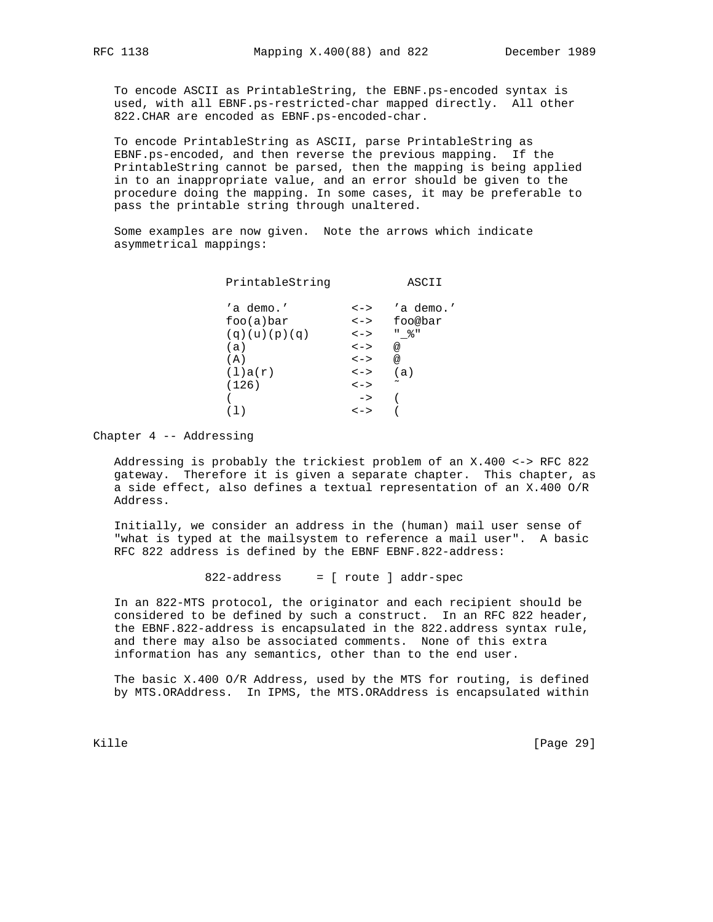To encode ASCII as PrintableString, the EBNF.ps-encoded syntax is used, with all EBNF.ps-restricted-char mapped directly. All other 822.CHAR are encoded as EBNF.ps-encoded-char.

To encode PrintableString as ASCII, parse PrintableString as EBNF.ps-encoded, and then reverse the previous mapping. If the PrintableString cannot be parsed, then the mapping is being applied in to an inappropriate value, and an error should be given to the procedure doing the mapping. In some cases, it may be preferable to pass the printable string through unaltered.

Some examples are now given. Note the arrows which indicate asymmetrical mappings:

```
PrintableString           ASCII

'a demo.'         <->   'a demo.'
foo(a)bar         <->   foo@bar
(q)(u)(p)(q)      <->   "_%"
(a)               <->   @
(A)               <->   @
(l)a(r)           <->   (a)
(126)             <->   ~
(                  ->   (
(l)               <->   (
```

Chapter 4 -- Addressing

Addressing is probably the trickiest problem of an X.400 <-> RFC 822 gateway. Therefore it is given a separate chapter. This chapter, as a side effect, also defines a textual representation of an X.400 O/R Address.

Initially, we consider an address in the (human) mail user sense of "what is typed at the mailsystem to reference a mail user". A basic RFC 822 address is defined by the EBNF EBNF.822-address:

```
822-address     = [ route ] addr-spec
```

In an 822-MTS protocol, the originator and each recipient should be considered to be defined by such a construct. In an RFC 822 header, the EBNF.822-address is encapsulated in the 822.address syntax rule, and there may also be associated comments. None of this extra information has any semantics, other than to the end user.

The basic X.400 O/R Address, used by the MTS for routing, is defined by MTS.ORAddress. In IPMS, the MTS.ORAddress is encapsulated within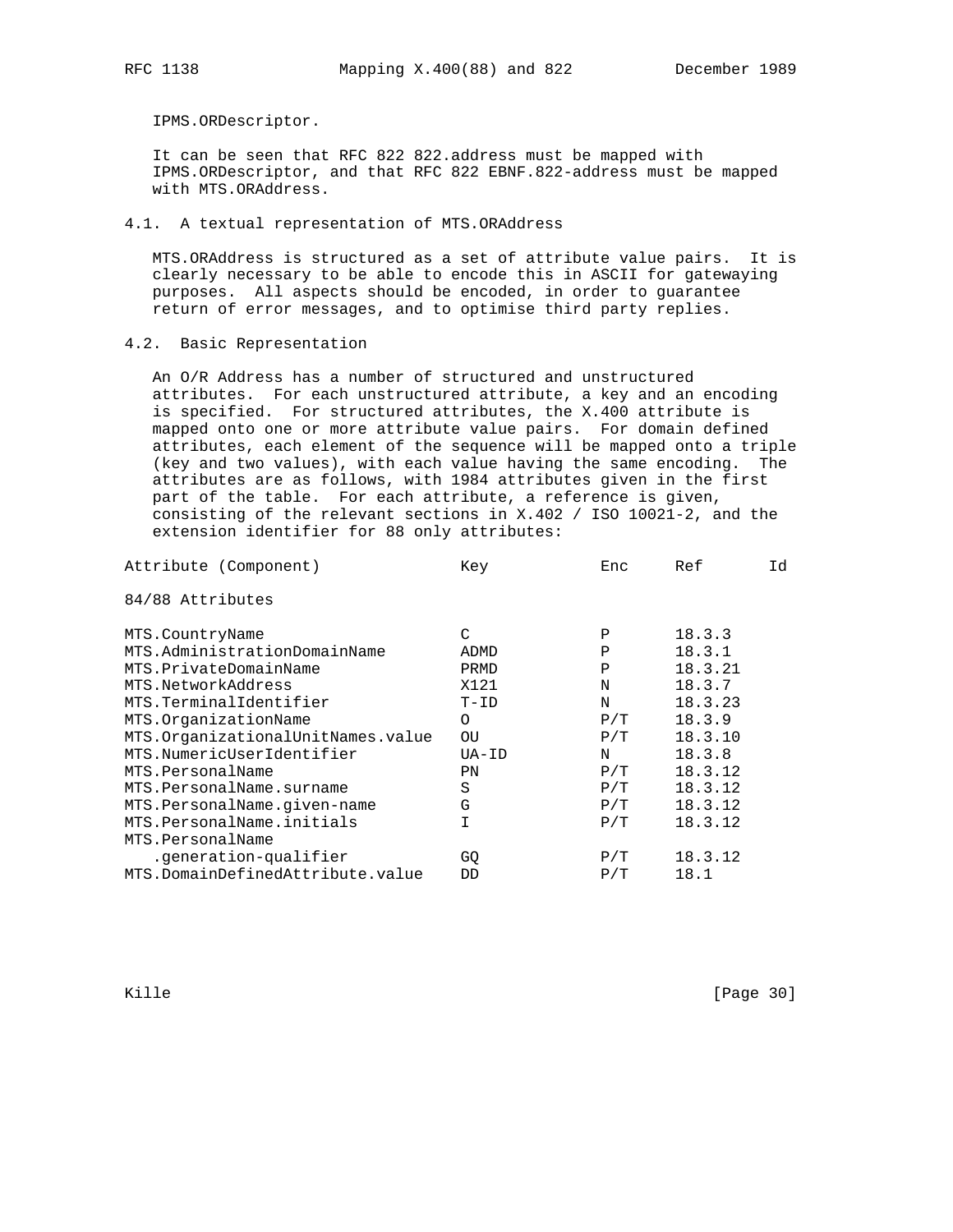IPMS.ORDescriptor.

It can be seen that RFC 822 822.address must be mapped with IPMS.ORDescriptor, and that RFC 822 EBNF.822-address must be mapped with MTS.ORAddress.

## 4.1. A textual representation of MTS.ORAddress

MTS.ORAddress is structured as a set of attribute value pairs. It is clearly necessary to be able to encode this in ASCII for gatewaying purposes. All aspects should be encoded, in order to guarantee return of error messages, and to optimise third party replies.

## 4.2. Basic Representation

An O/R Address has a number of structured and unstructured attributes. For each unstructured attribute, a key and an encoding is specified. For structured attributes, the X.400 attribute is mapped onto one or more attribute value pairs. For domain defined attributes, each element of the sequence will be mapped onto a triple (key and two values), with each value having the same encoding. The attributes are as follows, with 1984 attributes given in the first part of the table. For each attribute, a reference is given, consisting of the relevant sections in X.402 / ISO 10021-2, and the extension identifier for 88 only attributes:

| Attribute (Component) | Key | Enc | Ref | Id |
|---|---|---|---|---|
| 84/88 Attributes | | | | |
| MTS.CountryName | C | P | 18.3.3 | |
| MTS.AdministrationDomainName | ADMD | P | 18.3.1 | |
| MTS.PrivateDomainName | PRMD | P | 18.3.21 | |
| MTS.NetworkAddress | X121 | N | 18.3.7 | |
| MTS.TerminalIdentifier | T-ID | N | 18.3.23 | |
| MTS.OrganizationName | O | P/T | 18.3.9 | |
| MTS.OrganizationalUnitNames.value | OU | P/T | 18.3.10 | |
| MTS.NumericUserIdentifier | UA-ID | N | 18.3.8 | |
| MTS.PersonalName | PN | P/T | 18.3.12 | |
| MTS.PersonalName.surname | S | P/T | 18.3.12 | |
| MTS.PersonalName.given-name | G | P/T | 18.3.12 | |
| MTS.PersonalName.initials | I | P/T | 18.3.12 | |
| MTS.PersonalName .generation-qualifier | GQ | P/T | 18.3.12 | |
| MTS.DomainDefinedAttribute.value | DD | P/T | 18.1 | |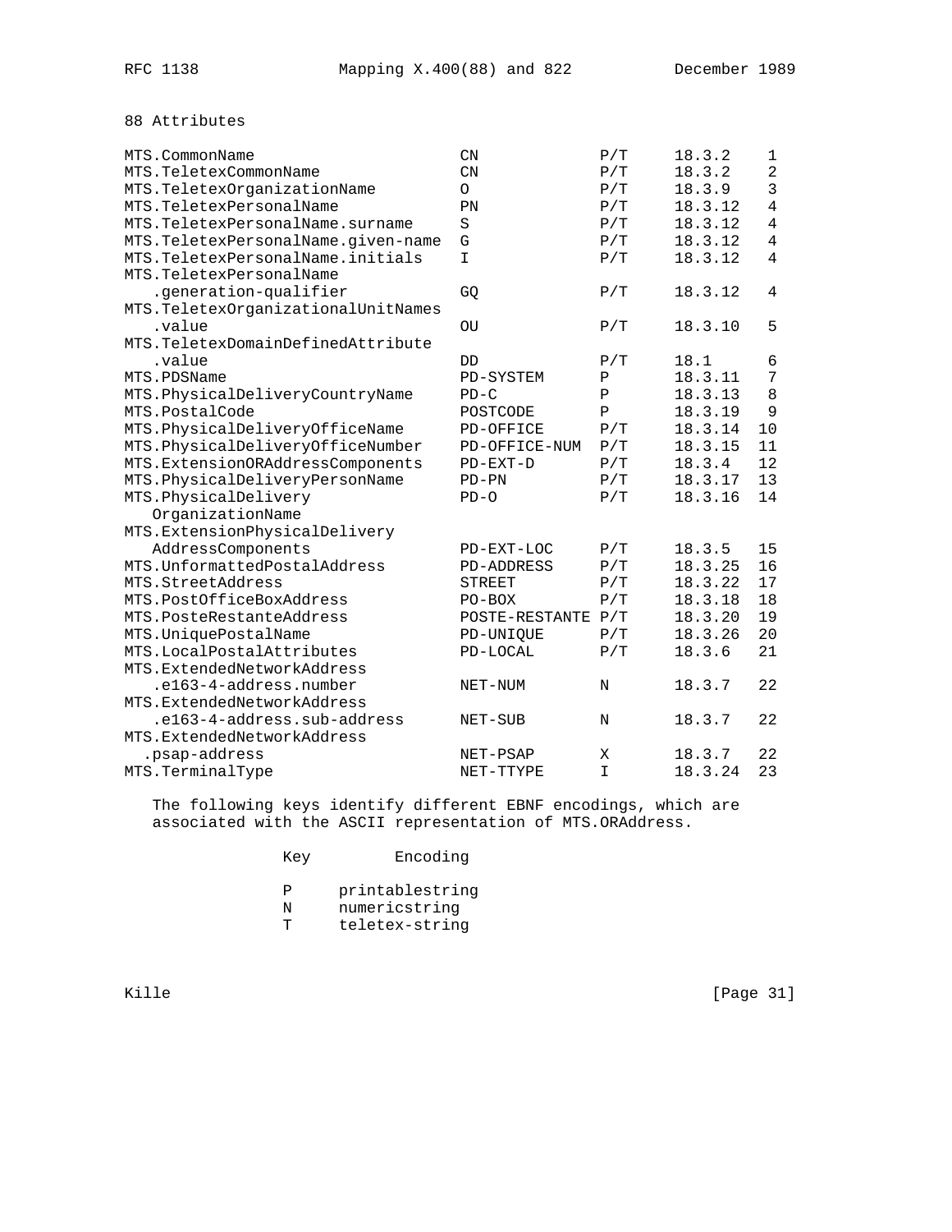88 Attributes

| | | | | |
|---|---|---|---|---|
| MTS.CommonName | CN | P/T | 18.3.2 | 1 |
| MTS.TeletexCommonName | CN | P/T | 18.3.2 | 2 |
| MTS.TeletexOrganizationName | O | P/T | 18.3.9 | 3 |
| MTS.TeletexPersonalName | PN | P/T | 18.3.12 | 4 |
| MTS.TeletexPersonalName.surname | S | P/T | 18.3.12 | 4 |
| MTS.TeletexPersonalName.given-name | G | P/T | 18.3.12 | 4 |
| MTS.TeletexPersonalName.initials | I | P/T | 18.3.12 | 4 |
| MTS.TeletexPersonalName .generation-qualifier | GQ | P/T | 18.3.12 | 4 |
| MTS.TeletexOrganizationalUnitNames .value | OU | P/T | 18.3.10 | 5 |
| MTS.TeletexDomainDefinedAttribute .value | DD | P/T | 18.1 | 6 |
| MTS.PDSName | PD-SYSTEM | P | 18.3.11 | 7 |
| MTS.PhysicalDeliveryCountryName | PD-C | P | 18.3.13 | 8 |
| MTS.PostalCode | POSTCODE | P | 18.3.19 | 9 |
| MTS.PhysicalDeliveryOfficeName | PD-OFFICE | P/T | 18.3.14 | 10 |
| MTS.PhysicalDeliveryOfficeNumber | PD-OFFICE-NUM | P/T | 18.3.15 | 11 |
| MTS.ExtensionORAddressComponents | PD-EXT-D | P/T | 18.3.4 | 12 |
| MTS.PhysicalDeliveryPersonName | PD-PN | P/T | 18.3.17 | 13 |
| MTS.PhysicalDelivery OrganizationName | PD-O | P/T | 18.3.16 | 14 |
| MTS.ExtensionPhysicalDelivery AddressComponents | PD-EXT-LOC | P/T | 18.3.5 | 15 |
| MTS.UnformattedPostalAddress | PD-ADDRESS | P/T | 18.3.25 | 16 |
| MTS.StreetAddress | STREET | P/T | 18.3.22 | 17 |
| MTS.PostOfficeBoxAddress | PO-BOX | P/T | 18.3.18 | 18 |
| MTS.PosteRestanteAddress | POSTE-RESTANTE | P/T | 18.3.20 | 19 |
| MTS.UniquePostalName | PD-UNIQUE | P/T | 18.3.26 | 20 |
| MTS.LocalPostalAttributes | PD-LOCAL | P/T | 18.3.6 | 21 |
| MTS.ExtendedNetworkAddress .e163-4-address.number | NET-NUM | N | 18.3.7 | 22 |
| MTS.ExtendedNetworkAddress .e163-4-address.sub-address | NET-SUB | N | 18.3.7 | 22 |
| MTS.ExtendedNetworkAddress .psap-address | NET-PSAP | X | 18.3.7 | 22 |
| MTS.TerminalType | NET-TTYPE | I | 18.3.24 | 23 |

The following keys identify different EBNF encodings, which are associated with the ASCII representation of MTS.ORAddress.

| Key | Encoding |
|---|---|
| P | printablestring |
| N | numericstring |
| T | teletex-string |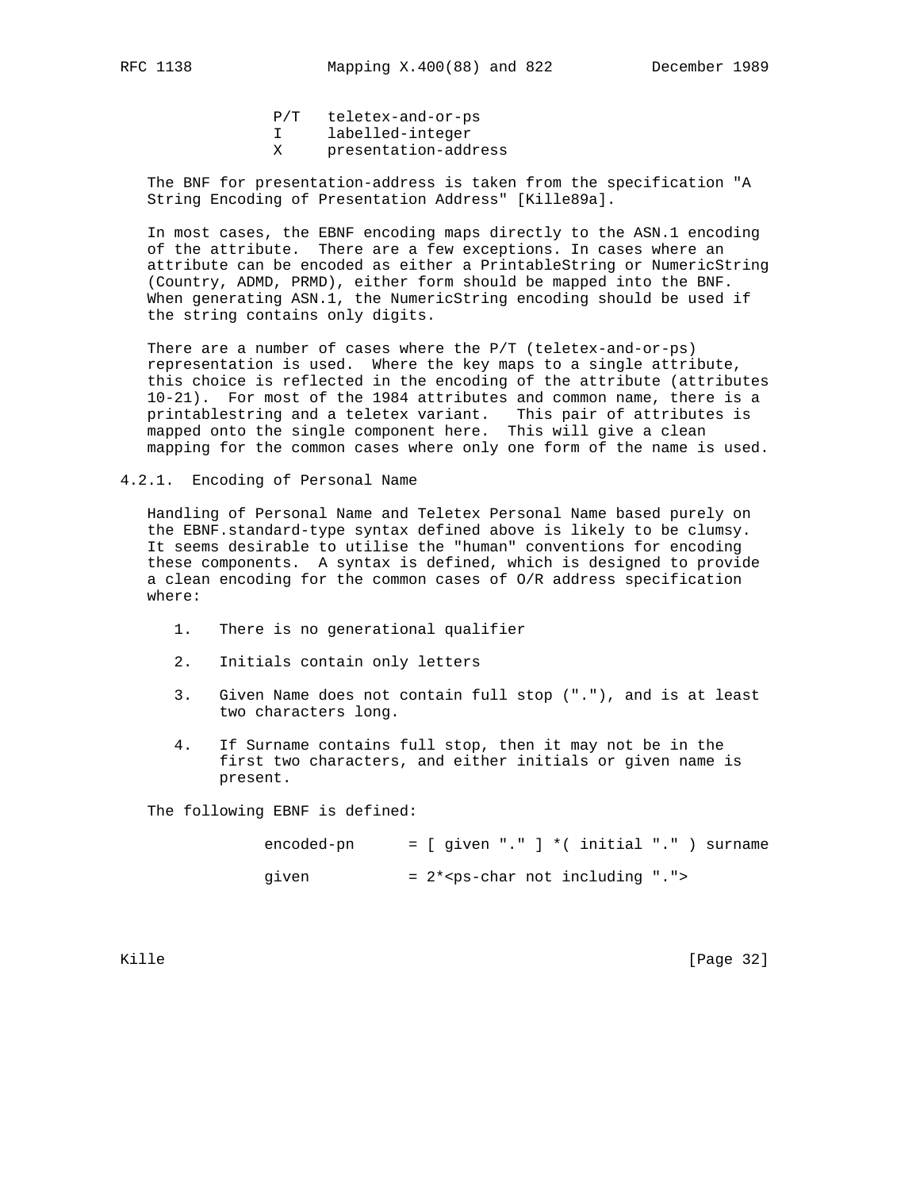```
P/T   teletex-and-or-ps
I     labelled-integer
X     presentation-address
```

The BNF for presentation-address is taken from the specification "A String Encoding of Presentation Address" [Kille89a].

In most cases, the EBNF encoding maps directly to the ASN.1 encoding of the attribute. There are a few exceptions. In cases where an attribute can be encoded as either a PrintableString or NumericString (Country, ADMD, PRMD), either form should be mapped into the BNF. When generating ASN.1, the NumericString encoding should be used if the string contains only digits.

There are a number of cases where the P/T (teletex-and-or-ps) representation is used. Where the key maps to a single attribute, this choice is reflected in the encoding of the attribute (attributes 10-21). For most of the 1984 attributes and common name, there is a printablestring and a teletex variant. This pair of attributes is mapped onto the single component here. This will give a clean mapping for the common cases where only one form of the name is used.

### 4.2.1. Encoding of Personal Name

Handling of Personal Name and Teletex Personal Name based purely on the EBNF.standard-type syntax defined above is likely to be clumsy. It seems desirable to utilise the "human" conventions for encoding these components. A syntax is defined, which is designed to provide a clean encoding for the common cases of O/R address specification where:

1. There is no generational qualifier

2. Initials contain only letters

3. Given Name does not contain full stop ("."), and is at least two characters long.

4. If Surname contains full stop, then it may not be in the first two characters, and either initials or given name is present.

The following EBNF is defined:

```
encoded-pn      = [ given "." ] *( initial "." ) surname

given           = 2*<ps-char not including ".">
```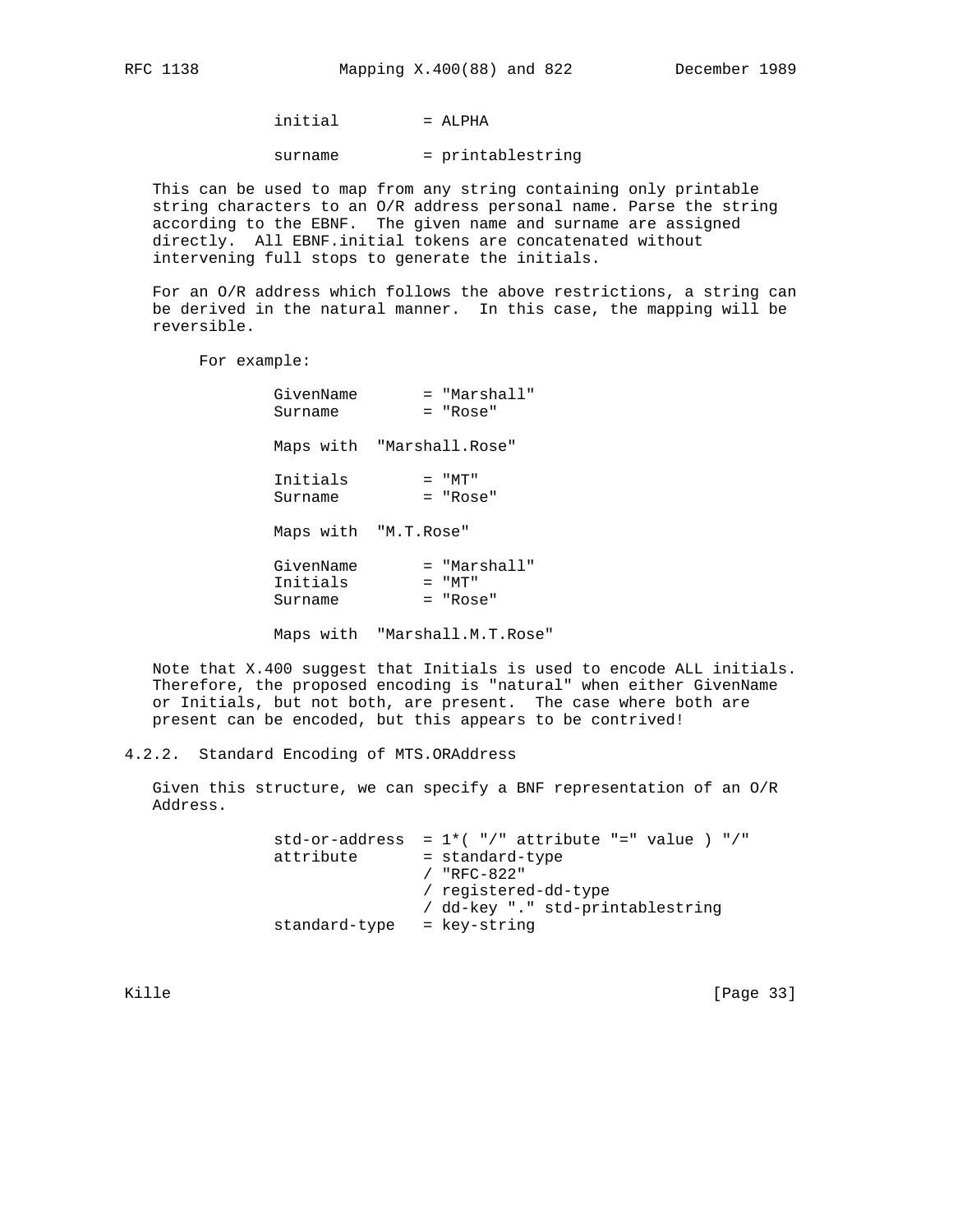```
initial         = ALPHA

surname         = printablestring
```

This can be used to map from any string containing only printable string characters to an O/R address personal name. Parse the string according to the EBNF. The given name and surname are assigned directly. All EBNF.initial tokens are concatenated without intervening full stops to generate the initials.

For an O/R address which follows the above restrictions, a string can be derived in the natural manner. In this case, the mapping will be reversible.

For example:

```
GivenName       = "Marshall"
Surname         = "Rose"

Maps with  "Marshall.Rose"

Initials        = "MT"
Surname         = "Rose"

Maps with  "M.T.Rose"

GivenName       = "Marshall"
Initials        = "MT"
Surname         = "Rose"

Maps with  "Marshall.M.T.Rose"
```

Note that X.400 suggest that Initials is used to encode ALL initials. Therefore, the proposed encoding is "natural" when either GivenName or Initials, but not both, are present. The case where both are present can be encoded, but this appears to be contrived!

### 4.2.2. Standard Encoding of MTS.ORAddress

Given this structure, we can specify a BNF representation of an O/R Address.

```
std-or-address  = 1*( "/" attribute "=" value ) "/"
attribute       = standard-type
                / "RFC-822"
                / registered-dd-type
                / dd-key "." std-printablestring
standard-type   = key-string
```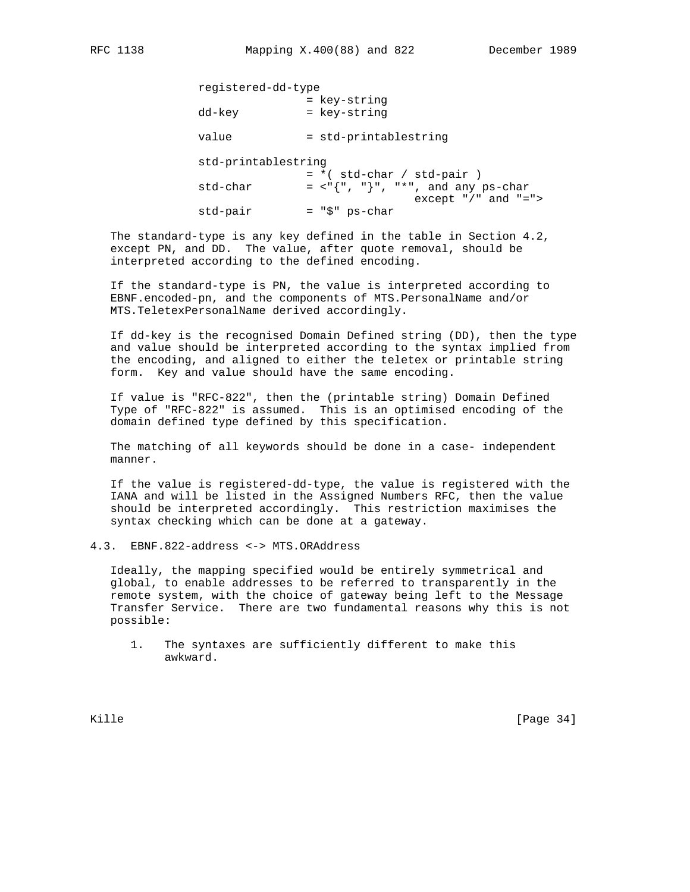```
registered-dd-type
                = key-string
dd-key          = key-string

value           = std-printablestring

std-printablestring
                = *( std-char / std-pair )
std-char        = <"{", "}", "*", and any ps-char
                                except "/" and "=">
std-pair        = "$" ps-char
```

The standard-type is any key defined in the table in Section 4.2, except PN, and DD. The value, after quote removal, should be interpreted according to the defined encoding.

If the standard-type is PN, the value is interpreted according to EBNF.encoded-pn, and the components of MTS.PersonalName and/or MTS.TeletexPersonalName derived accordingly.

If dd-key is the recognised Domain Defined string (DD), then the type and value should be interpreted according to the syntax implied from the encoding, and aligned to either the teletex or printable string form. Key and value should have the same encoding.

If value is "RFC-822", then the (printable string) Domain Defined Type of "RFC-822" is assumed. This is an optimised encoding of the domain defined type defined by this specification.

The matching of all keywords should be done in a case- independent manner.

If the value is registered-dd-type, the value is registered with the IANA and will be listed in the Assigned Numbers RFC, then the value should be interpreted accordingly. This restriction maximises the syntax checking which can be done at a gateway.

## 4.3. EBNF.822-address <-> MTS.ORAddress

Ideally, the mapping specified would be entirely symmetrical and global, to enable addresses to be referred to transparently in the remote system, with the choice of gateway being left to the Message Transfer Service. There are two fundamental reasons why this is not possible:

1. The syntaxes are sufficiently different to make this awkward.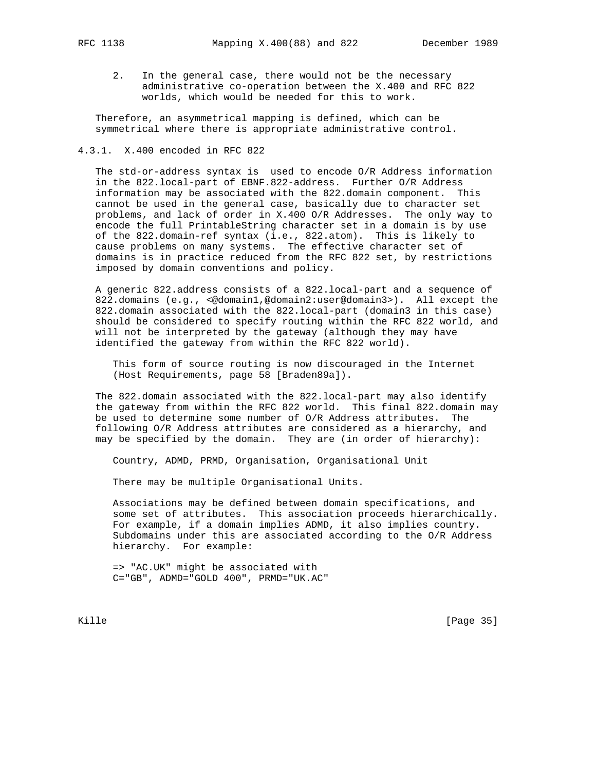2. In the general case, there would not be the necessary administrative co-operation between the X.400 and RFC 822 worlds, which would be needed for this to work.

Therefore, an asymmetrical mapping is defined, which can be symmetrical where there is appropriate administrative control.

### 4.3.1. X.400 encoded in RFC 822

The std-or-address syntax is used to encode O/R Address information in the 822.local-part of EBNF.822-address. Further O/R Address information may be associated with the 822.domain component. This cannot be used in the general case, basically due to character set problems, and lack of order in X.400 O/R Addresses. The only way to encode the full PrintableString character set in a domain is by use of the 822.domain-ref syntax (i.e., 822.atom). This is likely to cause problems on many systems. The effective character set of domains is in practice reduced from the RFC 822 set, by restrictions imposed by domain conventions and policy.

A generic 822.address consists of a 822.local-part and a sequence of 822.domains (e.g., <@domain1,@domain2:user@domain3>). All except the 822.domain associated with the 822.local-part (domain3 in this case) should be considered to specify routing within the RFC 822 world, and will not be interpreted by the gateway (although they may have identified the gateway from within the RFC 822 world).

> This form of source routing is now discouraged in the Internet (Host Requirements, page 58 [Braden89a]).

The 822.domain associated with the 822.local-part may also identify the gateway from within the RFC 822 world. This final 822.domain may be used to determine some number of O/R Address attributes. The following O/R Address attributes are considered as a hierarchy, and may be specified by the domain. They are (in order of hierarchy):

> Country, ADMD, PRMD, Organisation, Organisational Unit
>
> There may be multiple Organisational Units.
>
> Associations may be defined between domain specifications, and some set of attributes. This association proceeds hierarchically. For example, if a domain implies ADMD, it also implies country. Subdomains under this are associated according to the O/R Address hierarchy. For example:
>
> => "AC.UK" might be associated with
> C="GB", ADMD="GOLD 400", PRMD="UK.AC"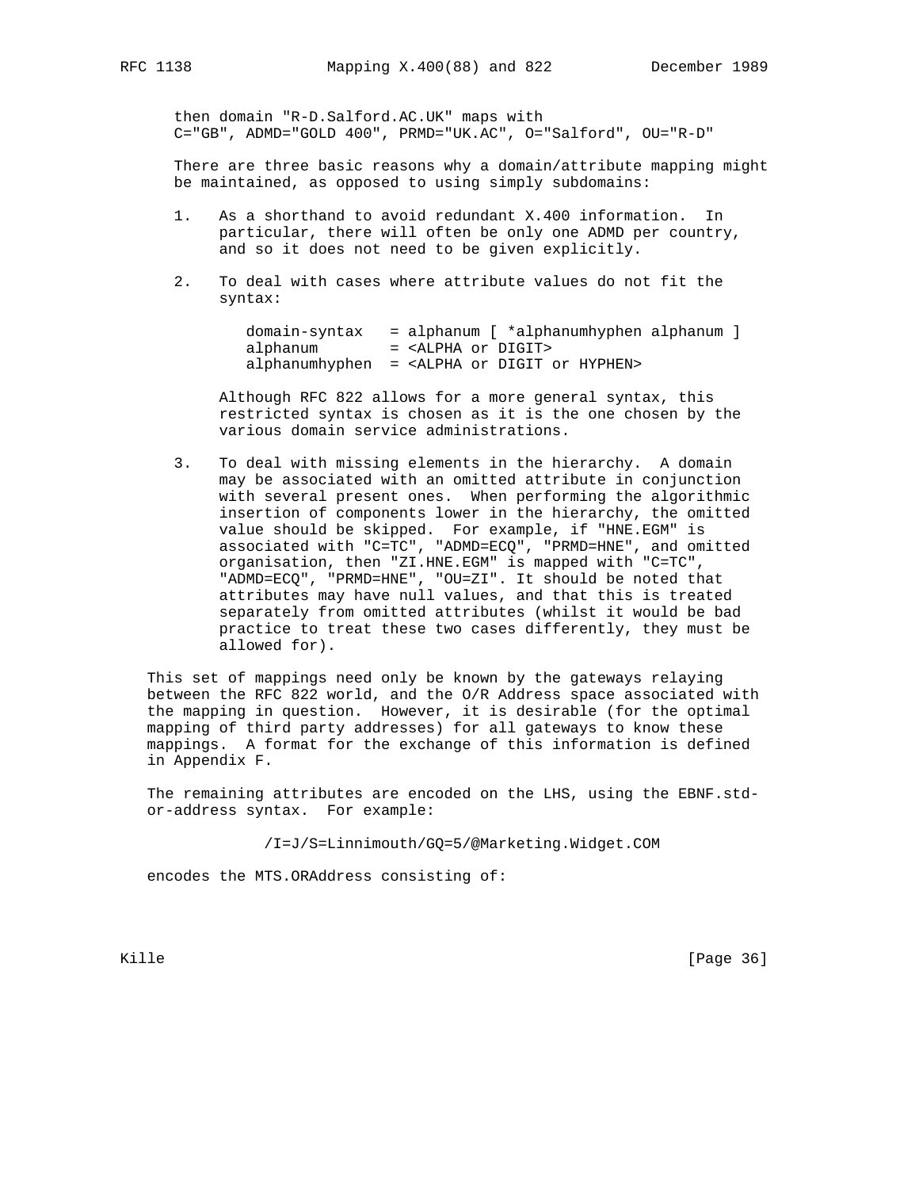then domain "R-D.Salford.AC.UK" maps with
C="GB", ADMD="GOLD 400", PRMD="UK.AC", O="Salford", OU="R-D"

There are three basic reasons why a domain/attribute mapping might be maintained, as opposed to using simply subdomains:

1. As a shorthand to avoid redundant X.400 information. In particular, there will often be only one ADMD per country, and so it does not need to be given explicitly.

2. To deal with cases where attribute values do not fit the syntax:

   ```
   domain-syntax   = alphanum [ *alphanumhyphen alphanum ]
   alphanum        = <ALPHA or DIGIT>
   alphanumhyphen  = <ALPHA or DIGIT or HYPHEN>
   ```

   Although RFC 822 allows for a more general syntax, this restricted syntax is chosen as it is the one chosen by the various domain service administrations.

3. To deal with missing elements in the hierarchy. A domain may be associated with an omitted attribute in conjunction with several present ones. When performing the algorithmic insertion of components lower in the hierarchy, the omitted value should be skipped. For example, if "HNE.EGM" is associated with "C=TC", "ADMD=ECQ", "PRMD=HNE", and omitted organisation, then "ZI.HNE.EGM" is mapped with "C=TC", "ADMD=ECQ", "PRMD=HNE", "OU=ZI". It should be noted that attributes may have null values, and that this is treated separately from omitted attributes (whilst it would be bad practice to treat these two cases differently, they must be allowed for).

This set of mappings need only be known by the gateways relaying between the RFC 822 world, and the O/R Address space associated with the mapping in question. However, it is desirable (for the optimal mapping of third party addresses) for all gateways to know these mappings. A format for the exchange of this information is defined in Appendix F.

The remaining attributes are encoded on the LHS, using the EBNF.std-or-address syntax. For example:

```
/I=J/S=Linnimouth/GQ=5/@Marketing.Widget.COM
```

encodes the MTS.ORAddress consisting of: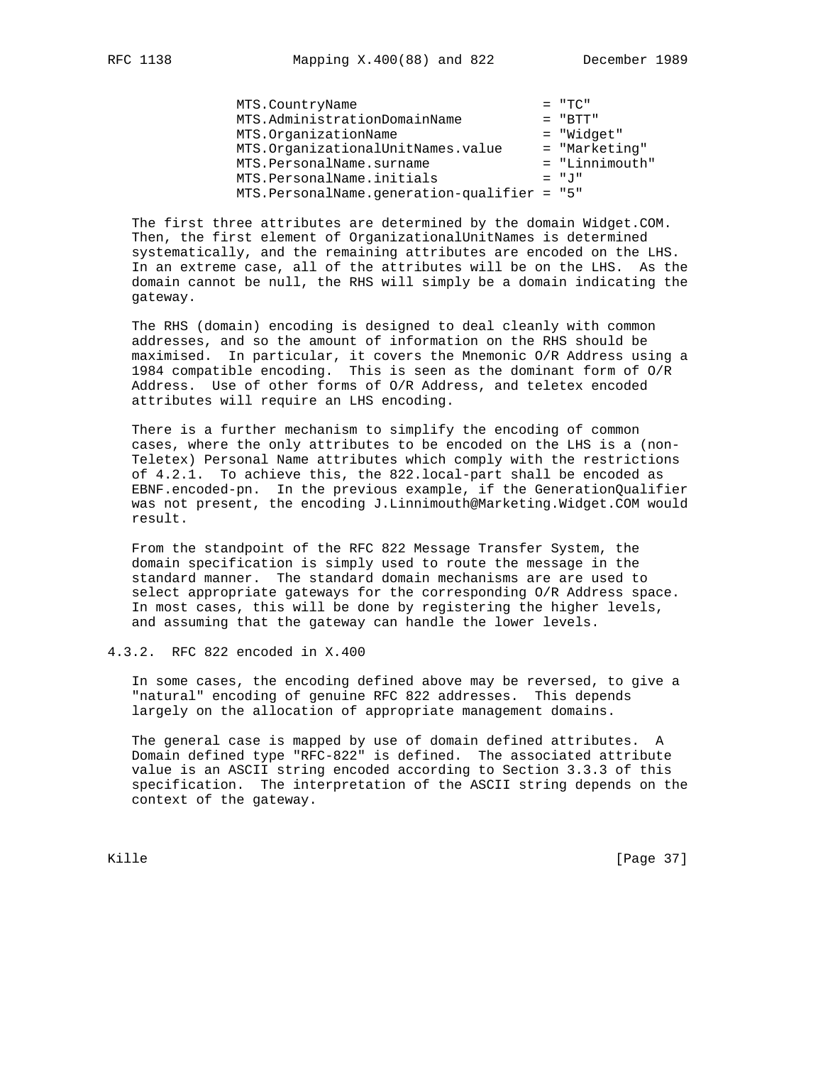```
MTS.CountryName                          = "TC"
MTS.AdministrationDomainName             = "BTT"
MTS.OrganizationName                     = "Widget"
MTS.OrganizationalUnitNames.value        = "Marketing"
MTS.PersonalName.surname                 = "Linnimouth"
MTS.PersonalName.initials                = "J"
MTS.PersonalName.generation-qualifier = "5"
```

The first three attributes are determined by the domain Widget.COM. Then, the first element of OrganizationalUnitNames is determined systematically, and the remaining attributes are encoded on the LHS. In an extreme case, all of the attributes will be on the LHS. As the domain cannot be null, the RHS will simply be a domain indicating the gateway.

The RHS (domain) encoding is designed to deal cleanly with common addresses, and so the amount of information on the RHS should be maximised. In particular, it covers the Mnemonic O/R Address using a 1984 compatible encoding. This is seen as the dominant form of O/R Address. Use of other forms of O/R Address, and teletex encoded attributes will require an LHS encoding.

There is a further mechanism to simplify the encoding of common cases, where the only attributes to be encoded on the LHS is a (non-Teletex) Personal Name attributes which comply with the restrictions of 4.2.1. To achieve this, the 822.local-part shall be encoded as EBNF.encoded-pn. In the previous example, if the GenerationQualifier was not present, the encoding J.Linnimouth@Marketing.Widget.COM would result.

From the standpoint of the RFC 822 Message Transfer System, the domain specification is simply used to route the message in the standard manner. The standard domain mechanisms are are used to select appropriate gateways for the corresponding O/R Address space. In most cases, this will be done by registering the higher levels, and assuming that the gateway can handle the lower levels.

### 4.3.2. RFC 822 encoded in X.400

In some cases, the encoding defined above may be reversed, to give a "natural" encoding of genuine RFC 822 addresses. This depends largely on the allocation of appropriate management domains.

The general case is mapped by use of domain defined attributes. A Domain defined type "RFC-822" is defined. The associated attribute value is an ASCII string encoded according to Section 3.3.3 of this specification. The interpretation of the ASCII string depends on the context of the gateway.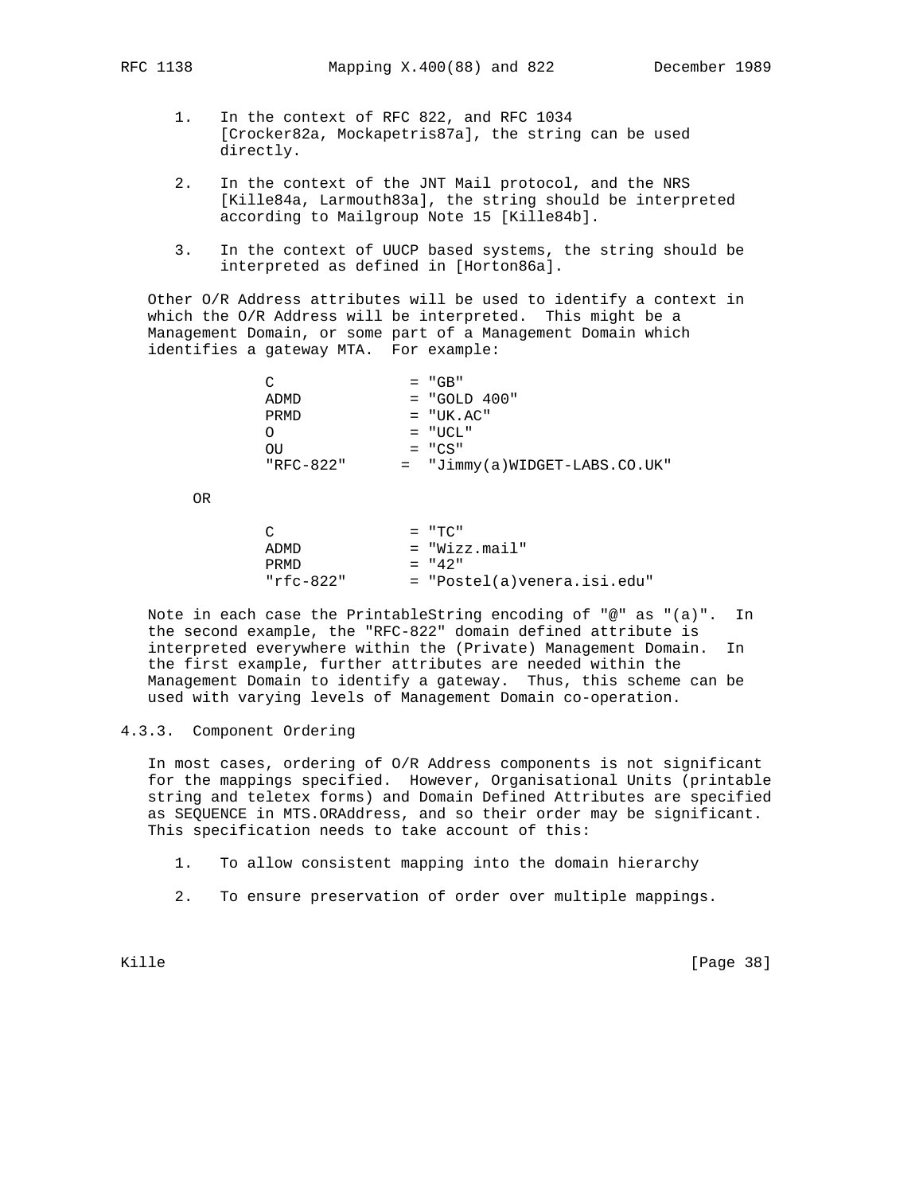1. In the context of RFC 822, and RFC 1034 [Crocker82a, Mockapetris87a], the string can be used directly.

2. In the context of the JNT Mail protocol, and the NRS [Kille84a, Larmouth83a], the string should be interpreted according to Mailgroup Note 15 [Kille84b].

3. In the context of UUCP based systems, the string should be interpreted as defined in [Horton86a].

Other O/R Address attributes will be used to identify a context in which the O/R Address will be interpreted. This might be a Management Domain, or some part of a Management Domain which identifies a gateway MTA. For example:

```
C               = "GB"
ADMD            = "GOLD 400"
PRMD            = "UK.AC"
O               = "UCL"
OU              = "CS"
"RFC-822"      =  "Jimmy(a)WIDGET-LABS.CO.UK"
```

OR

```
C               = "TC"
ADMD            = "Wizz.mail"
PRMD            = "42"
"rfc-822"       = "Postel(a)venera.isi.edu"
```

Note in each case the PrintableString encoding of "@" as "(a)". In the second example, the "RFC-822" domain defined attribute is interpreted everywhere within the (Private) Management Domain. In the first example, further attributes are needed within the Management Domain to identify a gateway. Thus, this scheme can be used with varying levels of Management Domain co-operation.

### 4.3.3. Component Ordering

In most cases, ordering of O/R Address components is not significant for the mappings specified. However, Organisational Units (printable string and teletex forms) and Domain Defined Attributes are specified as SEQUENCE in MTS.ORAddress, and so their order may be significant. This specification needs to take account of this:

1. To allow consistent mapping into the domain hierarchy

2. To ensure preservation of order over multiple mappings.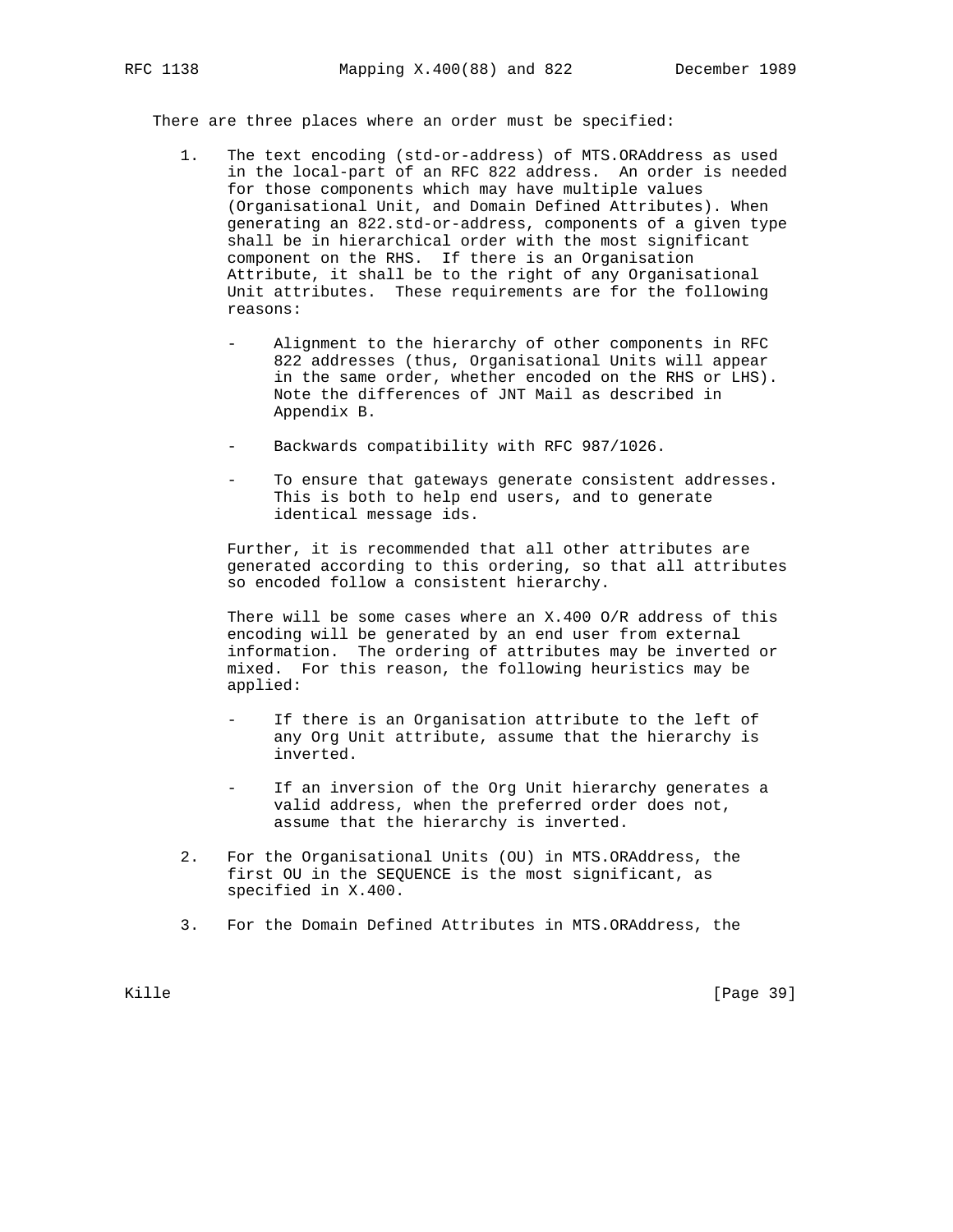There are three places where an order must be specified:

1. The text encoding (std-or-address) of MTS.ORAddress as used in the local-part of an RFC 822 address. An order is needed for those components which may have multiple values (Organisational Unit, and Domain Defined Attributes). When generating an 822.std-or-address, components of a given type shall be in hierarchical order with the most significant component on the RHS. If there is an Organisation Attribute, it shall be to the right of any Organisational Unit attributes. These requirements are for the following reasons:

   - Alignment to the hierarchy of other components in RFC 822 addresses (thus, Organisational Units will appear in the same order, whether encoded on the RHS or LHS). Note the differences of JNT Mail as described in Appendix B.

   - Backwards compatibility with RFC 987/1026.

   - To ensure that gateways generate consistent addresses. This is both to help end users, and to generate identical message ids.

   Further, it is recommended that all other attributes are generated according to this ordering, so that all attributes so encoded follow a consistent hierarchy.

   There will be some cases where an X.400 O/R address of this encoding will be generated by an end user from external information. The ordering of attributes may be inverted or mixed. For this reason, the following heuristics may be applied:

   - If there is an Organisation attribute to the left of any Org Unit attribute, assume that the hierarchy is inverted.

   - If an inversion of the Org Unit hierarchy generates a valid address, when the preferred order does not, assume that the hierarchy is inverted.

2. For the Organisational Units (OU) in MTS.ORAddress, the first OU in the SEQUENCE is the most significant, as specified in X.400.

3. For the Domain Defined Attributes in MTS.ORAddress, the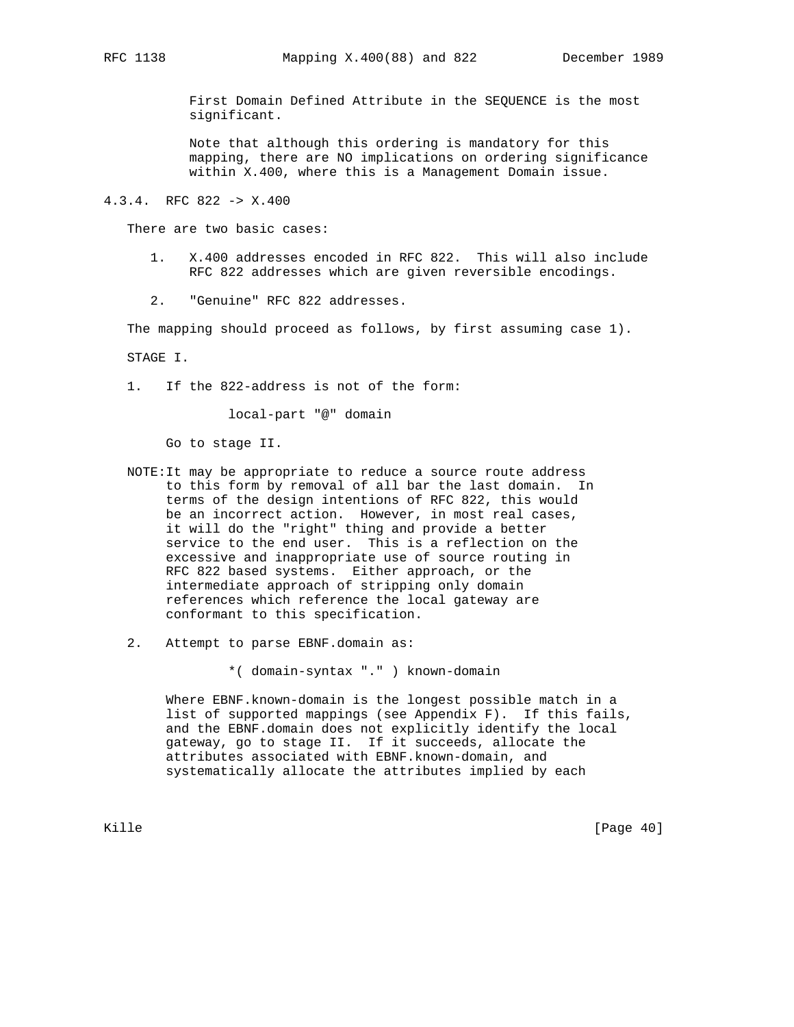First Domain Defined Attribute in the SEQUENCE is the most significant.

Note that although this ordering is mandatory for this mapping, there are NO implications on ordering significance within X.400, where this is a Management Domain issue.

#### 4.3.4. RFC 822 -> X.400

There are two basic cases:

1. X.400 addresses encoded in RFC 822. This will also include RFC 822 addresses which are given reversible encodings.

2. "Genuine" RFC 822 addresses.

The mapping should proceed as follows, by first assuming case 1).

STAGE I.

1. If the 822-address is not of the form:

```
local-part "@" domain
```

   Go to stage II.

NOTE: It may be appropriate to reduce a source route address to this form by removal of all bar the last domain. In terms of the design intentions of RFC 822, this would be an incorrect action. However, in most real cases, it will do the "right" thing and provide a better service to the end user. This is a reflection on the excessive and inappropriate use of source routing in RFC 822 based systems. Either approach, or the intermediate approach of stripping only domain references which reference the local gateway are conformant to this specification.

2. Attempt to parse EBNF.domain as:

```
*( domain-syntax "." ) known-domain
```

   Where EBNF.known-domain is the longest possible match in a list of supported mappings (see Appendix F). If this fails, and the EBNF.domain does not explicitly identify the local gateway, go to stage II. If it succeeds, allocate the attributes associated with EBNF.known-domain, and systematically allocate the attributes implied by each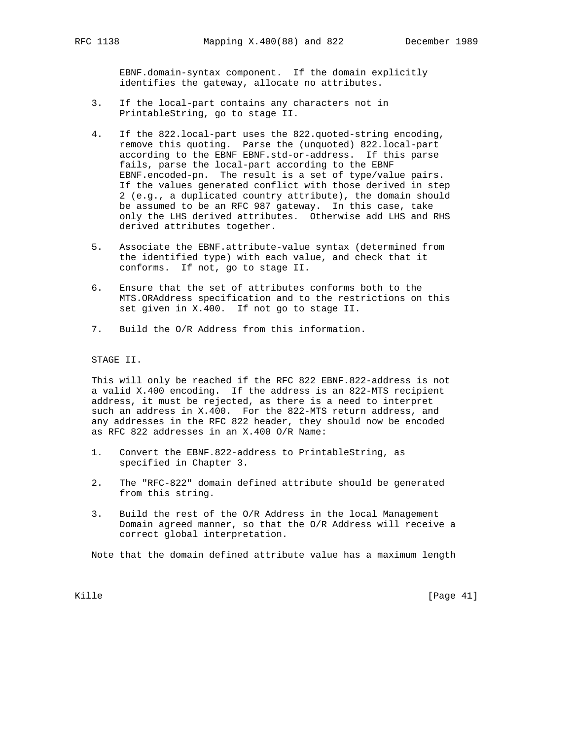EBNF.domain-syntax component. If the domain explicitly identifies the gateway, allocate no attributes.

3. If the local-part contains any characters not in PrintableString, go to stage II.

4. If the 822.local-part uses the 822.quoted-string encoding, remove this quoting. Parse the (unquoted) 822.local-part according to the EBNF EBNF.std-or-address. If this parse fails, parse the local-part according to the EBNF EBNF.encoded-pn. The result is a set of type/value pairs. If the values generated conflict with those derived in step 2 (e.g., a duplicated country attribute), the domain should be assumed to be an RFC 987 gateway. In this case, take only the LHS derived attributes. Otherwise add LHS and RHS derived attributes together.

5. Associate the EBNF.attribute-value syntax (determined from the identified type) with each value, and check that it conforms. If not, go to stage II.

6. Ensure that the set of attributes conforms both to the MTS.ORAddress specification and to the restrictions on this set given in X.400. If not go to stage II.

7. Build the O/R Address from this information.

STAGE II.

This will only be reached if the RFC 822 EBNF.822-address is not a valid X.400 encoding. If the address is an 822-MTS recipient address, it must be rejected, as there is a need to interpret such an address in X.400. For the 822-MTS return address, and any addresses in the RFC 822 header, they should now be encoded as RFC 822 addresses in an X.400 O/R Name:

1. Convert the EBNF.822-address to PrintableString, as specified in Chapter 3.

2. The "RFC-822" domain defined attribute should be generated from this string.

3. Build the rest of the O/R Address in the local Management Domain agreed manner, so that the O/R Address will receive a correct global interpretation.

Note that the domain defined attribute value has a maximum length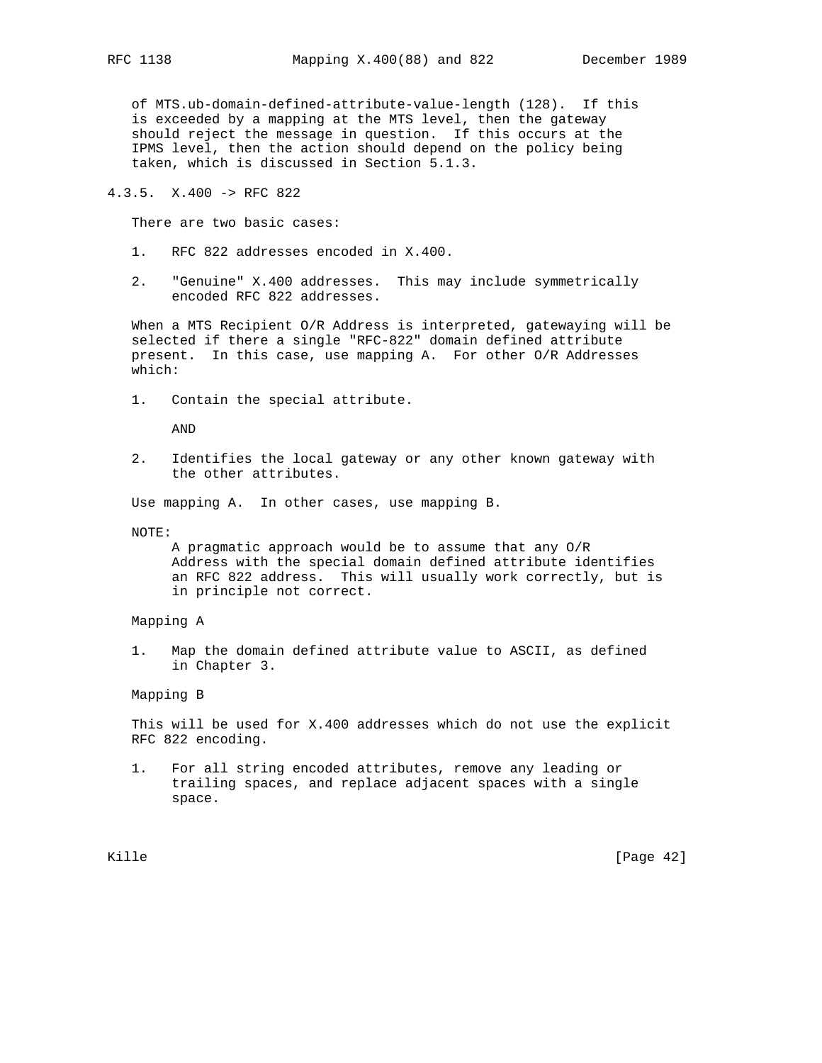of MTS.ub-domain-defined-attribute-value-length (128). If this is exceeded by a mapping at the MTS level, then the gateway should reject the message in question. If this occurs at the IPMS level, then the action should depend on the policy being taken, which is discussed in Section 5.1.3.

### 4.3.5. X.400 -> RFC 822

There are two basic cases:

1. RFC 822 addresses encoded in X.400.

2. "Genuine" X.400 addresses. This may include symmetrically encoded RFC 822 addresses.

When a MTS Recipient O/R Address is interpreted, gatewaying will be selected if there a single "RFC-822" domain defined attribute present. In this case, use mapping A. For other O/R Addresses which:

1. Contain the special attribute.

   AND

2. Identifies the local gateway or any other known gateway with the other attributes.

Use mapping A. In other cases, use mapping B.

NOTE:

A pragmatic approach would be to assume that any O/R Address with the special domain defined attribute identifies an RFC 822 address. This will usually work correctly, but is in principle not correct.

Mapping A

1. Map the domain defined attribute value to ASCII, as defined in Chapter 3.

Mapping B

This will be used for X.400 addresses which do not use the explicit RFC 822 encoding.

1. For all string encoded attributes, remove any leading or trailing spaces, and replace adjacent spaces with a single space.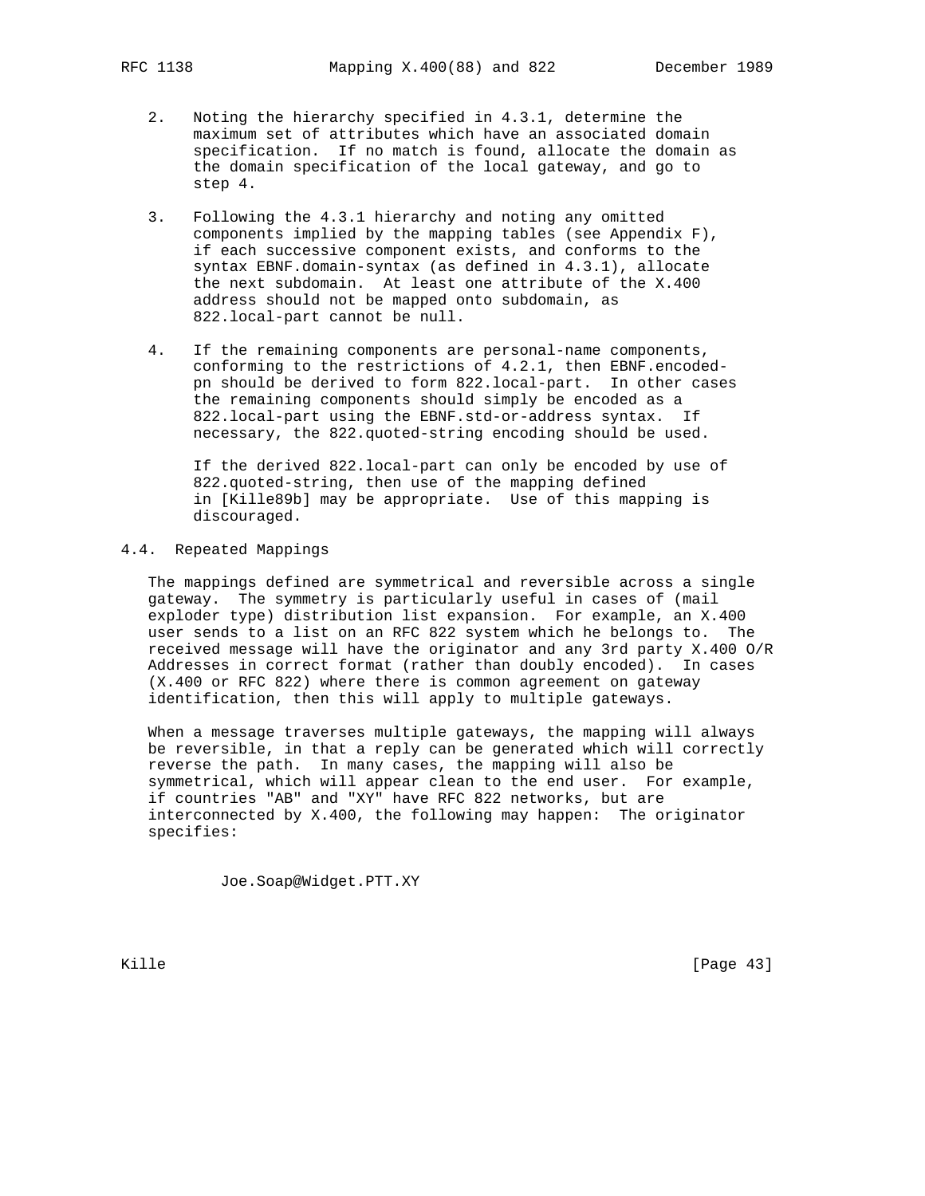2. Noting the hierarchy specified in 4.3.1, determine the maximum set of attributes which have an associated domain specification. If no match is found, allocate the domain as the domain specification of the local gateway, and go to step 4.

3. Following the 4.3.1 hierarchy and noting any omitted components implied by the mapping tables (see Appendix F), if each successive component exists, and conforms to the syntax EBNF.domain-syntax (as defined in 4.3.1), allocate the next subdomain. At least one attribute of the X.400 address should not be mapped onto subdomain, as 822.local-part cannot be null.

4. If the remaining components are personal-name components, conforming to the restrictions of 4.2.1, then EBNF.encoded-pn should be derived to form 822.local-part. In other cases the remaining components should simply be encoded as a 822.local-part using the EBNF.std-or-address syntax. If necessary, the 822.quoted-string encoding should be used.

   If the derived 822.local-part can only be encoded by use of 822.quoted-string, then use of the mapping defined in [Kille89b] may be appropriate. Use of this mapping is discouraged.

## 4.4. Repeated Mappings

The mappings defined are symmetrical and reversible across a single gateway. The symmetry is particularly useful in cases of (mail exploder type) distribution list expansion. For example, an X.400 user sends to a list on an RFC 822 system which he belongs to. The received message will have the originator and any 3rd party X.400 O/R Addresses in correct format (rather than doubly encoded). In cases (X.400 or RFC 822) where there is common agreement on gateway identification, then this will apply to multiple gateways.

When a message traverses multiple gateways, the mapping will always be reversible, in that a reply can be generated which will correctly reverse the path. In many cases, the mapping will also be symmetrical, which will appear clean to the end user. For example, if countries "AB" and "XY" have RFC 822 networks, but are interconnected by X.400, the following may happen: The originator specifies:

```
Joe.Soap@Widget.PTT.XY
```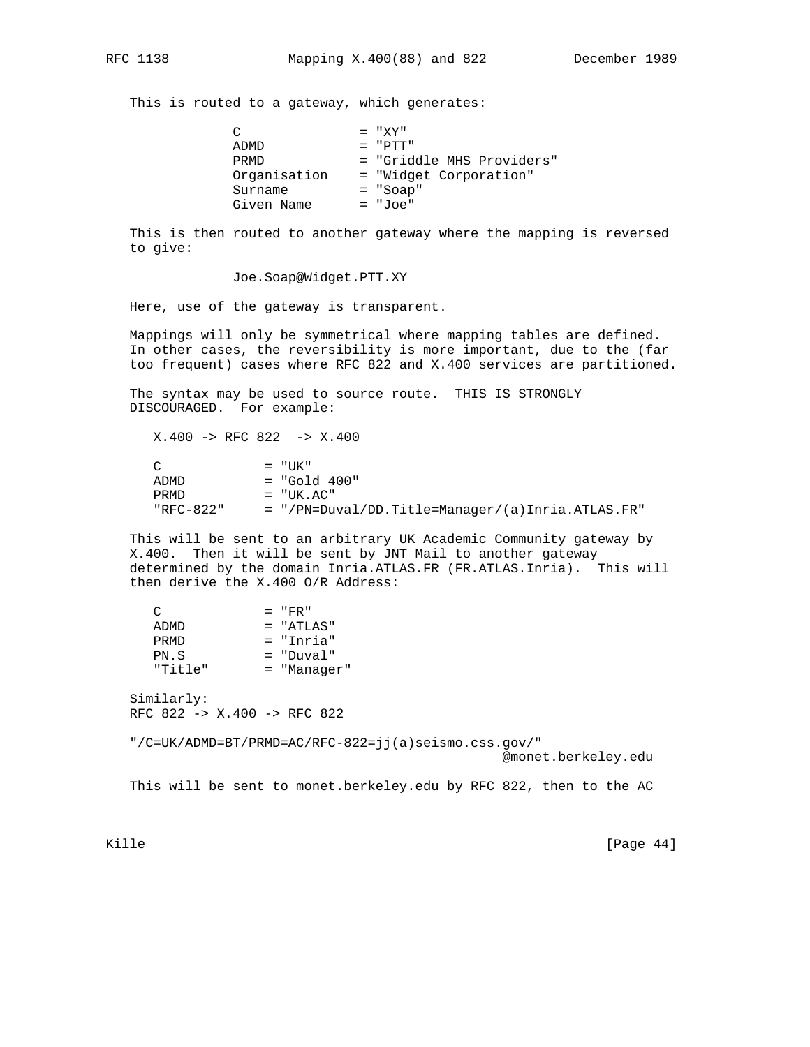This is routed to a gateway, which generates:

```
C               = "XY"
ADMD            = "PTT"
PRMD            = "Griddle MHS Providers"
Organisation    = "Widget Corporation"
Surname         = "Soap"
Given Name      = "Joe"
```

This is then routed to another gateway where the mapping is reversed to give:

```
Joe.Soap@Widget.PTT.XY
```

Here, use of the gateway is transparent.

Mappings will only be symmetrical where mapping tables are defined. In other cases, the reversibility is more important, due to the (far too frequent) cases where RFC 822 and X.400 services are partitioned.

The syntax may be used to source route. THIS IS STRONGLY DISCOURAGED. For example:

```
X.400 -> RFC 822  -> X.400

C             = "UK"
ADMD          = "Gold 400"
PRMD          = "UK.AC"
"RFC-822"     = "/PN=Duval/DD.Title=Manager/(a)Inria.ATLAS.FR"
```

This will be sent to an arbitrary UK Academic Community gateway by X.400. Then it will be sent by JNT Mail to another gateway determined by the domain Inria.ATLAS.FR (FR.ATLAS.Inria). This will then derive the X.400 O/R Address:

```
C             = "FR"
ADMD          = "ATLAS"
PRMD          = "Inria"
PN.S          = "Duval"
"Title"       = "Manager"
```

Similarly:
RFC 822 -> X.400 -> RFC 822

```
"/C=UK/ADMD=BT/PRMD=AC/RFC-822=jj(a)seismo.css.gov/"
                                            @monet.berkeley.edu
```

This will be sent to monet.berkeley.edu by RFC 822, then to the AC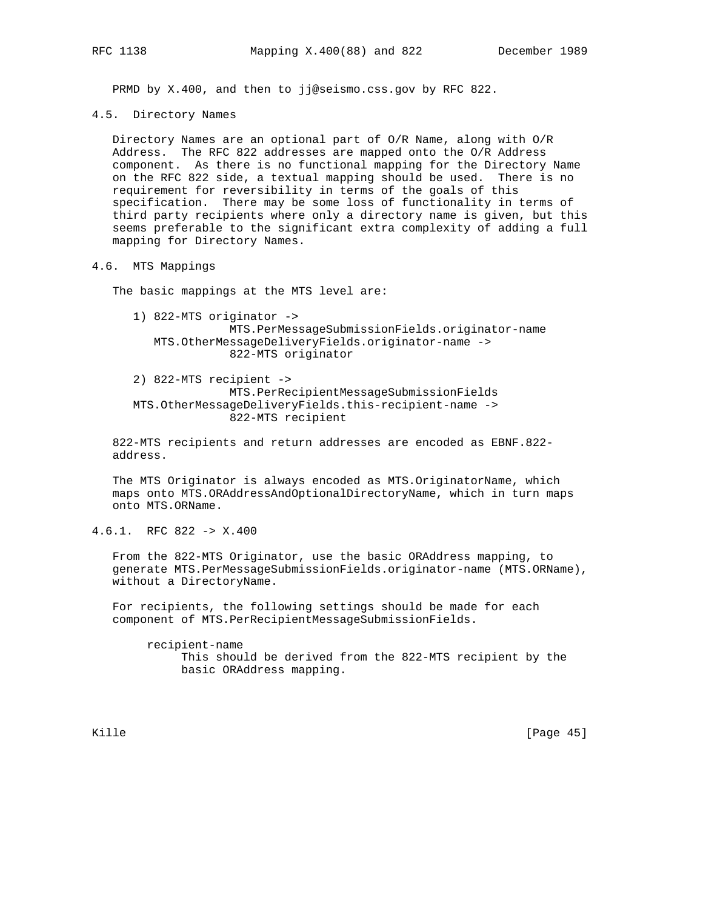PRMD by X.400, and then to jj@seismo.css.gov by RFC 822.

### 4.5. Directory Names

Directory Names are an optional part of O/R Name, along with O/R Address. The RFC 822 addresses are mapped onto the O/R Address component. As there is no functional mapping for the Directory Name on the RFC 822 side, a textual mapping should be used. There is no requirement for reversibility in terms of the goals of this specification. There may be some loss of functionality in terms of third party recipients where only a directory name is given, but this seems preferable to the significant extra complexity of adding a full mapping for Directory Names.

### 4.6. MTS Mappings

The basic mappings at the MTS level are:

```
   1) 822-MTS originator ->
                MTS.PerMessageSubmissionFields.originator-name
      MTS.OtherMessageDeliveryFields.originator-name ->
                822-MTS originator

   2) 822-MTS recipient ->
                MTS.PerRecipientMessageSubmissionFields
   MTS.OtherMessageDeliveryFields.this-recipient-name ->
                822-MTS recipient
```

822-MTS recipients and return addresses are encoded as EBNF.822-address.

The MTS Originator is always encoded as MTS.OriginatorName, which maps onto MTS.ORAddressAndOptionalDirectoryName, which in turn maps onto MTS.ORName.

#### 4.6.1. RFC 822 -> X.400

From the 822-MTS Originator, use the basic ORAddress mapping, to generate MTS.PerMessageSubmissionFields.originator-name (MTS.ORName), without a DirectoryName.

For recipients, the following settings should be made for each component of MTS.PerRecipientMessageSubmissionFields.

recipient-name
: This should be derived from the 822-MTS recipient by the basic ORAddress mapping.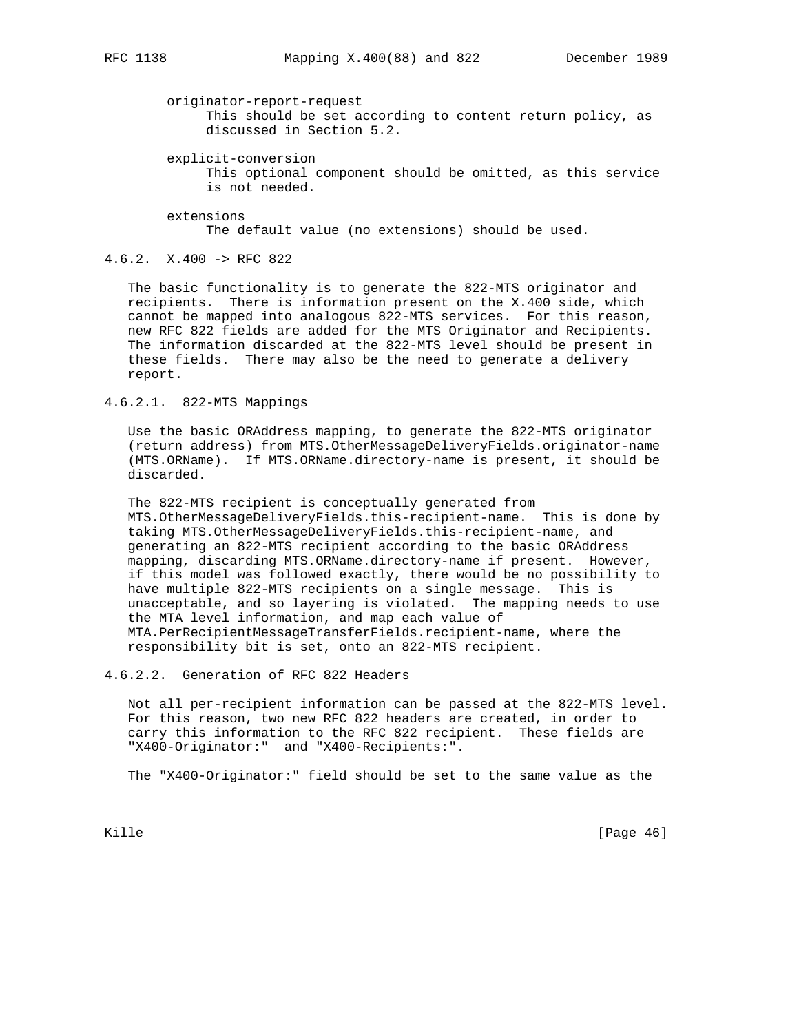originator-report-request
: This should be set according to content return policy, as discussed in Section 5.2.

explicit-conversion
: This optional component should be omitted, as this service is not needed.

extensions
: The default value (no extensions) should be used.

#### 4.6.2. X.400 -> RFC 822

The basic functionality is to generate the 822-MTS originator and recipients. There is information present on the X.400 side, which cannot be mapped into analogous 822-MTS services. For this reason, new RFC 822 fields are added for the MTS Originator and Recipients. The information discarded at the 822-MTS level should be present in these fields. There may also be the need to generate a delivery report.

##### 4.6.2.1. 822-MTS Mappings

Use the basic ORAddress mapping, to generate the 822-MTS originator (return address) from MTS.OtherMessageDeliveryFields.originator-name (MTS.ORName). If MTS.ORName.directory-name is present, it should be discarded.

The 822-MTS recipient is conceptually generated from MTS.OtherMessageDeliveryFields.this-recipient-name. This is done by taking MTS.OtherMessageDeliveryFields.this-recipient-name, and generating an 822-MTS recipient according to the basic ORAddress mapping, discarding MTS.ORName.directory-name if present. However, if this model was followed exactly, there would be no possibility to have multiple 822-MTS recipients on a single message. This is unacceptable, and so layering is violated. The mapping needs to use the MTA level information, and map each value of MTA.PerRecipientMessageTransferFields.recipient-name, where the responsibility bit is set, onto an 822-MTS recipient.

##### 4.6.2.2. Generation of RFC 822 Headers

Not all per-recipient information can be passed at the 822-MTS level. For this reason, two new RFC 822 headers are created, in order to carry this information to the RFC 822 recipient. These fields are "X400-Originator:" and "X400-Recipients:".

The "X400-Originator:" field should be set to the same value as the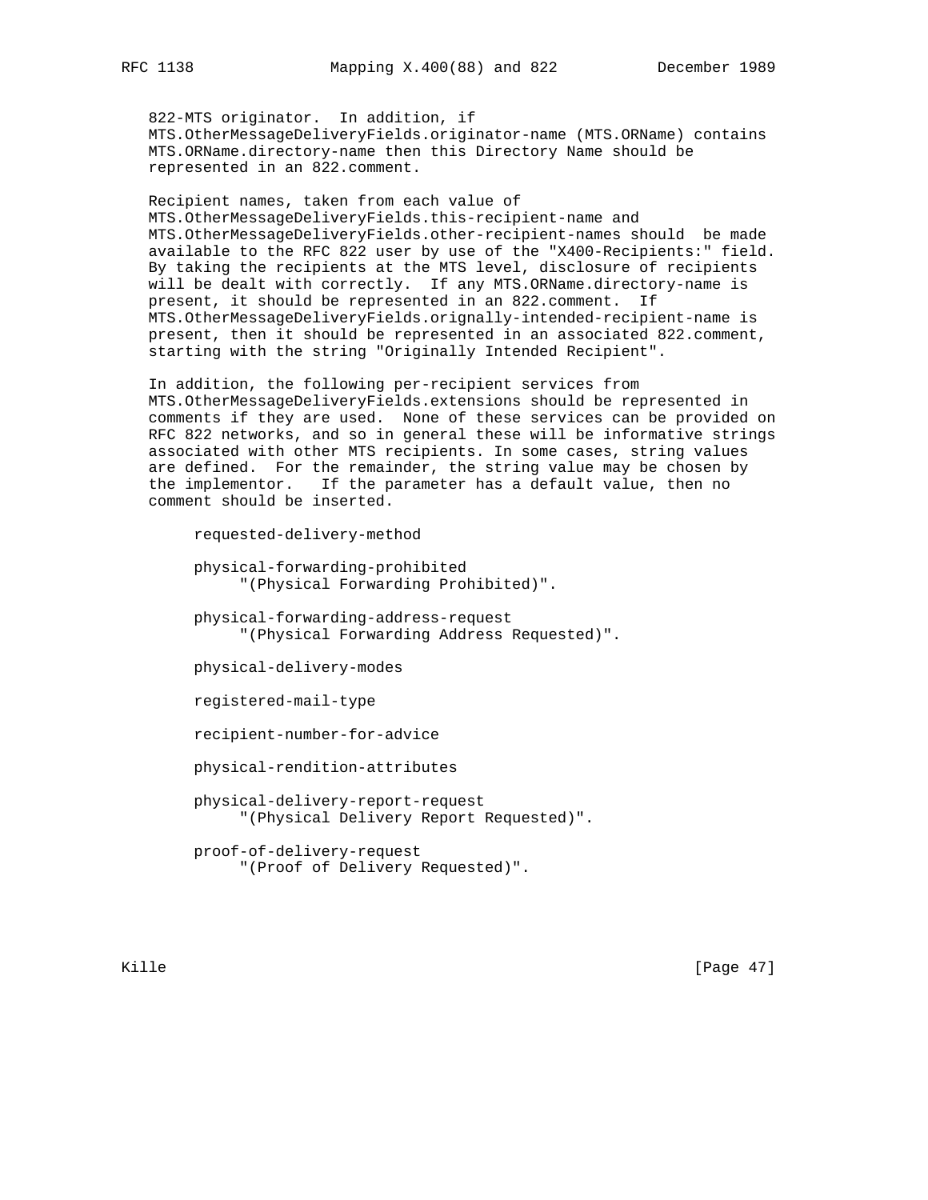822-MTS originator. In addition, if MTS.OtherMessageDeliveryFields.originator-name (MTS.ORName) contains MTS.ORName.directory-name then this Directory Name should be represented in an 822.comment.

Recipient names, taken from each value of MTS.OtherMessageDeliveryFields.this-recipient-name and MTS.OtherMessageDeliveryFields.other-recipient-names should be made available to the RFC 822 user by use of the "X400-Recipients:" field. By taking the recipients at the MTS level, disclosure of recipients will be dealt with correctly. If any MTS.ORName.directory-name is present, it should be represented in an 822.comment. If MTS.OtherMessageDeliveryFields.orignally-intended-recipient-name is present, then it should be represented in an associated 822.comment, starting with the string "Originally Intended Recipient".

In addition, the following per-recipient services from MTS.OtherMessageDeliveryFields.extensions should be represented in comments if they are used. None of these services can be provided on RFC 822 networks, and so in general these will be informative strings associated with other MTS recipients. In some cases, string values are defined. For the remainder, the string value may be chosen by the implementor. If the parameter has a default value, then no comment should be inserted.

```
requested-delivery-method

physical-forwarding-prohibited
     "(Physical Forwarding Prohibited)".

physical-forwarding-address-request
     "(Physical Forwarding Address Requested)".

physical-delivery-modes

registered-mail-type

recipient-number-for-advice

physical-rendition-attributes

physical-delivery-report-request
     "(Physical Delivery Report Requested)".

proof-of-delivery-request
     "(Proof of Delivery Requested)".
```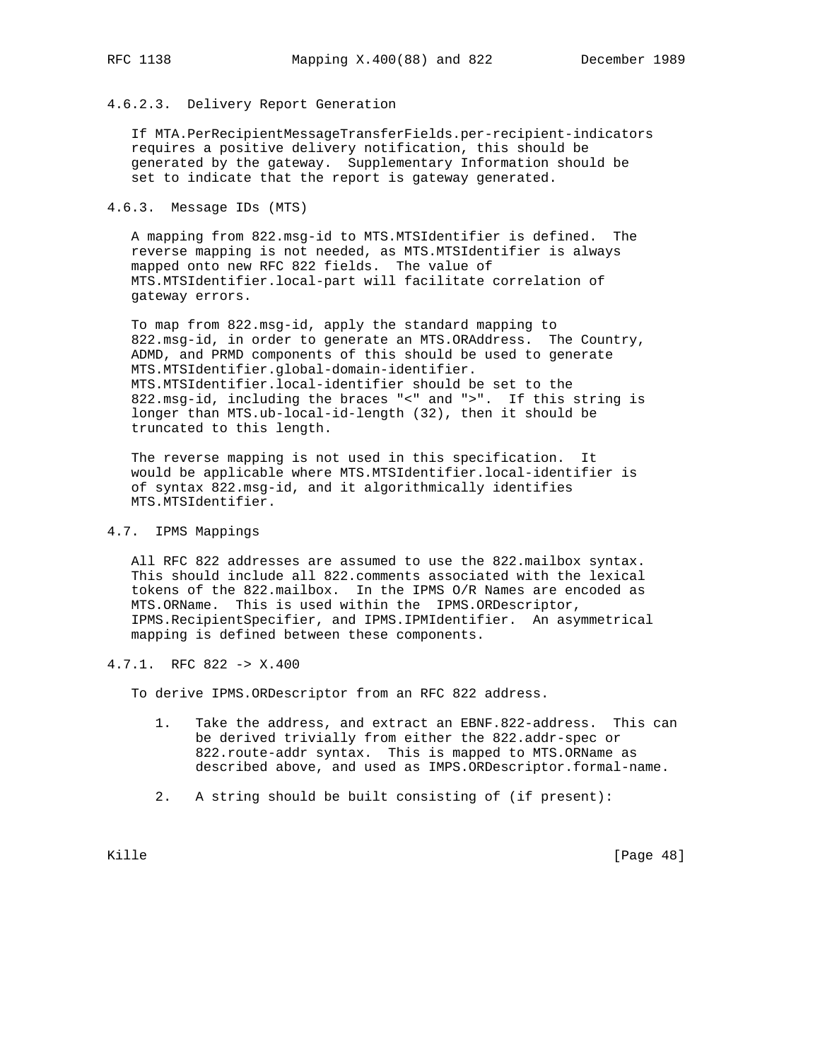#### 4.6.2.3. Delivery Report Generation

If MTA.PerRecipientMessageTransferFields.per-recipient-indicators requires a positive delivery notification, this should be generated by the gateway. Supplementary Information should be set to indicate that the report is gateway generated.

### 4.6.3. Message IDs (MTS)

A mapping from 822.msg-id to MTS.MTSIdentifier is defined. The reverse mapping is not needed, as MTS.MTSIdentifier is always mapped onto new RFC 822 fields. The value of MTS.MTSIdentifier.local-part will facilitate correlation of gateway errors.

To map from 822.msg-id, apply the standard mapping to 822.msg-id, in order to generate an MTS.ORAddress. The Country, ADMD, and PRMD components of this should be used to generate MTS.MTSIdentifier.global-domain-identifier. MTS.MTSIdentifier.local-identifier should be set to the 822.msg-id, including the braces "<" and ">". If this string is longer than MTS.ub-local-id-length (32), then it should be truncated to this length.

The reverse mapping is not used in this specification. It would be applicable where MTS.MTSIdentifier.local-identifier is of syntax 822.msg-id, and it algorithmically identifies MTS.MTSIdentifier.

## 4.7. IPMS Mappings

All RFC 822 addresses are assumed to use the 822.mailbox syntax. This should include all 822.comments associated with the lexical tokens of the 822.mailbox. In the IPMS O/R Names are encoded as MTS.ORName. This is used within the IPMS.ORDescriptor, IPMS.RecipientSpecifier, and IPMS.IPMIdentifier. An asymmetrical mapping is defined between these components.

### 4.7.1. RFC 822 -> X.400

To derive IPMS.ORDescriptor from an RFC 822 address.

1. Take the address, and extract an EBNF.822-address. This can be derived trivially from either the 822.addr-spec or 822.route-addr syntax. This is mapped to MTS.ORName as described above, and used as IMPS.ORDescriptor.formal-name.

2. A string should be built consisting of (if present):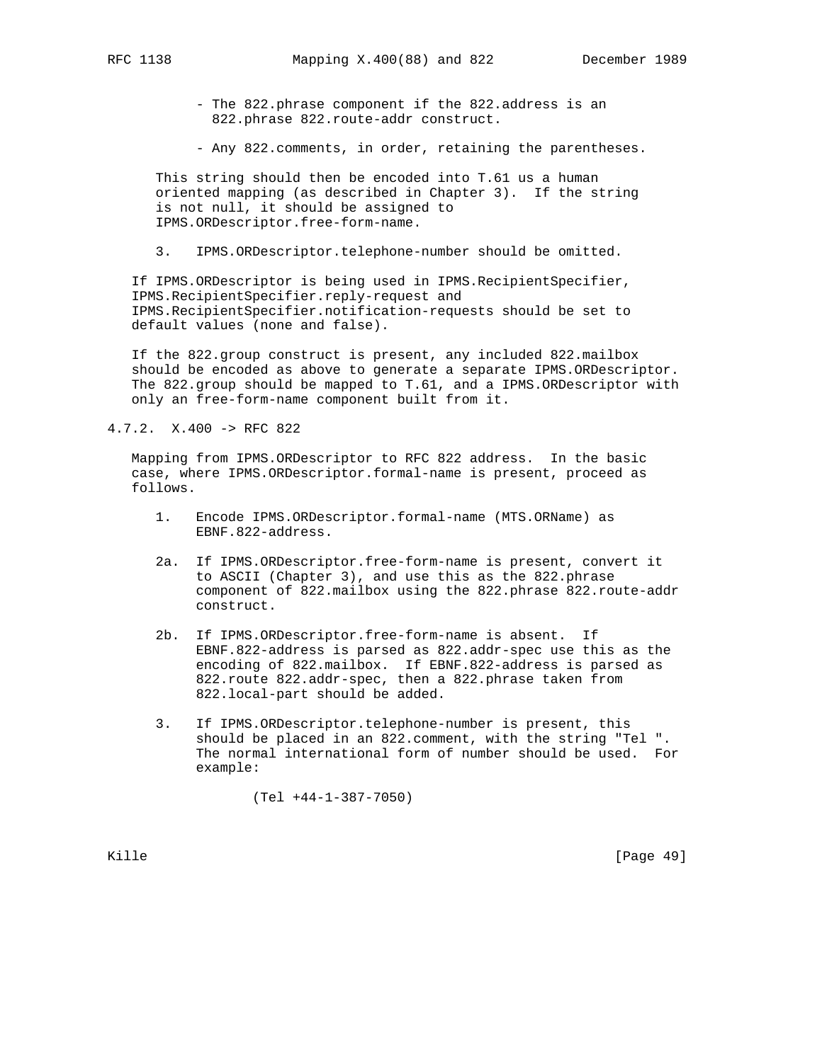- The 822.phrase component if the 822.address is an 822.phrase 822.route-addr construct.

- Any 822.comments, in order, retaining the parentheses.

This string should then be encoded into T.61 us a human oriented mapping (as described in Chapter 3). If the string is not null, it should be assigned to IPMS.ORDescriptor.free-form-name.

3. IPMS.ORDescriptor.telephone-number should be omitted.

If IPMS.ORDescriptor is being used in IPMS.RecipientSpecifier, IPMS.RecipientSpecifier.reply-request and IPMS.RecipientSpecifier.notification-requests should be set to default values (none and false).

If the 822.group construct is present, any included 822.mailbox should be encoded as above to generate a separate IPMS.ORDescriptor. The 822.group should be mapped to T.61, and a IPMS.ORDescriptor with only an free-form-name component built from it.

### 4.7.2. X.400 -> RFC 822

Mapping from IPMS.ORDescriptor to RFC 822 address. In the basic case, where IPMS.ORDescriptor.formal-name is present, proceed as follows.

1. Encode IPMS.ORDescriptor.formal-name (MTS.ORName) as EBNF.822-address.

2a. If IPMS.ORDescriptor.free-form-name is present, convert it to ASCII (Chapter 3), and use this as the 822.phrase component of 822.mailbox using the 822.phrase 822.route-addr construct.

2b. If IPMS.ORDescriptor.free-form-name is absent. If EBNF.822-address is parsed as 822.addr-spec use this as the encoding of 822.mailbox. If EBNF.822-address is parsed as 822.route 822.addr-spec, then a 822.phrase taken from 822.local-part should be added.

3. If IPMS.ORDescriptor.telephone-number is present, this should be placed in an 822.comment, with the string "Tel ". The normal international form of number should be used. For example:

```
(Tel +44-1-387-7050)
```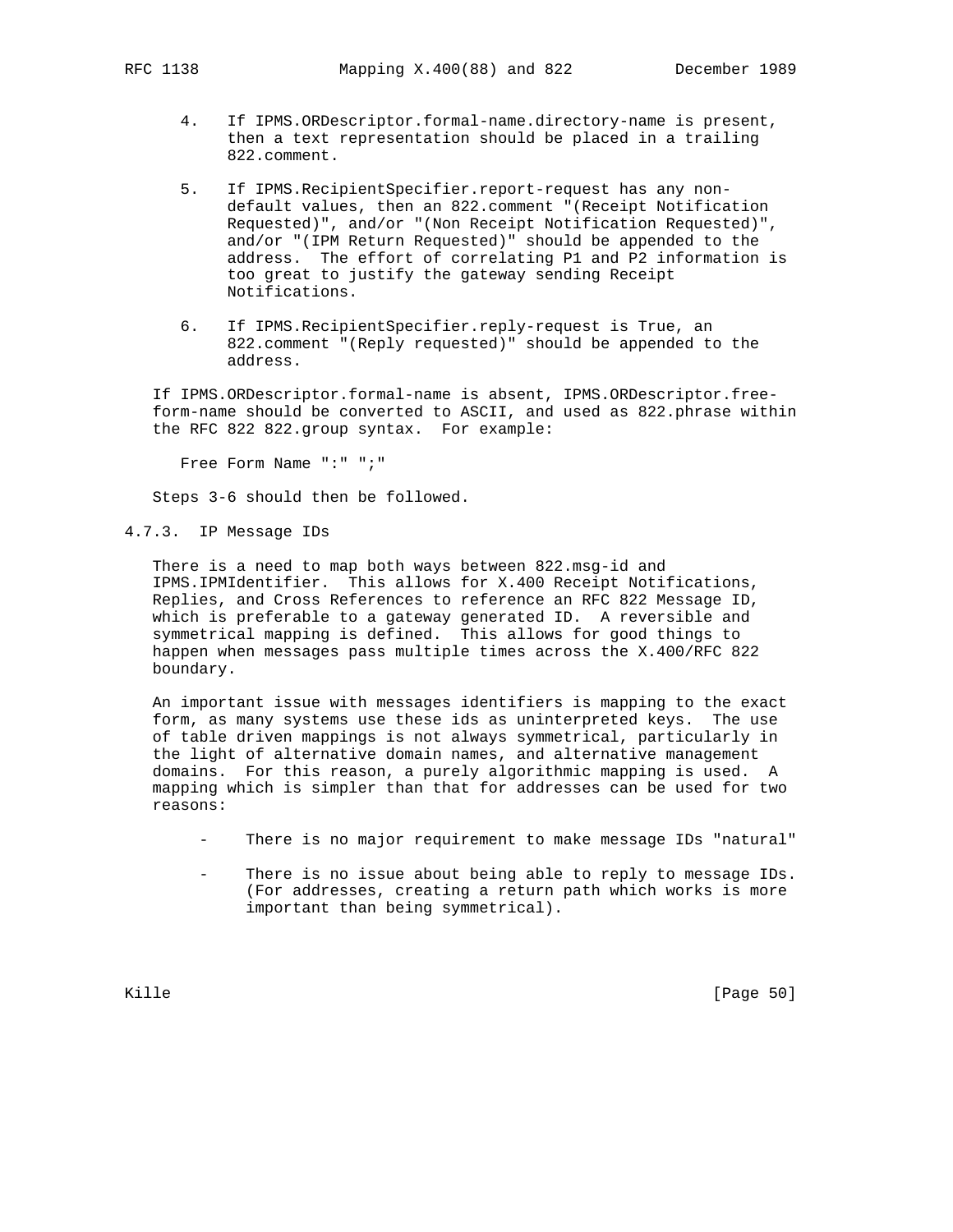4. If IPMS.ORDescriptor.formal-name.directory-name is present, then a text representation should be placed in a trailing 822.comment.

5. If IPMS.RecipientSpecifier.report-request has any non-default values, then an 822.comment "(Receipt Notification Requested)", and/or "(Non Receipt Notification Requested)", and/or "(IPM Return Requested)" should be appended to the address. The effort of correlating P1 and P2 information is too great to justify the gateway sending Receipt Notifications.

6. If IPMS.RecipientSpecifier.reply-request is True, an 822.comment "(Reply requested)" should be appended to the address.

If IPMS.ORDescriptor.formal-name is absent, IPMS.ORDescriptor.free-form-name should be converted to ASCII, and used as 822.phrase within the RFC 822 822.group syntax. For example:

```
Free Form Name ":" ";"
```

Steps 3-6 should then be followed.

### 4.7.3. IP Message IDs

There is a need to map both ways between 822.msg-id and IPMS.IPMIdentifier. This allows for X.400 Receipt Notifications, Replies, and Cross References to reference an RFC 822 Message ID, which is preferable to a gateway generated ID. A reversible and symmetrical mapping is defined. This allows for good things to happen when messages pass multiple times across the X.400/RFC 822 boundary.

An important issue with messages identifiers is mapping to the exact form, as many systems use these ids as uninterpreted keys. The use of table driven mappings is not always symmetrical, particularly in the light of alternative domain names, and alternative management domains. For this reason, a purely algorithmic mapping is used. A mapping which is simpler than that for addresses can be used for two reasons:

- There is no major requirement to make message IDs "natural"
- There is no issue about being able to reply to message IDs. (For addresses, creating a return path which works is more important than being symmetrical).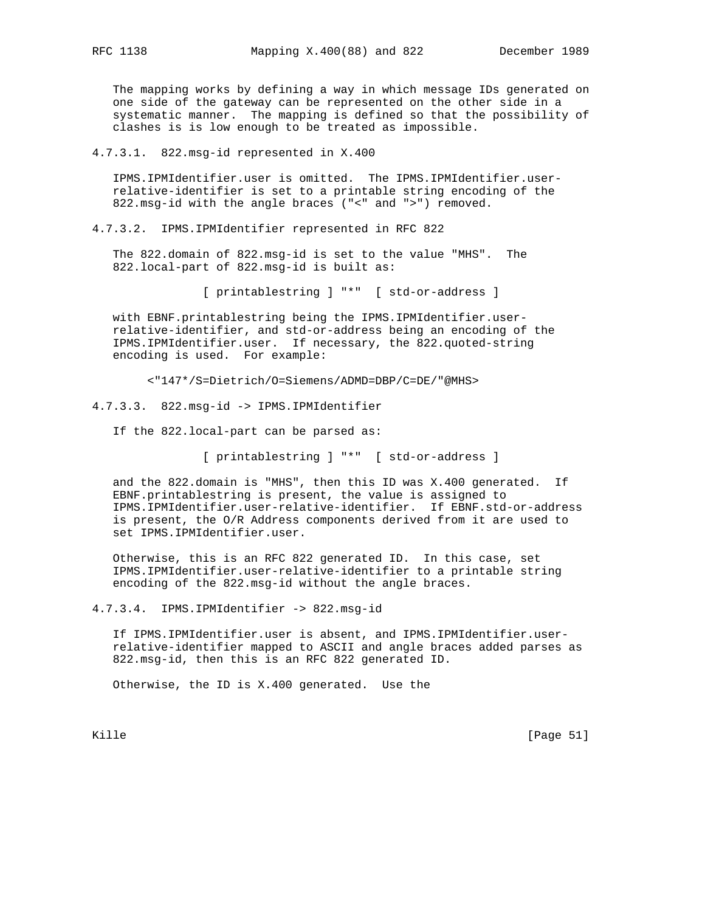The mapping works by defining a way in which message IDs generated on one side of the gateway can be represented on the other side in a systematic manner. The mapping is defined so that the possibility of clashes is is low enough to be treated as impossible.

#### 4.7.3.1. 822.msg-id represented in X.400

IPMS.IPMIdentifier.user is omitted. The IPMS.IPMIdentifier.user-relative-identifier is set to a printable string encoding of the 822.msg-id with the angle braces ("<" and ">") removed.

#### 4.7.3.2. IPMS.IPMIdentifier represented in RFC 822

The 822.domain of 822.msg-id is set to the value "MHS". The 822.local-part of 822.msg-id is built as:

```
[ printablestring ] "*"  [ std-or-address ]
```

with EBNF.printablestring being the IPMS.IPMIdentifier.user-relative-identifier, and std-or-address being an encoding of the IPMS.IPMIdentifier.user. If necessary, the 822.quoted-string encoding is used. For example:

```
<"147*/S=Dietrich/O=Siemens/ADMD=DBP/C=DE/"@MHS>
```

#### 4.7.3.3. 822.msg-id -> IPMS.IPMIdentifier

If the 822.local-part can be parsed as:

```
[ printablestring ] "*"  [ std-or-address ]
```

and the 822.domain is "MHS", then this ID was X.400 generated. If EBNF.printablestring is present, the value is assigned to IPMS.IPMIdentifier.user-relative-identifier. If EBNF.std-or-address is present, the O/R Address components derived from it are used to set IPMS.IPMIdentifier.user.

Otherwise, this is an RFC 822 generated ID. In this case, set IPMS.IPMIdentifier.user-relative-identifier to a printable string encoding of the 822.msg-id without the angle braces.

#### 4.7.3.4. IPMS.IPMIdentifier -> 822.msg-id

If IPMS.IPMIdentifier.user is absent, and IPMS.IPMIdentifier.user-relative-identifier mapped to ASCII and angle braces added parses as 822.msg-id, then this is an RFC 822 generated ID.

Otherwise, the ID is X.400 generated. Use the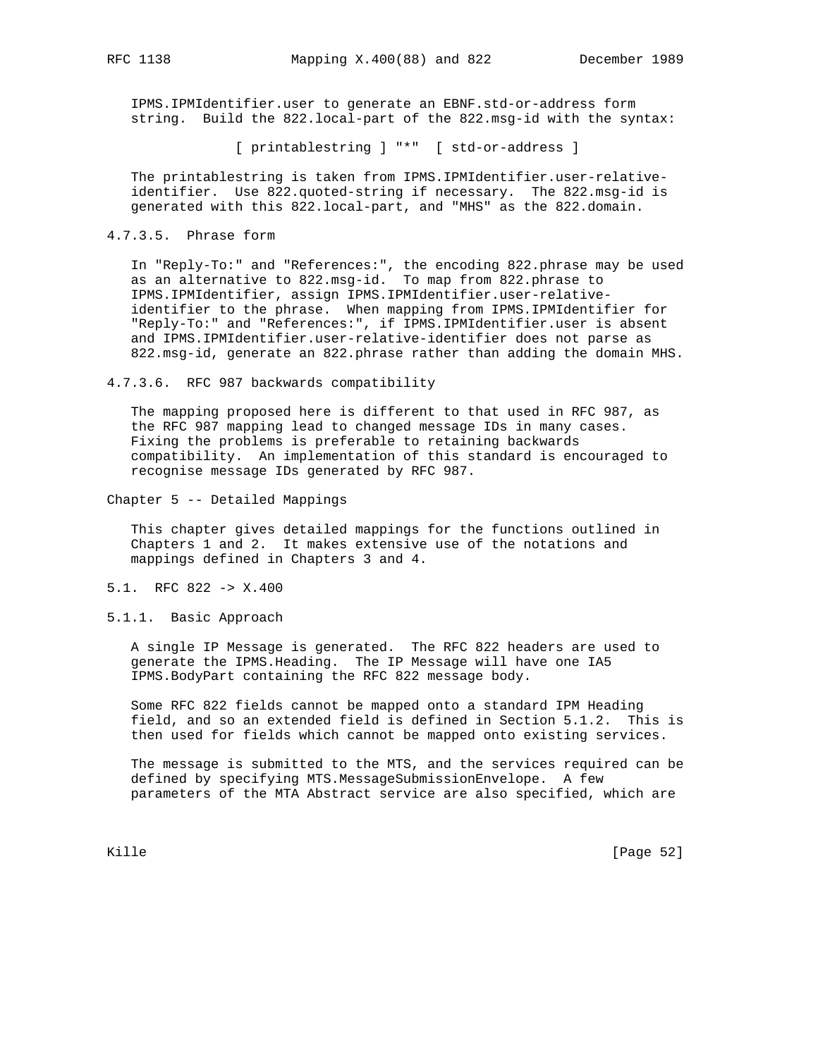IPMS.IPMIdentifier.user to generate an EBNF.std-or-address form string. Build the 822.local-part of the 822.msg-id with the syntax:

```
[ printablestring ] "*"  [ std-or-address ]
```

The printablestring is taken from IPMS.IPMIdentifier.user-relative-identifier. Use 822.quoted-string if necessary. The 822.msg-id is generated with this 822.local-part, and "MHS" as the 822.domain.

#### 4.7.3.5. Phrase form

In "Reply-To:" and "References:", the encoding 822.phrase may be used as an alternative to 822.msg-id. To map from 822.phrase to IPMS.IPMIdentifier, assign IPMS.IPMIdentifier.user-relative-identifier to the phrase. When mapping from IPMS.IPMIdentifier for "Reply-To:" and "References:", if IPMS.IPMIdentifier.user is absent and IPMS.IPMIdentifier.user-relative-identifier does not parse as 822.msg-id, generate an 822.phrase rather than adding the domain MHS.

#### 4.7.3.6. RFC 987 backwards compatibility

The mapping proposed here is different to that used in RFC 987, as the RFC 987 mapping lead to changed message IDs in many cases. Fixing the problems is preferable to retaining backwards compatibility. An implementation of this standard is encouraged to recognise message IDs generated by RFC 987.

# Chapter 5 -- Detailed Mappings

This chapter gives detailed mappings for the functions outlined in Chapters 1 and 2. It makes extensive use of the notations and mappings defined in Chapters 3 and 4.

## 5.1. RFC 822 -> X.400

### 5.1.1. Basic Approach

A single IP Message is generated. The RFC 822 headers are used to generate the IPMS.Heading. The IP Message will have one IA5 IPMS.BodyPart containing the RFC 822 message body.

Some RFC 822 fields cannot be mapped onto a standard IPM Heading field, and so an extended field is defined in Section 5.1.2. This is then used for fields which cannot be mapped onto existing services.

The message is submitted to the MTS, and the services required can be defined by specifying MTS.MessageSubmissionEnvelope. A few parameters of the MTA Abstract service are also specified, which are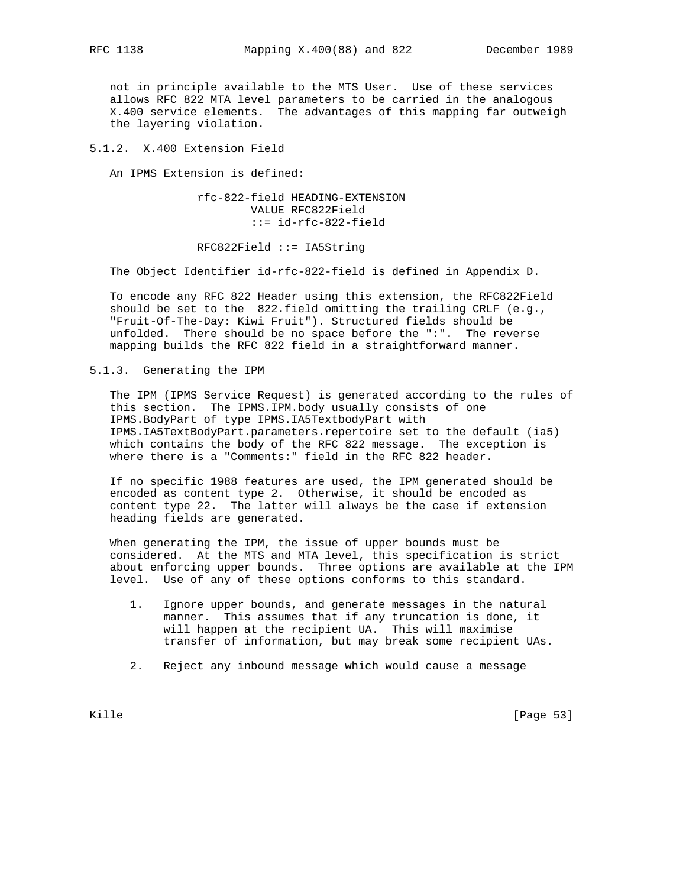not in principle available to the MTS User. Use of these services allows RFC 822 MTA level parameters to be carried in the analogous X.400 service elements. The advantages of this mapping far outweigh the layering violation.

### 5.1.2. X.400 Extension Field

An IPMS Extension is defined:

```
rfc-822-field HEADING-EXTENSION
        VALUE RFC822Field
        ::= id-rfc-822-field

RFC822Field ::= IA5String
```

The Object Identifier id-rfc-822-field is defined in Appendix D.

To encode any RFC 822 Header using this extension, the RFC822Field should be set to the 822.field omitting the trailing CRLF (e.g., "Fruit-Of-The-Day: Kiwi Fruit"). Structured fields should be unfolded. There should be no space before the ":". The reverse mapping builds the RFC 822 field in a straightforward manner.

### 5.1.3. Generating the IPM

The IPM (IPMS Service Request) is generated according to the rules of this section. The IPMS.IPM.body usually consists of one IPMS.BodyPart of type IPMS.IA5TextbodyPart with IPMS.IA5TextBodyPart.parameters.repertoire set to the default (ia5) which contains the body of the RFC 822 message. The exception is where there is a "Comments:" field in the RFC 822 header.

If no specific 1988 features are used, the IPM generated should be encoded as content type 2. Otherwise, it should be encoded as content type 22. The latter will always be the case if extension heading fields are generated.

When generating the IPM, the issue of upper bounds must be considered. At the MTS and MTA level, this specification is strict about enforcing upper bounds. Three options are available at the IPM level. Use of any of these options conforms to this standard.

1. Ignore upper bounds, and generate messages in the natural manner. This assumes that if any truncation is done, it will happen at the recipient UA. This will maximise transfer of information, but may break some recipient UAs.

2. Reject any inbound message which would cause a message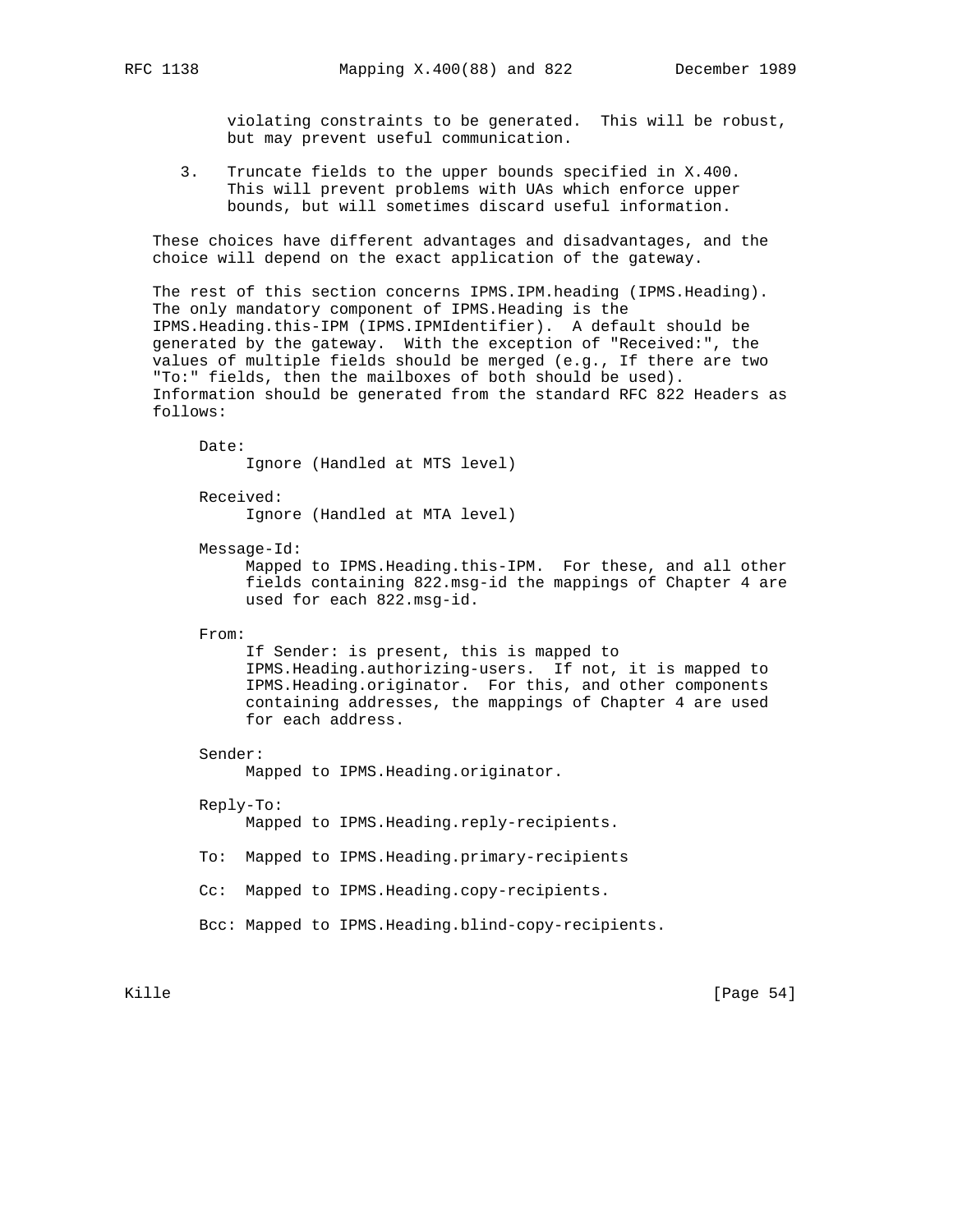violating constraints to be generated. This will be robust, but may prevent useful communication.

3. Truncate fields to the upper bounds specified in X.400. This will prevent problems with UAs which enforce upper bounds, but will sometimes discard useful information.

These choices have different advantages and disadvantages, and the choice will depend on the exact application of the gateway.

The rest of this section concerns IPMS.IPM.heading (IPMS.Heading). The only mandatory component of IPMS.Heading is the IPMS.Heading.this-IPM (IPMS.IPMIdentifier). A default should be generated by the gateway. With the exception of "Received:", the values of multiple fields should be merged (e.g., If there are two "To:" fields, then the mailboxes of both should be used). Information should be generated from the standard RFC 822 Headers as follows:

Date:
Ignore (Handled at MTS level)

Received:
Ignore (Handled at MTA level)

Message-Id:
Mapped to IPMS.Heading.this-IPM. For these, and all other fields containing 822.msg-id the mappings of Chapter 4 are used for each 822.msg-id.

From:
If Sender: is present, this is mapped to IPMS.Heading.authorizing-users. If not, it is mapped to IPMS.Heading.originator. For this, and other components containing addresses, the mappings of Chapter 4 are used for each address.

Sender:
Mapped to IPMS.Heading.originator.

Reply-To:
Mapped to IPMS.Heading.reply-recipients.

To: Mapped to IPMS.Heading.primary-recipients

Cc: Mapped to IPMS.Heading.copy-recipients.

Bcc: Mapped to IPMS.Heading.blind-copy-recipients.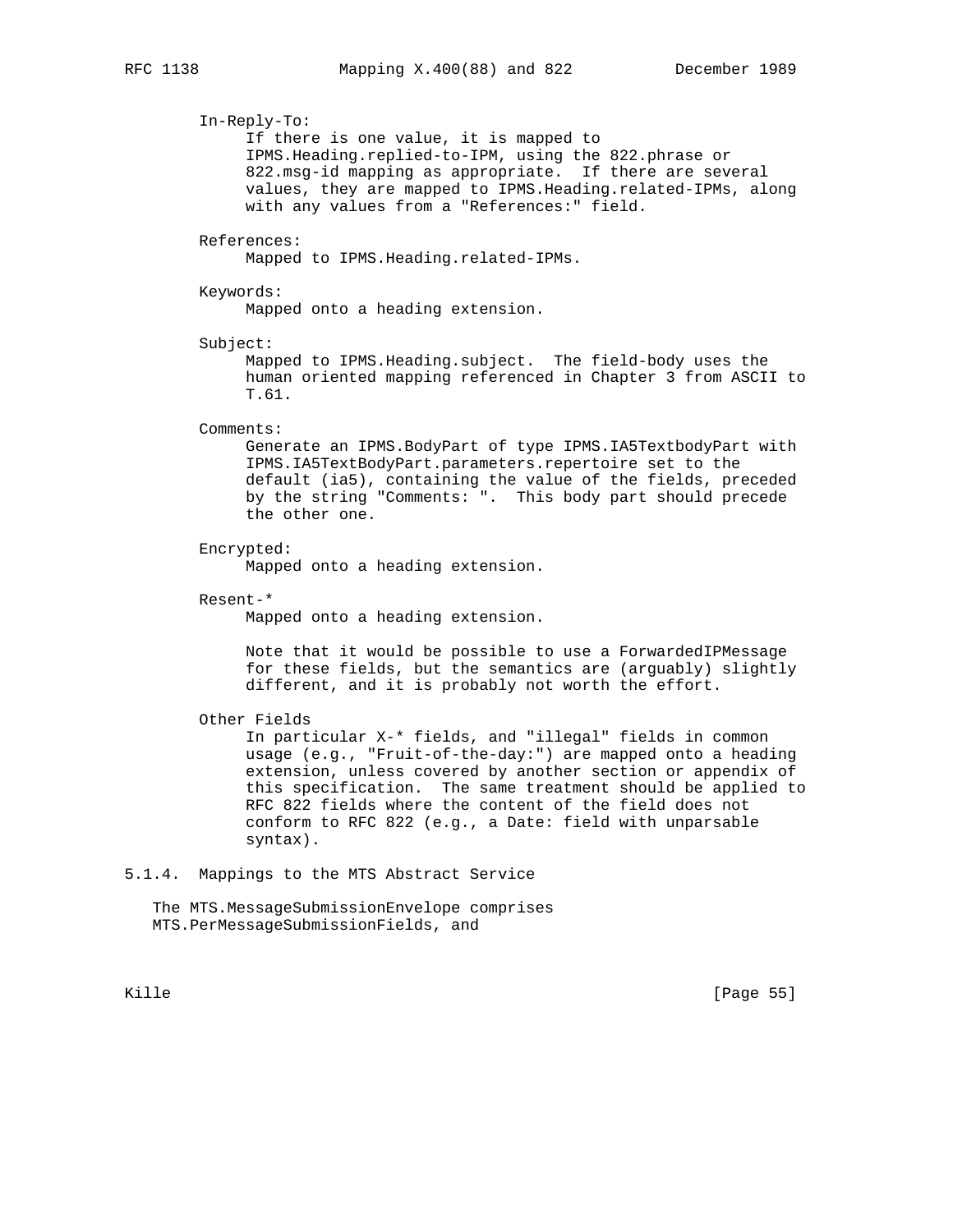In-Reply-To:

If there is one value, it is mapped to IPMS.Heading.replied-to-IPM, using the 822.phrase or 822.msg-id mapping as appropriate. If there are several values, they are mapped to IPMS.Heading.related-IPMs, along with any values from a "References:" field.

References:

Mapped to IPMS.Heading.related-IPMs.

Keywords:

Mapped onto a heading extension.

Subject:

Mapped to IPMS.Heading.subject. The field-body uses the human oriented mapping referenced in Chapter 3 from ASCII to T.61.

Comments:

Generate an IPMS.BodyPart of type IPMS.IA5TextbodyPart with IPMS.IA5TextBodyPart.parameters.repertoire set to the default (ia5), containing the value of the fields, preceded by the string "Comments: ". This body part should precede the other one.

Encrypted:

Mapped onto a heading extension.

Resent-*

Mapped onto a heading extension.

Note that it would be possible to use a ForwardedIPMessage for these fields, but the semantics are (arguably) slightly different, and it is probably not worth the effort.

Other Fields

In particular X-* fields, and "illegal" fields in common usage (e.g., "Fruit-of-the-day:") are mapped onto a heading extension, unless covered by another section or appendix of this specification. The same treatment should be applied to RFC 822 fields where the content of the field does not conform to RFC 822 (e.g., a Date: field with unparsable syntax).

### 5.1.4. Mappings to the MTS Abstract Service

The MTS.MessageSubmissionEnvelope comprises MTS.PerMessageSubmissionFields, and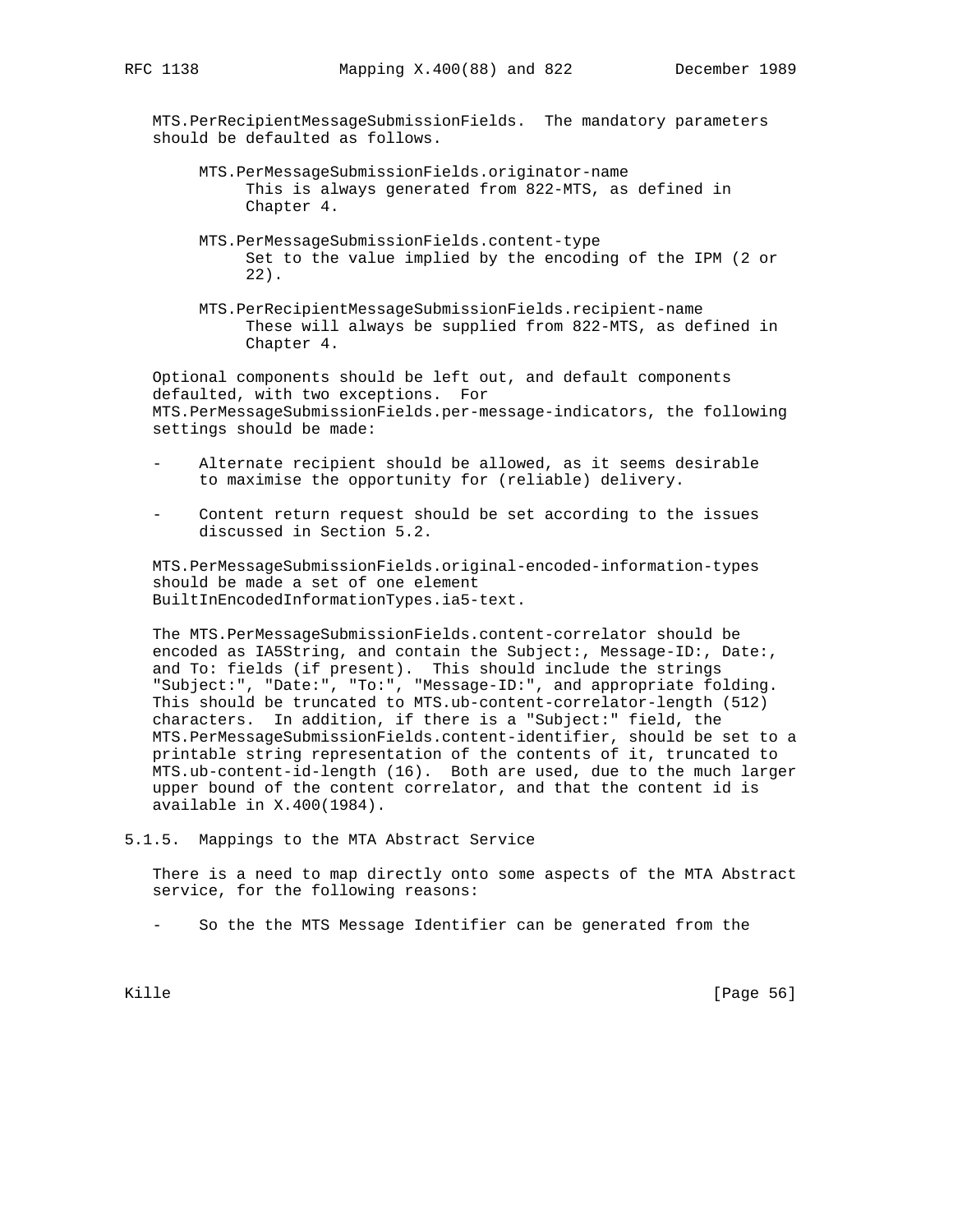MTS.PerRecipientMessageSubmissionFields. The mandatory parameters should be defaulted as follows.

MTS.PerMessageSubmissionFields.originator-name
: This is always generated from 822-MTS, as defined in Chapter 4.

MTS.PerMessageSubmissionFields.content-type
: Set to the value implied by the encoding of the IPM (2 or 22).

MTS.PerRecipientMessageSubmissionFields.recipient-name
: These will always be supplied from 822-MTS, as defined in Chapter 4.

Optional components should be left out, and default components defaulted, with two exceptions. For MTS.PerMessageSubmissionFields.per-message-indicators, the following settings should be made:

- Alternate recipient should be allowed, as it seems desirable to maximise the opportunity for (reliable) delivery.

- Content return request should be set according to the issues discussed in Section 5.2.

MTS.PerMessageSubmissionFields.original-encoded-information-types should be made a set of one element BuiltInEncodedInformationTypes.ia5-text.

The MTS.PerMessageSubmissionFields.content-correlator should be encoded as IA5String, and contain the Subject:, Message-ID:, Date:, and To: fields (if present). This should include the strings "Subject:", "Date:", "To:", "Message-ID:", and appropriate folding. This should be truncated to MTS.ub-content-correlator-length (512) characters. In addition, if there is a "Subject:" field, the MTS.PerMessageSubmissionFields.content-identifier, should be set to a printable string representation of the contents of it, truncated to MTS.ub-content-id-length (16). Both are used, due to the much larger upper bound of the content correlator, and that the content id is available in X.400(1984).

### 5.1.5. Mappings to the MTA Abstract Service

There is a need to map directly onto some aspects of the MTA Abstract service, for the following reasons:

- So the the MTS Message Identifier can be generated from the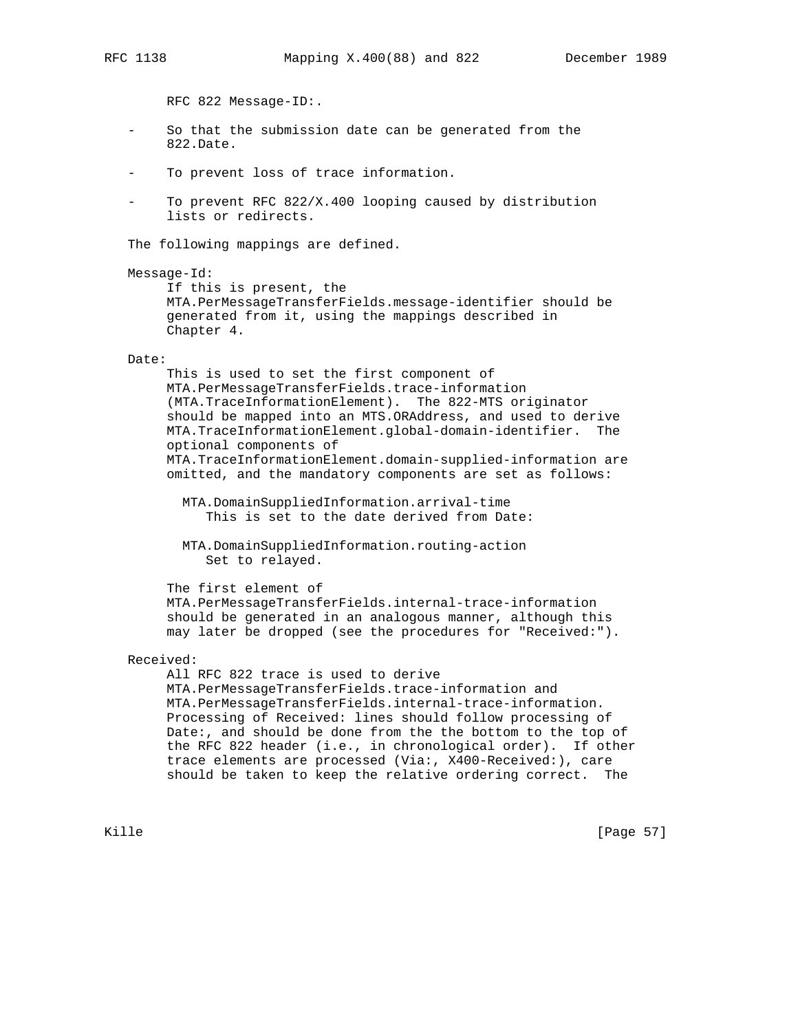RFC 822 Message-ID:.

- So that the submission date can be generated from the 822.Date.

- To prevent loss of trace information.

- To prevent RFC 822/X.400 looping caused by distribution lists or redirects.

The following mappings are defined.

Message-Id:
: If this is present, the MTA.PerMessageTransferFields.message-identifier should be generated from it, using the mappings described in Chapter 4.

Date:
: This is used to set the first component of MTA.PerMessageTransferFields.trace-information (MTA.TraceInformationElement). The 822-MTS originator should be mapped into an MTS.ORAddress, and used to derive MTA.TraceInformationElement.global-domain-identifier. The optional components of MTA.TraceInformationElement.domain-supplied-information are omitted, and the mandatory components are set as follows:

  MTA.DomainSuppliedInformation.arrival-time
  : This is set to the date derived from Date:

  MTA.DomainSuppliedInformation.routing-action
  : Set to relayed.

  The first element of MTA.PerMessageTransferFields.internal-trace-information should be generated in an analogous manner, although this may later be dropped (see the procedures for "Received:").

Received:
: All RFC 822 trace is used to derive MTA.PerMessageTransferFields.trace-information and MTA.PerMessageTransferFields.internal-trace-information. Processing of Received: lines should follow processing of Date:, and should be done from the the bottom to the top of the RFC 822 header (i.e., in chronological order). If other trace elements are processed (Via:, X400-Received:), care should be taken to keep the relative ordering correct. The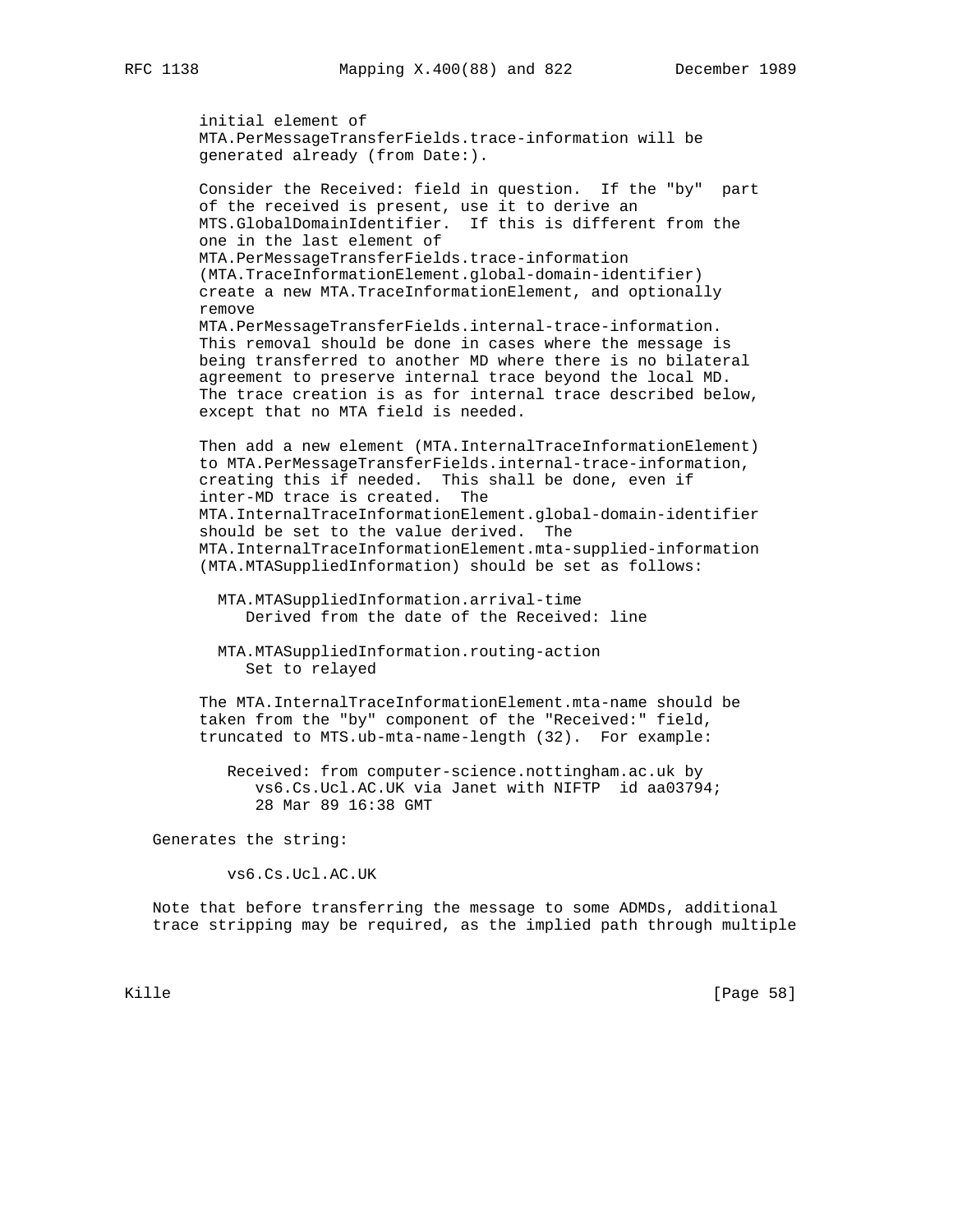initial element of MTA.PerMessageTransferFields.trace-information will be generated already (from Date:).

Consider the Received: field in question. If the "by" part of the received is present, use it to derive an MTS.GlobalDomainIdentifier. If this is different from the one in the last element of MTA.PerMessageTransferFields.trace-information (MTA.TraceInformationElement.global-domain-identifier) create a new MTA.TraceInformationElement, and optionally remove MTA.PerMessageTransferFields.internal-trace-information. This removal should be done in cases where the message is being transferred to another MD where there is no bilateral agreement to preserve internal trace beyond the local MD. The trace creation is as for internal trace described below, except that no MTA field is needed.

Then add a new element (MTA.InternalTraceInformationElement) to MTA.PerMessageTransferFields.internal-trace-information, creating this if needed. This shall be done, even if inter-MD trace is created. The MTA.InternalTraceInformationElement.global-domain-identifier should be set to the value derived. The MTA.InternalTraceInformationElement.mta-supplied-information (MTA.MTASuppliedInformation) should be set as follows:

MTA.MTASuppliedInformation.arrival-time
: Derived from the date of the Received: line

MTA.MTASuppliedInformation.routing-action
: Set to relayed

The MTA.InternalTraceInformationElement.mta-name should be taken from the "by" component of the "Received:" field, truncated to MTS.ub-mta-name-length (32). For example:

```
Received: from computer-science.nottingham.ac.uk by
   vs6.Cs.Ucl.AC.UK via Janet with NIFTP  id aa03794;
   28 Mar 89 16:38 GMT
```

Generates the string:

```
vs6.Cs.Ucl.AC.UK
```

Note that before transferring the message to some ADMDs, additional trace stripping may be required, as the implied path through multiple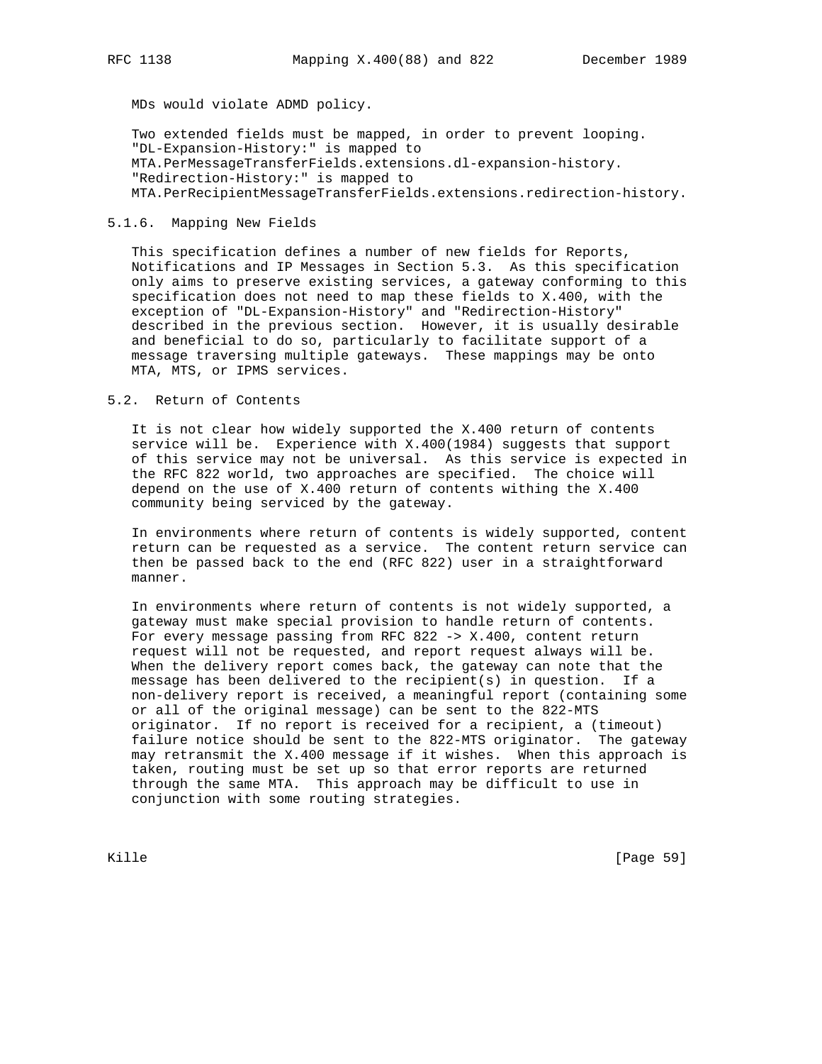MDs would violate ADMD policy.

Two extended fields must be mapped, in order to prevent looping. "DL-Expansion-History:" is mapped to MTA.PerMessageTransferFields.extensions.dl-expansion-history. "Redirection-History:" is mapped to MTA.PerRecipientMessageTransferFields.extensions.redirection-history.

### 5.1.6. Mapping New Fields

This specification defines a number of new fields for Reports, Notifications and IP Messages in Section 5.3. As this specification only aims to preserve existing services, a gateway conforming to this specification does not need to map these fields to X.400, with the exception of "DL-Expansion-History" and "Redirection-History" described in the previous section. However, it is usually desirable and beneficial to do so, particularly to facilitate support of a message traversing multiple gateways. These mappings may be onto MTA, MTS, or IPMS services.

## 5.2. Return of Contents

It is not clear how widely supported the X.400 return of contents service will be. Experience with X.400(1984) suggests that support of this service may not be universal. As this service is expected in the RFC 822 world, two approaches are specified. The choice will depend on the use of X.400 return of contents withing the X.400 community being serviced by the gateway.

In environments where return of contents is widely supported, content return can be requested as a service. The content return service can then be passed back to the end (RFC 822) user in a straightforward manner.

In environments where return of contents is not widely supported, a gateway must make special provision to handle return of contents. For every message passing from RFC 822 -> X.400, content return request will not be requested, and report request always will be. When the delivery report comes back, the gateway can note that the message has been delivered to the recipient(s) in question. If a non-delivery report is received, a meaningful report (containing some or all of the original message) can be sent to the 822-MTS originator. If no report is received for a recipient, a (timeout) failure notice should be sent to the 822-MTS originator. The gateway may retransmit the X.400 message if it wishes. When this approach is taken, routing must be set up so that error reports are returned through the same MTA. This approach may be difficult to use in conjunction with some routing strategies.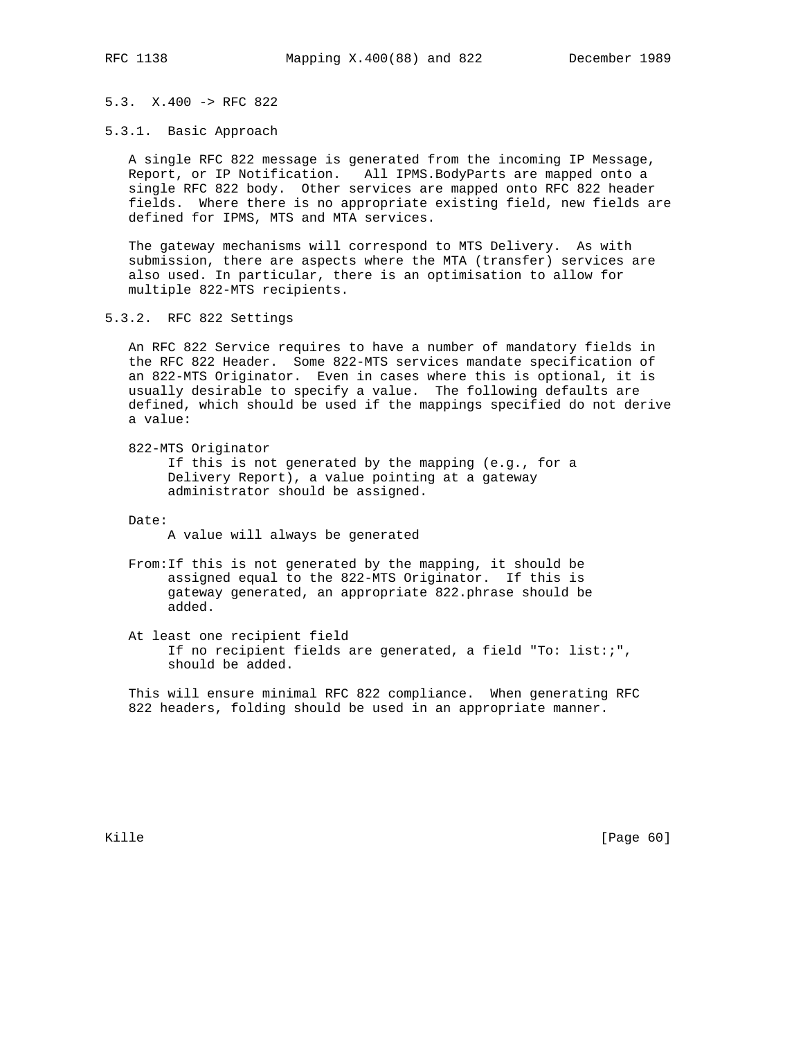## 5.3. X.400 -> RFC 822

### 5.3.1. Basic Approach

A single RFC 822 message is generated from the incoming IP Message, Report, or IP Notification. All IPMS.BodyParts are mapped onto a single RFC 822 body. Other services are mapped onto RFC 822 header fields. Where there is no appropriate existing field, new fields are defined for IPMS, MTS and MTA services.

The gateway mechanisms will correspond to MTS Delivery. As with submission, there are aspects where the MTA (transfer) services are also used. In particular, there is an optimisation to allow for multiple 822-MTS recipients.

### 5.3.2. RFC 822 Settings

An RFC 822 Service requires to have a number of mandatory fields in the RFC 822 Header. Some 822-MTS services mandate specification of an 822-MTS Originator. Even in cases where this is optional, it is usually desirable to specify a value. The following defaults are defined, which should be used if the mappings specified do not derive a value:

822-MTS Originator
: If this is not generated by the mapping (e.g., for a Delivery Report), a value pointing at a gateway administrator should be assigned.

Date:
: A value will always be generated

From:
: If this is not generated by the mapping, it should be assigned equal to the 822-MTS Originator. If this is gateway generated, an appropriate 822.phrase should be added.

At least one recipient field
: If no recipient fields are generated, a field "To: list:;", should be added.

This will ensure minimal RFC 822 compliance. When generating RFC 822 headers, folding should be used in an appropriate manner.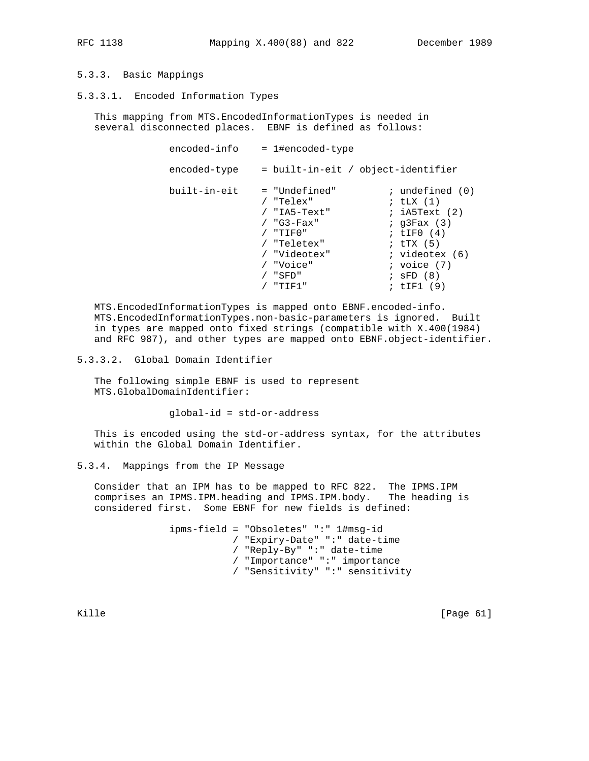#### 5.3.3. Basic Mappings

##### 5.3.3.1. Encoded Information Types

This mapping from MTS.EncodedInformationTypes is needed in several disconnected places. EBNF is defined as follows:

```
encoded-info    = 1#encoded-type

encoded-type    = built-in-eit / object-identifier

built-in-eit    = "Undefined"         ; undefined (0)
                / "Telex"             ; tLX (1)
                / "IA5-Text"          ; iA5Text (2)
                / "G3-Fax"            ; g3Fax (3)
                / "TIF0"              ; tIF0 (4)
                / "Teletex"           ; tTX (5)
                / "Videotex"          ; videotex (6)
                / "Voice"             ; voice (7)
                / "SFD"               ; sFD (8)
                / "TIF1"              ; tIF1 (9)
```

MTS.EncodedInformationTypes is mapped onto EBNF.encoded-info. MTS.EncodedInformationTypes.non-basic-parameters is ignored. Built in types are mapped onto fixed strings (compatible with X.400(1984) and RFC 987), and other types are mapped onto EBNF.object-identifier.

##### 5.3.3.2. Global Domain Identifier

The following simple EBNF is used to represent MTS.GlobalDomainIdentifier:

```
global-id = std-or-address
```

This is encoded using the std-or-address syntax, for the attributes within the Global Domain Identifier.

#### 5.3.4. Mappings from the IP Message

Consider that an IPM has to be mapped to RFC 822. The IPMS.IPM comprises an IPMS.IPM.heading and IPMS.IPM.body. The heading is considered first. Some EBNF for new fields is defined:

```
ipms-field = "Obsoletes" ":" 1#msg-id
           / "Expiry-Date" ":" date-time
           / "Reply-By" ":" date-time
           / "Importance" ":" importance
           / "Sensitivity" ":" sensitivity
```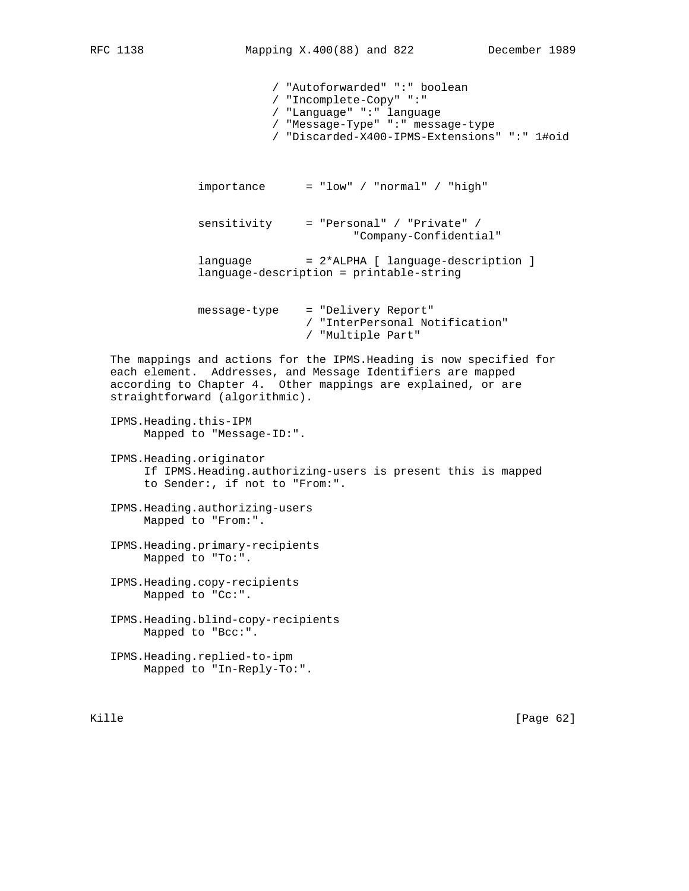```
                      / "Autoforwarded" ":" boolean
                      / "Incomplete-Copy" ":"
                      / "Language" ":" language
                      / "Message-Type" ":" message-type
                      / "Discarded-X400-IPMS-Extensions" ":" 1#oid


        importance      = "low" / "normal" / "high"


        sensitivity     = "Personal" / "Private" /
                                 "Company-Confidential"

        language        = 2*ALPHA [ language-description ]
        language-description = printable-string


        message-type    = "Delivery Report"
                        / "InterPersonal Notification"
                        / "Multiple Part"
```

The mappings and actions for the IPMS.Heading is now specified for each element. Addresses, and Message Identifiers are mapped according to Chapter 4. Other mappings are explained, or are straightforward (algorithmic).

IPMS.Heading.this-IPM
     Mapped to "Message-ID:".

IPMS.Heading.originator
     If IPMS.Heading.authorizing-users is present this is mapped to Sender:, if not to "From:".

IPMS.Heading.authorizing-users
     Mapped to "From:".

IPMS.Heading.primary-recipients
     Mapped to "To:".

IPMS.Heading.copy-recipients
     Mapped to "Cc:".

IPMS.Heading.blind-copy-recipients
     Mapped to "Bcc:".

IPMS.Heading.replied-to-ipm
     Mapped to "In-Reply-To:".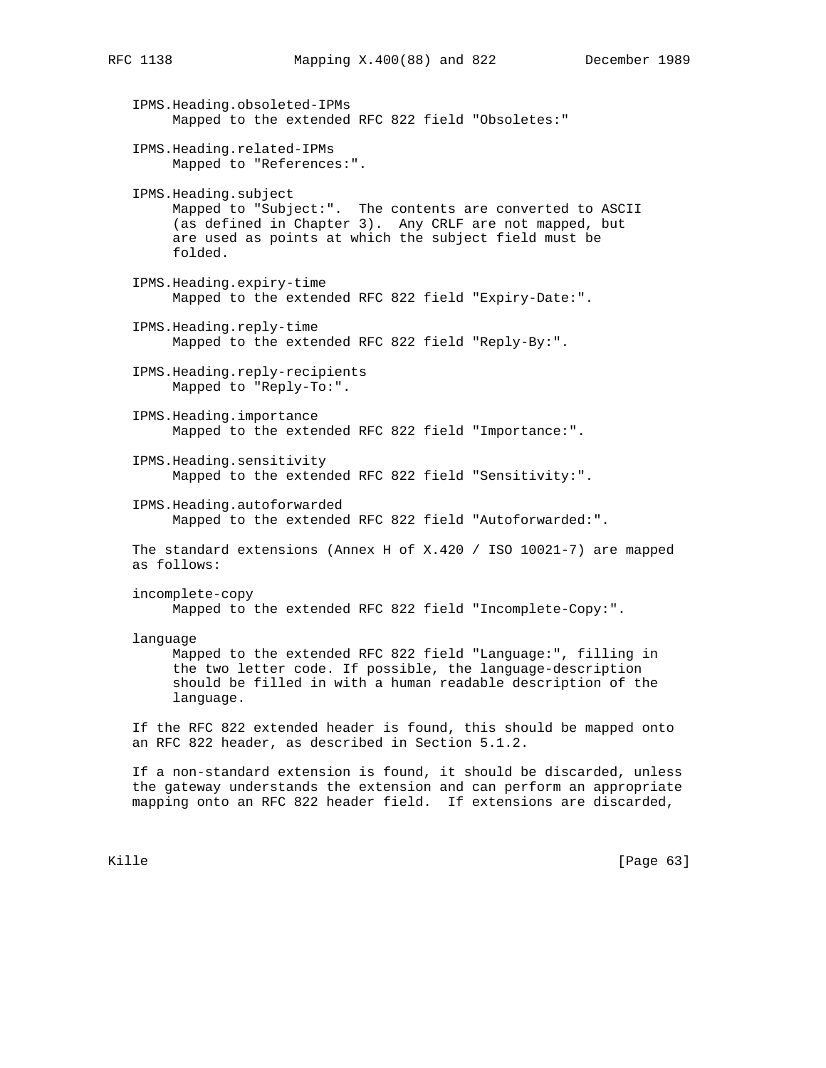IPMS.Heading.obsoleted-IPMs
     Mapped to the extended RFC 822 field "Obsoletes:"

IPMS.Heading.related-IPMs
     Mapped to "References:".

IPMS.Heading.subject
     Mapped to "Subject:".  The contents are converted to ASCII (as defined in Chapter 3).  Any CRLF are not mapped, but are used as points at which the subject field must be folded.

IPMS.Heading.expiry-time
     Mapped to the extended RFC 822 field "Expiry-Date:".

IPMS.Heading.reply-time
     Mapped to the extended RFC 822 field "Reply-By:".

IPMS.Heading.reply-recipients
     Mapped to "Reply-To:".

IPMS.Heading.importance
     Mapped to the extended RFC 822 field "Importance:".

IPMS.Heading.sensitivity
     Mapped to the extended RFC 822 field "Sensitivity:".

IPMS.Heading.autoforwarded
     Mapped to the extended RFC 822 field "Autoforwarded:".

The standard extensions (Annex H of X.420 / ISO 10021-7) are mapped as follows:

incomplete-copy
     Mapped to the extended RFC 822 field "Incomplete-Copy:".

language
     Mapped to the extended RFC 822 field "Language:", filling in the two letter code. If possible, the language-description should be filled in with a human readable description of the language.

If the RFC 822 extended header is found, this should be mapped onto an RFC 822 header, as described in Section 5.1.2.

If a non-standard extension is found, it should be discarded, unless the gateway understands the extension and can perform an appropriate mapping onto an RFC 822 header field.  If extensions are discarded,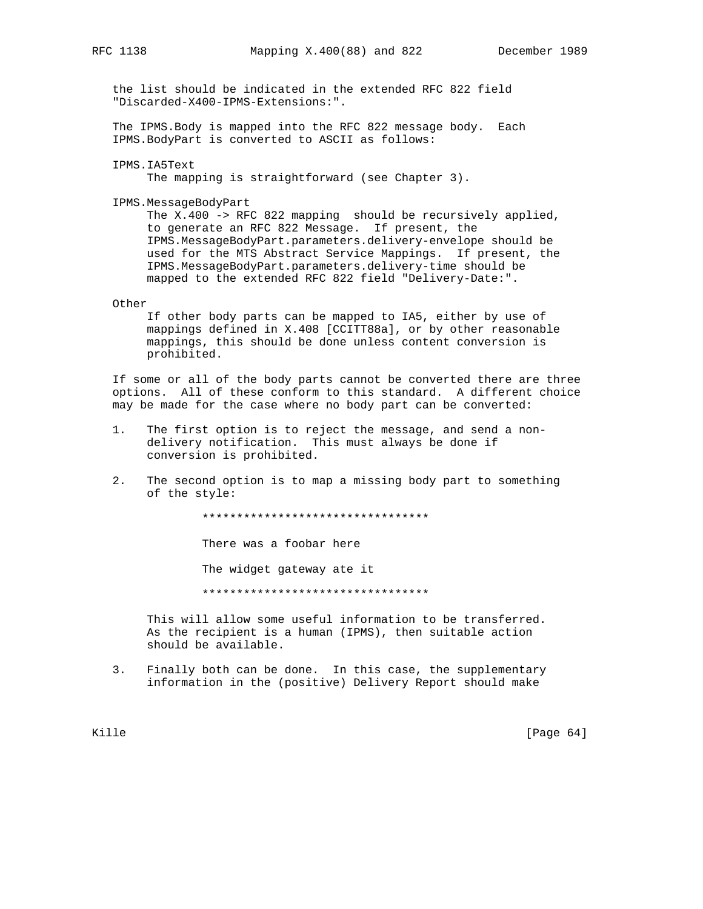the list should be indicated in the extended RFC 822 field "Discarded-X400-IPMS-Extensions:".

The IPMS.Body is mapped into the RFC 822 message body. Each IPMS.BodyPart is converted to ASCII as follows:

IPMS.IA5Text
: The mapping is straightforward (see Chapter 3).

IPMS.MessageBodyPart
: The X.400 -> RFC 822 mapping should be recursively applied, to generate an RFC 822 Message. If present, the IPMS.MessageBodyPart.parameters.delivery-envelope should be used for the MTS Abstract Service Mappings. If present, the IPMS.MessageBodyPart.parameters.delivery-time should be mapped to the extended RFC 822 field "Delivery-Date:".

Other
: If other body parts can be mapped to IA5, either by use of mappings defined in X.408 [CCITT88a], or by other reasonable mappings, this should be done unless content conversion is prohibited.

If some or all of the body parts cannot be converted there are three options. All of these conform to this standard. A different choice may be made for the case where no body part can be converted:

1. The first option is to reject the message, and send a non-delivery notification. This must always be done if conversion is prohibited.

2. The second option is to map a missing body part to something of the style:

   ```
   *********************************

   There was a foobar here

   The widget gateway ate it

   *********************************
   ```

   This will allow some useful information to be transferred. As the recipient is a human (IPMS), then suitable action should be available.

3. Finally both can be done. In this case, the supplementary information in the (positive) Delivery Report should make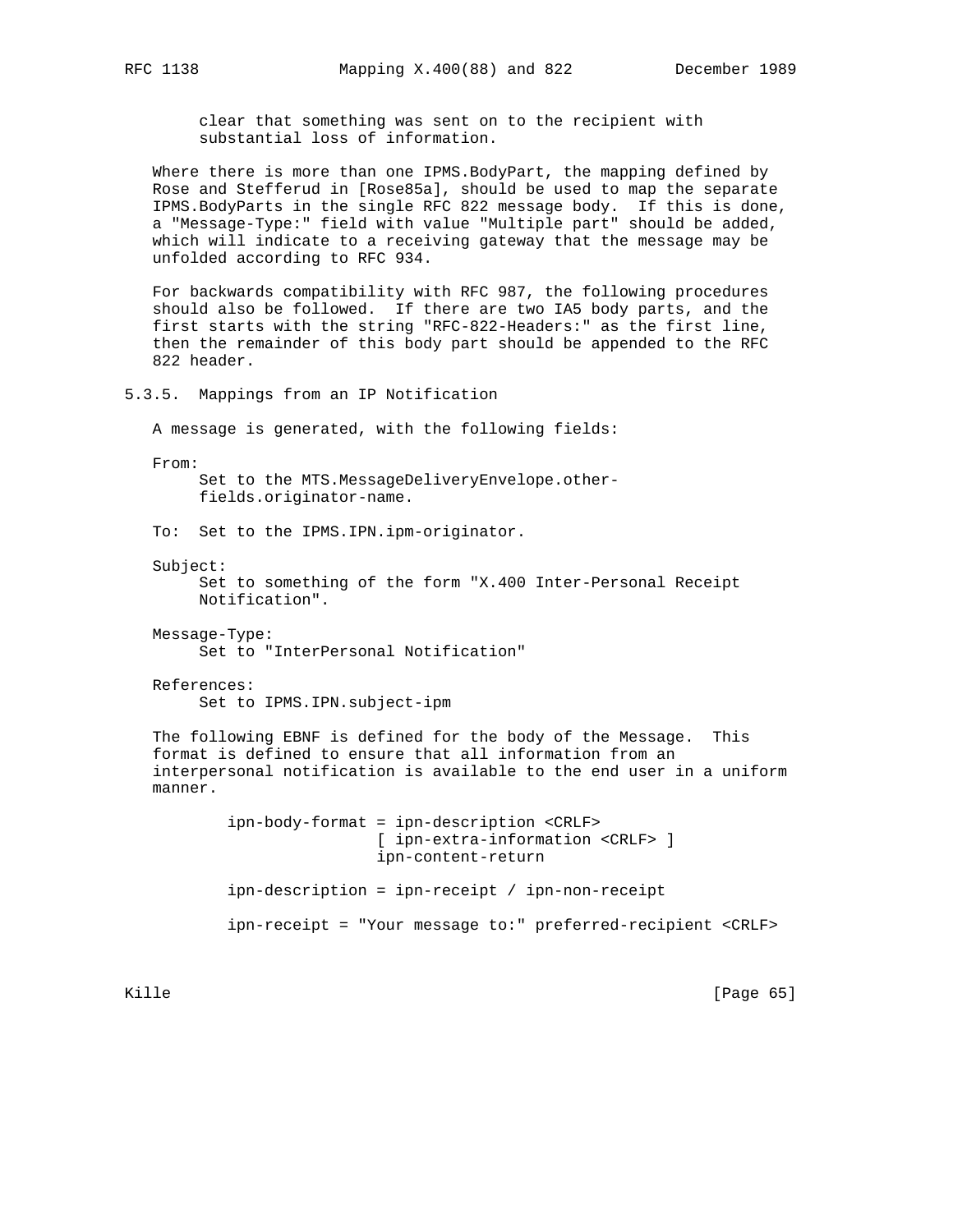clear that something was sent on to the recipient with substantial loss of information.

Where there is more than one IPMS.BodyPart, the mapping defined by Rose and Stefferud in [Rose85a], should be used to map the separate IPMS.BodyParts in the single RFC 822 message body. If this is done, a "Message-Type:" field with value "Multiple part" should be added, which will indicate to a receiving gateway that the message may be unfolded according to RFC 934.

For backwards compatibility with RFC 987, the following procedures should also be followed. If there are two IA5 body parts, and the first starts with the string "RFC-822-Headers:" as the first line, then the remainder of this body part should be appended to the RFC 822 header.

### 5.3.5. Mappings from an IP Notification

A message is generated, with the following fields:

From:
: Set to the MTS.MessageDeliveryEnvelope.other-fields.originator-name.

To:
: Set to the IPMS.IPN.ipm-originator.

Subject:
: Set to something of the form "X.400 Inter-Personal Receipt Notification".

Message-Type:
: Set to "InterPersonal Notification"

References:
: Set to IPMS.IPN.subject-ipm

The following EBNF is defined for the body of the Message. This format is defined to ensure that all information from an interpersonal notification is available to the end user in a uniform manner.

```
ipn-body-format = ipn-description <CRLF>
                  [ ipn-extra-information <CRLF> ]
                  ipn-content-return

ipn-description = ipn-receipt / ipn-non-receipt

ipn-receipt = "Your message to:" preferred-recipient <CRLF>
```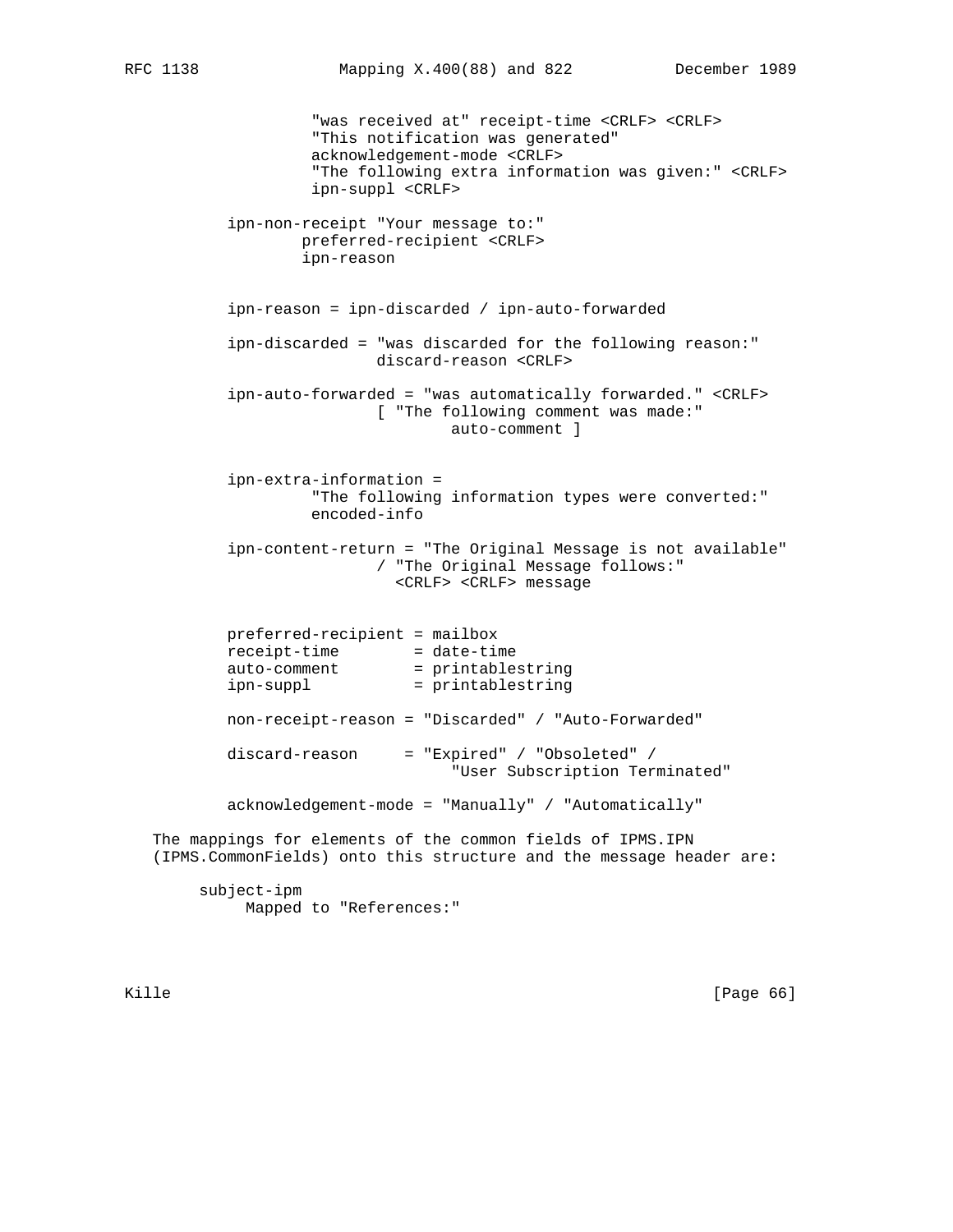```
               "was received at" receipt-time <CRLF> <CRLF>
               "This notification was generated"
               acknowledgement-mode <CRLF>
               "The following extra information was given:" <CRLF>
               ipn-suppl <CRLF>

      ipn-non-receipt "Your message to:"
              preferred-recipient <CRLF>
              ipn-reason


      ipn-reason = ipn-discarded / ipn-auto-forwarded

      ipn-discarded = "was discarded for the following reason:"
                      discard-reason <CRLF>

      ipn-auto-forwarded = "was automatically forwarded." <CRLF>
                      [ "The following comment was made:"
                              auto-comment ]


      ipn-extra-information =
               "The following information types were converted:"
               encoded-info

      ipn-content-return = "The Original Message is not available"
                      / "The Original Message follows:"
                        <CRLF> <CRLF> message


      preferred-recipient = mailbox
      receipt-time        = date-time
      auto-comment        = printablestring
      ipn-suppl           = printablestring

      non-receipt-reason = "Discarded" / "Auto-Forwarded"

      discard-reason     = "Expired" / "Obsoleted" /
                              "User Subscription Terminated"

      acknowledgement-mode = "Manually" / "Automatically"
```

The mappings for elements of the common fields of IPMS.IPN (IPMS.CommonFields) onto this structure and the message header are:

subject-ipm
: Mapped to "References:"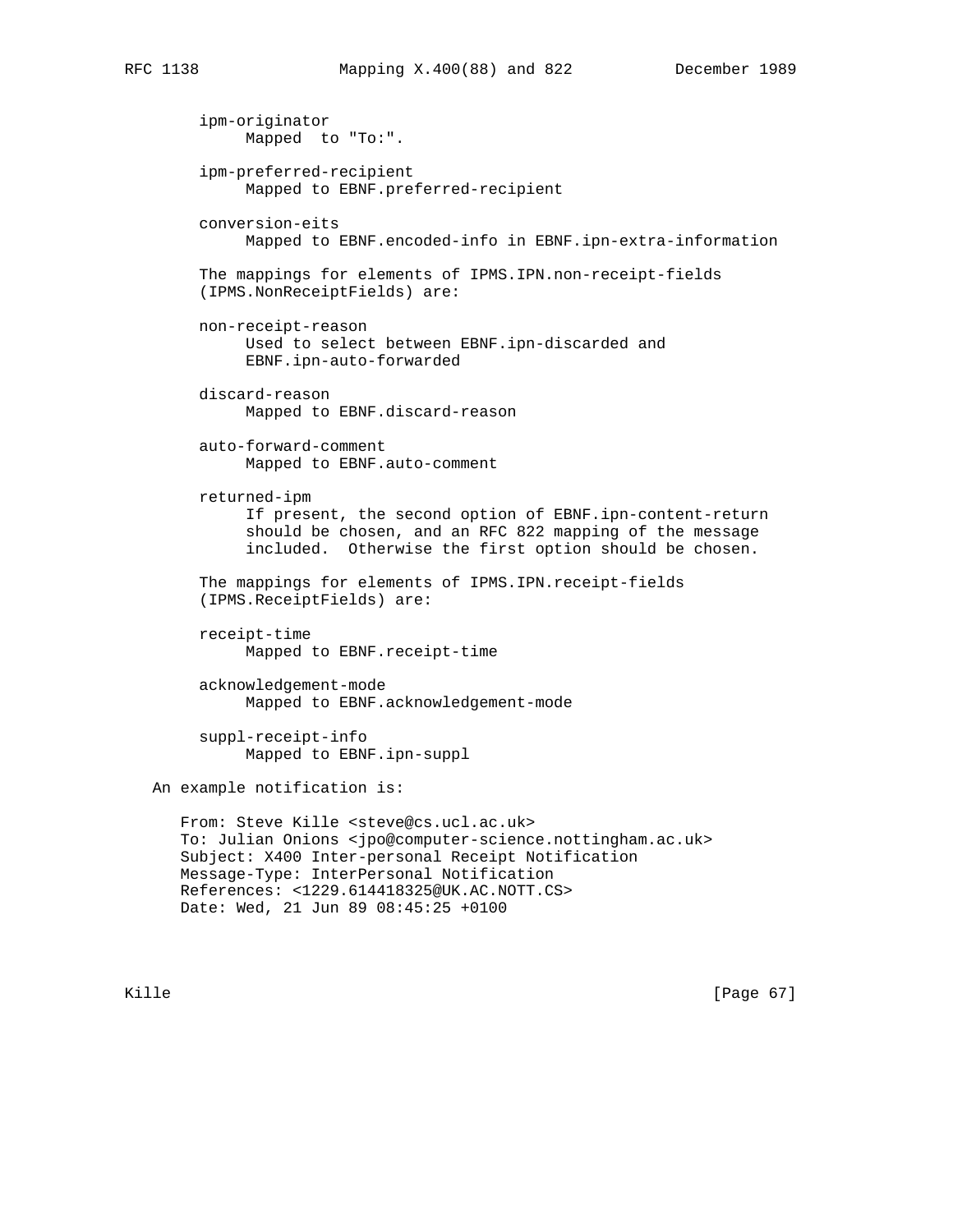ipm-originator
     Mapped  to "To:".

ipm-preferred-recipient
     Mapped to EBNF.preferred-recipient

conversion-eits
     Mapped to EBNF.encoded-info in EBNF.ipn-extra-information

The mappings for elements of IPMS.IPN.non-receipt-fields (IPMS.NonReceiptFields) are:

non-receipt-reason
     Used to select between EBNF.ipn-discarded and EBNF.ipn-auto-forwarded

discard-reason
     Mapped to EBNF.discard-reason

auto-forward-comment
     Mapped to EBNF.auto-comment

returned-ipm
     If present, the second option of EBNF.ipn-content-return should be chosen, and an RFC 822 mapping of the message included.  Otherwise the first option should be chosen.

The mappings for elements of IPMS.IPN.receipt-fields (IPMS.ReceiptFields) are:

receipt-time
     Mapped to EBNF.receipt-time

acknowledgement-mode
     Mapped to EBNF.acknowledgement-mode

suppl-receipt-info
     Mapped to EBNF.ipn-suppl

An example notification is:

```
From: Steve Kille <steve@cs.ucl.ac.uk>
To: Julian Onions <jpo@computer-science.nottingham.ac.uk>
Subject: X400 Inter-personal Receipt Notification
Message-Type: InterPersonal Notification
References: <1229.614418325@UK.AC.NOTT.CS>
Date: Wed, 21 Jun 89 08:45:25 +0100
```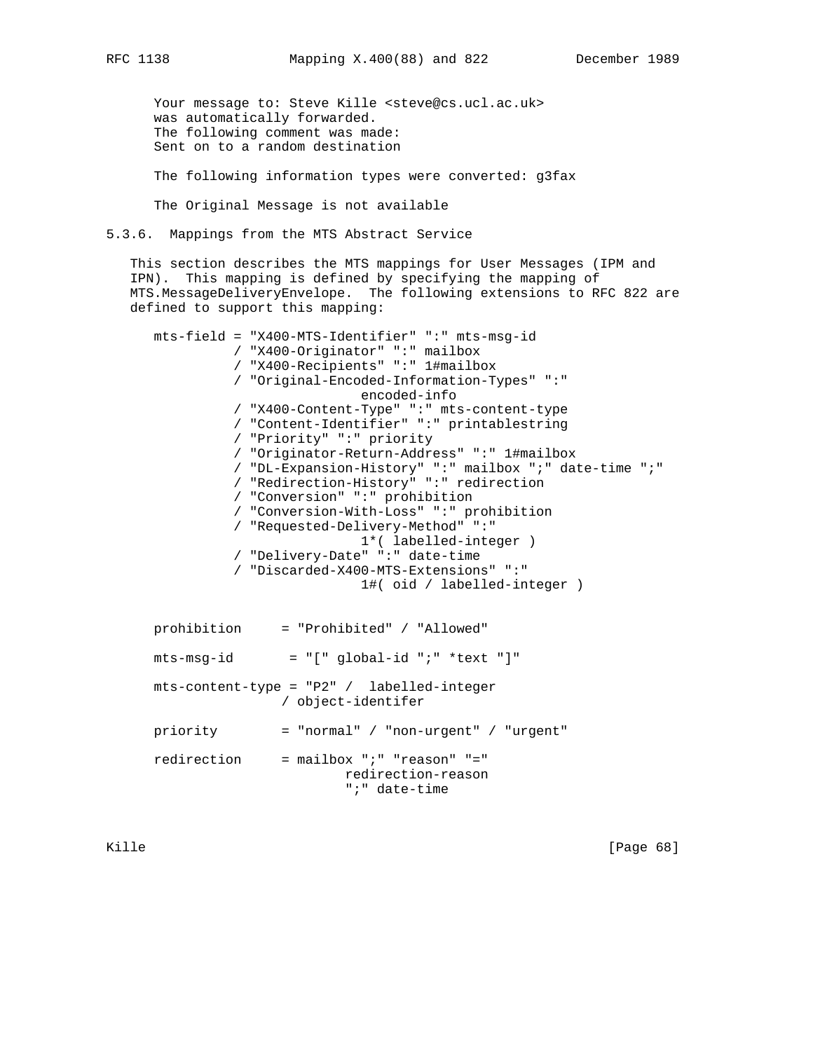```
Your message to: Steve Kille <steve@cs.ucl.ac.uk>
was automatically forwarded.
The following comment was made:
Sent on to a random destination

The following information types were converted: g3fax

The Original Message is not available
```

### 5.3.6. Mappings from the MTS Abstract Service

This section describes the MTS mappings for User Messages (IPM and IPN). This mapping is defined by specifying the mapping of MTS.MessageDeliveryEnvelope. The following extensions to RFC 822 are defined to support this mapping:

```
mts-field = "X400-MTS-Identifier" ":" mts-msg-id
          / "X400-Originator" ":" mailbox
          / "X400-Recipients" ":" 1#mailbox
          / "Original-Encoded-Information-Types" ":"
                          encoded-info
          / "X400-Content-Type" ":" mts-content-type
          / "Content-Identifier" ":" printablestring
          / "Priority" ":" priority
          / "Originator-Return-Address" ":" 1#mailbox
          / "DL-Expansion-History" ":" mailbox ";" date-time ";"
          / "Redirection-History" ":" redirection
          / "Conversion" ":" prohibition
          / "Conversion-With-Loss" ":" prohibition
          / "Requested-Delivery-Method" ":"
                          1*( labelled-integer )
          / "Delivery-Date" ":" date-time
          / "Discarded-X400-MTS-Extensions" ":"
                          1#( oid / labelled-integer )


prohibition     = "Prohibited" / "Allowed"

mts-msg-id       = "[" global-id ";" *text "]"

mts-content-type = "P2" /  labelled-integer
                / object-identifer

priority        = "normal" / "non-urgent" / "urgent"

redirection     = mailbox ";" "reason" "="
                        redirection-reason
                        ";" date-time
```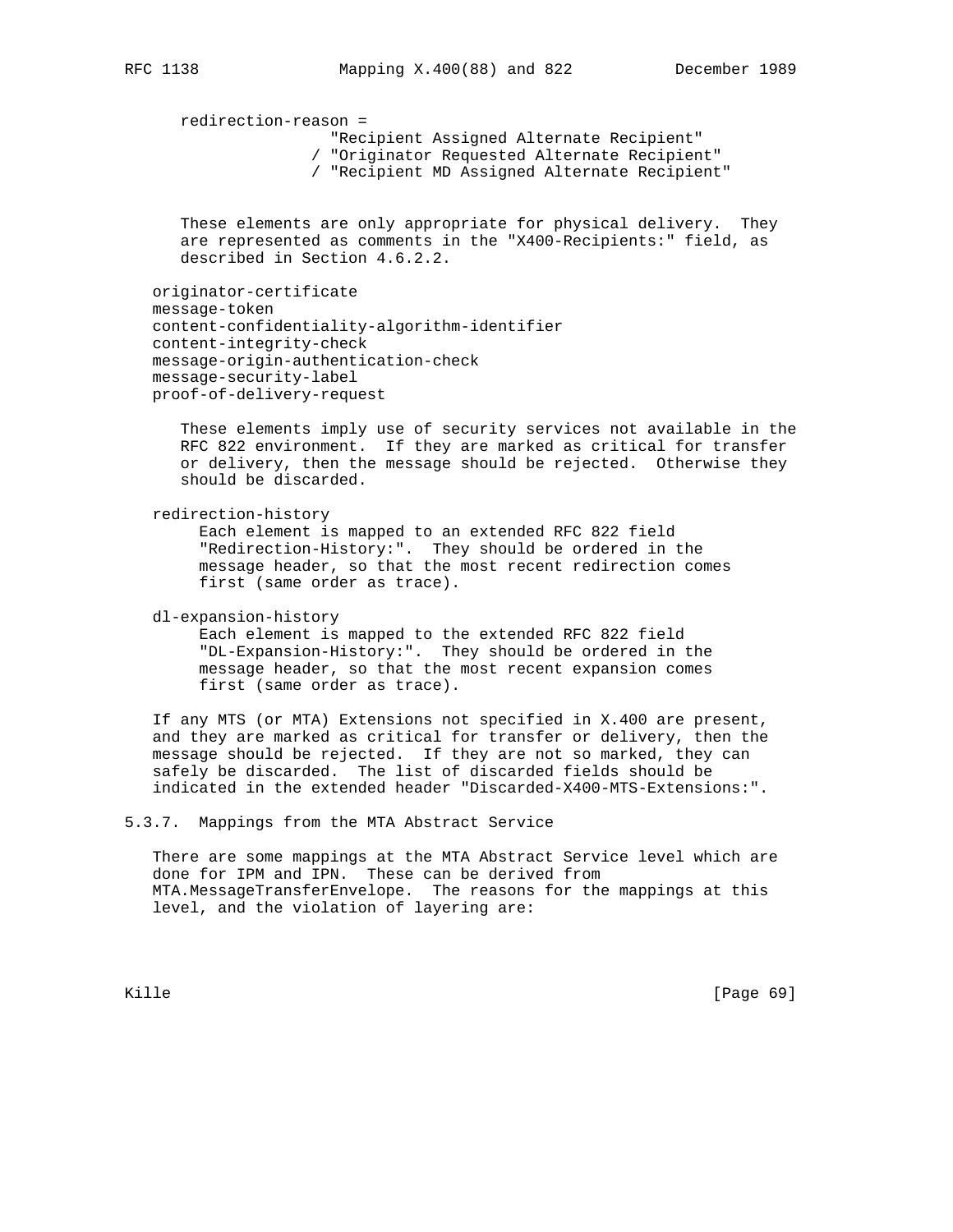```
redirection-reason =
                 "Recipient Assigned Alternate Recipient"
               / "Originator Requested Alternate Recipient"
               / "Recipient MD Assigned Alternate Recipient"
```

These elements are only appropriate for physical delivery. They are represented as comments in the "X400-Recipients:" field, as described in Section 4.6.2.2.

originator-certificate
message-token
content-confidentiality-algorithm-identifier
content-integrity-check
message-origin-authentication-check
message-security-label
proof-of-delivery-request

These elements imply use of security services not available in the RFC 822 environment. If they are marked as critical for transfer or delivery, then the message should be rejected. Otherwise they should be discarded.

redirection-history

Each element is mapped to an extended RFC 822 field "Redirection-History:". They should be ordered in the message header, so that the most recent redirection comes first (same order as trace).

dl-expansion-history

Each element is mapped to the extended RFC 822 field "DL-Expansion-History:". They should be ordered in the message header, so that the most recent expansion comes first (same order as trace).

If any MTS (or MTA) Extensions not specified in X.400 are present, and they are marked as critical for transfer or delivery, then the message should be rejected. If they are not so marked, they can safely be discarded. The list of discarded fields should be indicated in the extended header "Discarded-X400-MTS-Extensions:".

### 5.3.7. Mappings from the MTA Abstract Service

There are some mappings at the MTA Abstract Service level which are done for IPM and IPN. These can be derived from MTA.MessageTransferEnvelope. The reasons for the mappings at this level, and the violation of layering are: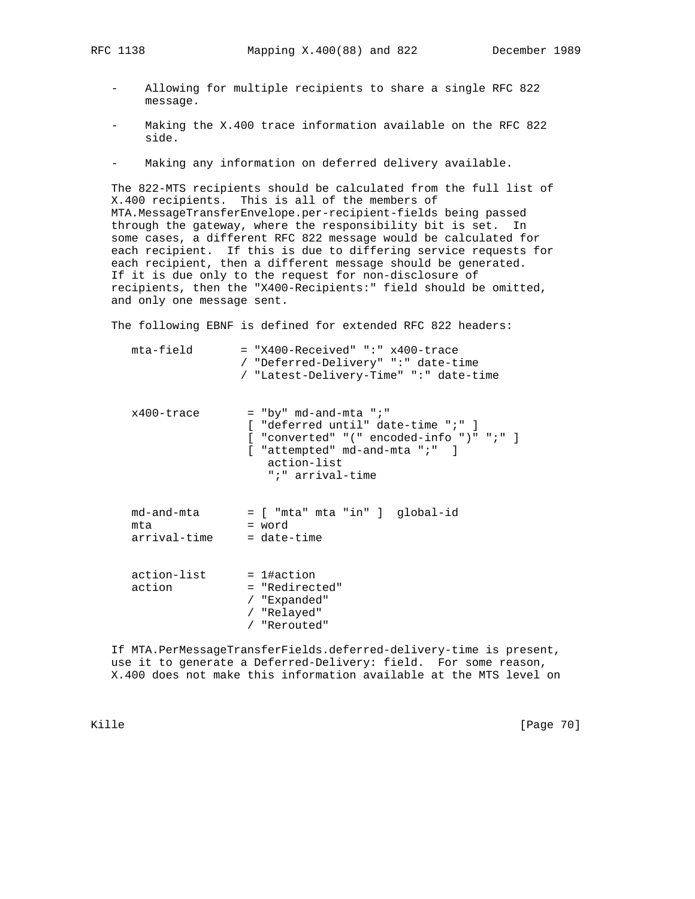- Allowing for multiple recipients to share a single RFC 822 message.

- Making the X.400 trace information available on the RFC 822 side.

- Making any information on deferred delivery available.

The 822-MTS recipients should be calculated from the full list of X.400 recipients. This is all of the members of MTA.MessageTransferEnvelope.per-recipient-fields being passed through the gateway, where the responsibility bit is set. In some cases, a different RFC 822 message would be calculated for each recipient. If this is due to differing service requests for each recipient, then a different message should be generated. If it is due only to the request for non-disclosure of recipients, then the "X400-Recipients:" field should be omitted, and only one message sent.

The following EBNF is defined for extended RFC 822 headers:

```
   mta-field       = "X400-Received" ":" x400-trace
                   / "Deferred-Delivery" ":" date-time
                   / "Latest-Delivery-Time" ":" date-time


   x400-trace       = "by" md-and-mta ";"
                    [ "deferred until" date-time ";" ]
                    [ "converted" "(" encoded-info ")" ";" ]
                    [ "attempted" md-and-mta ";"  ]
                        action-list
                        ";" arrival-time


   md-and-mta       = [ "mta" mta "in" ]  global-id
   mta              = word
   arrival-time     = date-time


   action-list      = 1#action
   action           = "Redirected"
                   / "Expanded"
                   / "Relayed"
                   / "Rerouted"
```

If MTA.PerMessageTransferFields.deferred-delivery-time is present, use it to generate a Deferred-Delivery: field. For some reason, X.400 does not make this information available at the MTS level on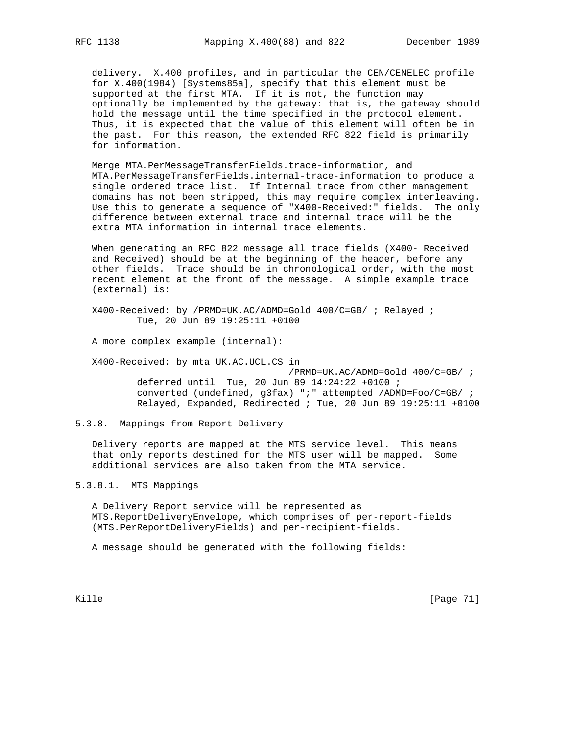delivery. X.400 profiles, and in particular the CEN/CENELEC profile for X.400(1984) [Systems85a], specify that this element must be supported at the first MTA. If it is not, the function may optionally be implemented by the gateway: that is, the gateway should hold the message until the time specified in the protocol element. Thus, it is expected that the value of this element will often be in the past. For this reason, the extended RFC 822 field is primarily for information.

Merge MTA.PerMessageTransferFields.trace-information, and MTA.PerMessageTransferFields.internal-trace-information to produce a single ordered trace list. If Internal trace from other management domains has not been stripped, this may require complex interleaving. Use this to generate a sequence of "X400-Received:" fields. The only difference between external trace and internal trace will be the extra MTA information in internal trace elements.

When generating an RFC 822 message all trace fields (X400- Received and Received) should be at the beginning of the header, before any other fields. Trace should be in chronological order, with the most recent element at the front of the message. A simple example trace (external) is:

```
X400-Received: by /PRMD=UK.AC/ADMD=Gold 400/C=GB/ ; Relayed ;
        Tue, 20 Jun 89 19:25:11 +0100
```

A more complex example (internal):

```
X400-Received: by mta UK.AC.UCL.CS in
                                 /PRMD=UK.AC/ADMD=Gold 400/C=GB/ ;
        deferred until  Tue, 20 Jun 89 14:24:22 +0100 ;
        converted (undefined, g3fax) ";" attempted /ADMD=Foo/C=GB/ ;
        Relayed, Expanded, Redirected ; Tue, 20 Jun 89 19:25:11 +0100
```

### 5.3.8. Mappings from Report Delivery

Delivery reports are mapped at the MTS service level. This means that only reports destined for the MTS user will be mapped. Some additional services are also taken from the MTA service.

#### 5.3.8.1. MTS Mappings

A Delivery Report service will be represented as MTS.ReportDeliveryEnvelope, which comprises of per-report-fields (MTS.PerReportDeliveryFields) and per-recipient-fields.

A message should be generated with the following fields: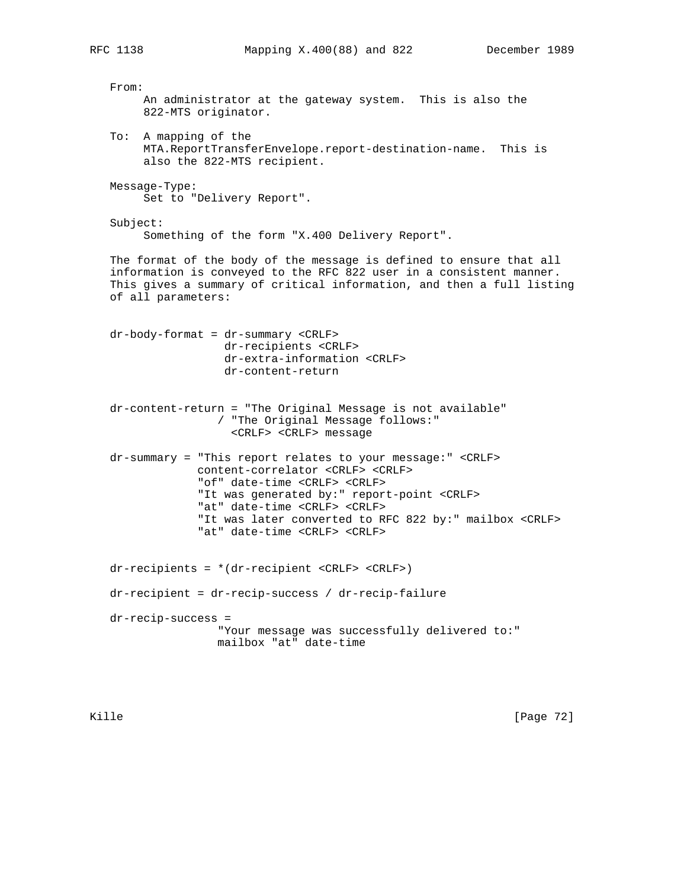From:
An administrator at the gateway system. This is also the 822-MTS originator.

To: A mapping of the MTA.ReportTransferEnvelope.report-destination-name. This is also the 822-MTS recipient.

Message-Type:
Set to "Delivery Report".

Subject:
Something of the form "X.400 Delivery Report".

The format of the body of the message is defined to ensure that all information is conveyed to the RFC 822 user in a consistent manner. This gives a summary of critical information, and then a full listing of all parameters:

```
dr-body-format = dr-summary <CRLF>
                 dr-recipients <CRLF>
                 dr-extra-information <CRLF>
                 dr-content-return


dr-content-return = "The Original Message is not available"
                 / "The Original Message follows:"
                   <CRLF> <CRLF> message

dr-summary = "This report relates to your message:" <CRLF>
             content-correlator <CRLF> <CRLF>
             "of" date-time <CRLF> <CRLF>
             "It was generated by:" report-point <CRLF>
             "at" date-time <CRLF> <CRLF>
             "It was later converted to RFC 822 by:" mailbox <CRLF>
             "at" date-time <CRLF> <CRLF>


dr-recipients = *(dr-recipient <CRLF> <CRLF>)

dr-recipient = dr-recip-success / dr-recip-failure

dr-recip-success =
                "Your message was successfully delivered to:"
                mailbox "at" date-time
```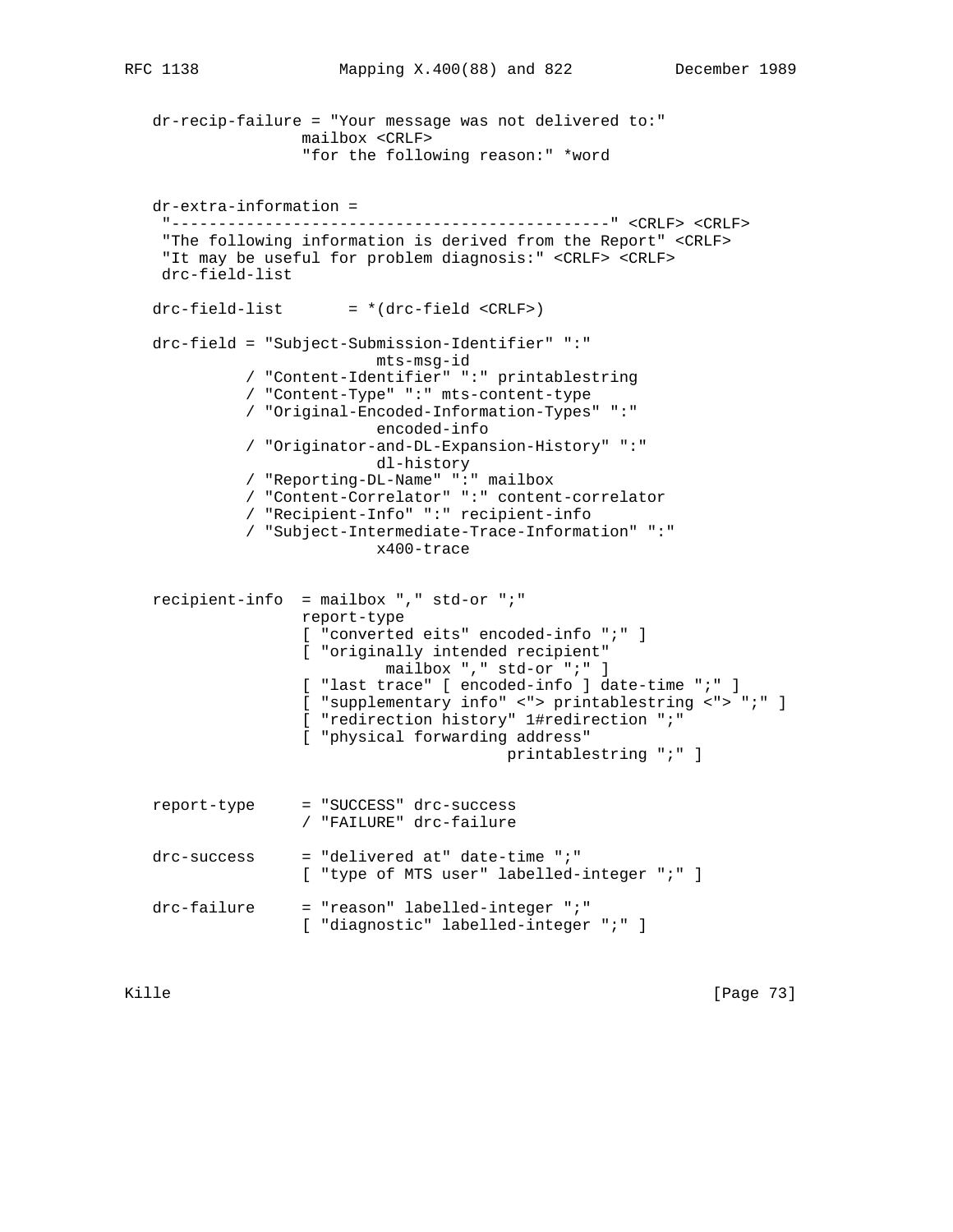```
   dr-recip-failure = "Your message was not delivered to:"
                   mailbox <CRLF>
                   "for the following reason:" *word


   dr-extra-information =
    "-----------------------------------------------" <CRLF> <CRLF>
    "The following information is derived from the Report" <CRLF>
    "It may be useful for problem diagnosis:" <CRLF> <CRLF>
    drc-field-list

   drc-field-list       = *(drc-field <CRLF>)

   drc-field = "Subject-Submission-Identifier" ":"
                           mts-msg-id
             / "Content-Identifier" ":" printablestring
             / "Content-Type" ":" mts-content-type
             / "Original-Encoded-Information-Types" ":"
                           encoded-info
             / "Originator-and-DL-Expansion-History" ":"
                           dl-history
             / "Reporting-DL-Name" ":" mailbox
             / "Content-Correlator" ":" content-correlator
             / "Recipient-Info" ":" recipient-info
             / "Subject-Intermediate-Trace-Information" ":"
                           x400-trace


   recipient-info  = mailbox "," std-or ";"
                   report-type
                   [ "converted eits" encoded-info ";" ]
                   [ "originally intended recipient"
                           mailbox "," std-or ";" ]
                   [ "last trace" [ encoded-info ] date-time ";" ]
                   [ "supplementary info" <"> printablestring <"> ";" ]
                   [ "redirection history" 1#redirection ";"
                   [ "physical forwarding address"
                                         printablestring ";" ]


   report-type     = "SUCCESS" drc-success
                   / "FAILURE" drc-failure

   drc-success     = "delivered at" date-time ";"
                   [ "type of MTS user" labelled-integer ";" ]

   drc-failure     = "reason" labelled-integer ";"
                   [ "diagnostic" labelled-integer ";" ]
```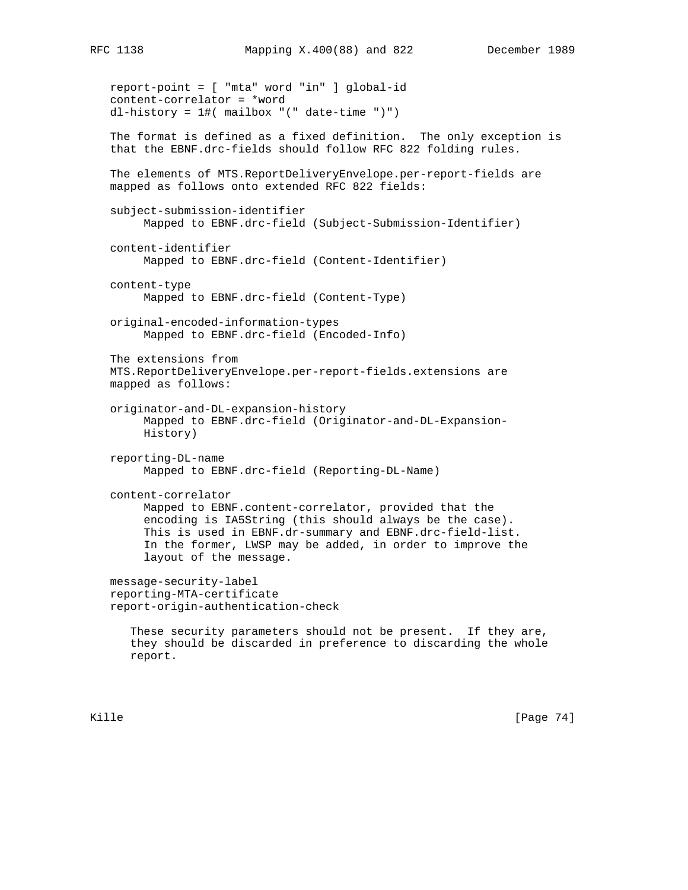```
report-point = [ "mta" word "in" ] global-id
content-correlator = *word
dl-history = 1#( mailbox "(" date-time ")")
```

The format is defined as a fixed definition. The only exception is that the EBNF.drc-fields should follow RFC 822 folding rules.

The elements of MTS.ReportDeliveryEnvelope.per-report-fields are mapped as follows onto extended RFC 822 fields:

subject-submission-identifier
: Mapped to EBNF.drc-field (Subject-Submission-Identifier)

content-identifier
: Mapped to EBNF.drc-field (Content-Identifier)

content-type
: Mapped to EBNF.drc-field (Content-Type)

original-encoded-information-types
: Mapped to EBNF.drc-field (Encoded-Info)

The extensions from MTS.ReportDeliveryEnvelope.per-report-fields.extensions are mapped as follows:

originator-and-DL-expansion-history
: Mapped to EBNF.drc-field (Originator-and-DL-Expansion-History)

reporting-DL-name
: Mapped to EBNF.drc-field (Reporting-DL-Name)

content-correlator
: Mapped to EBNF.content-correlator, provided that the encoding is IA5String (this should always be the case). This is used in EBNF.dr-summary and EBNF.drc-field-list. In the former, LWSP may be added, in order to improve the layout of the message.

message-security-label
reporting-MTA-certificate
report-origin-authentication-check

These security parameters should not be present. If they are, they should be discarded in preference to discarding the whole report.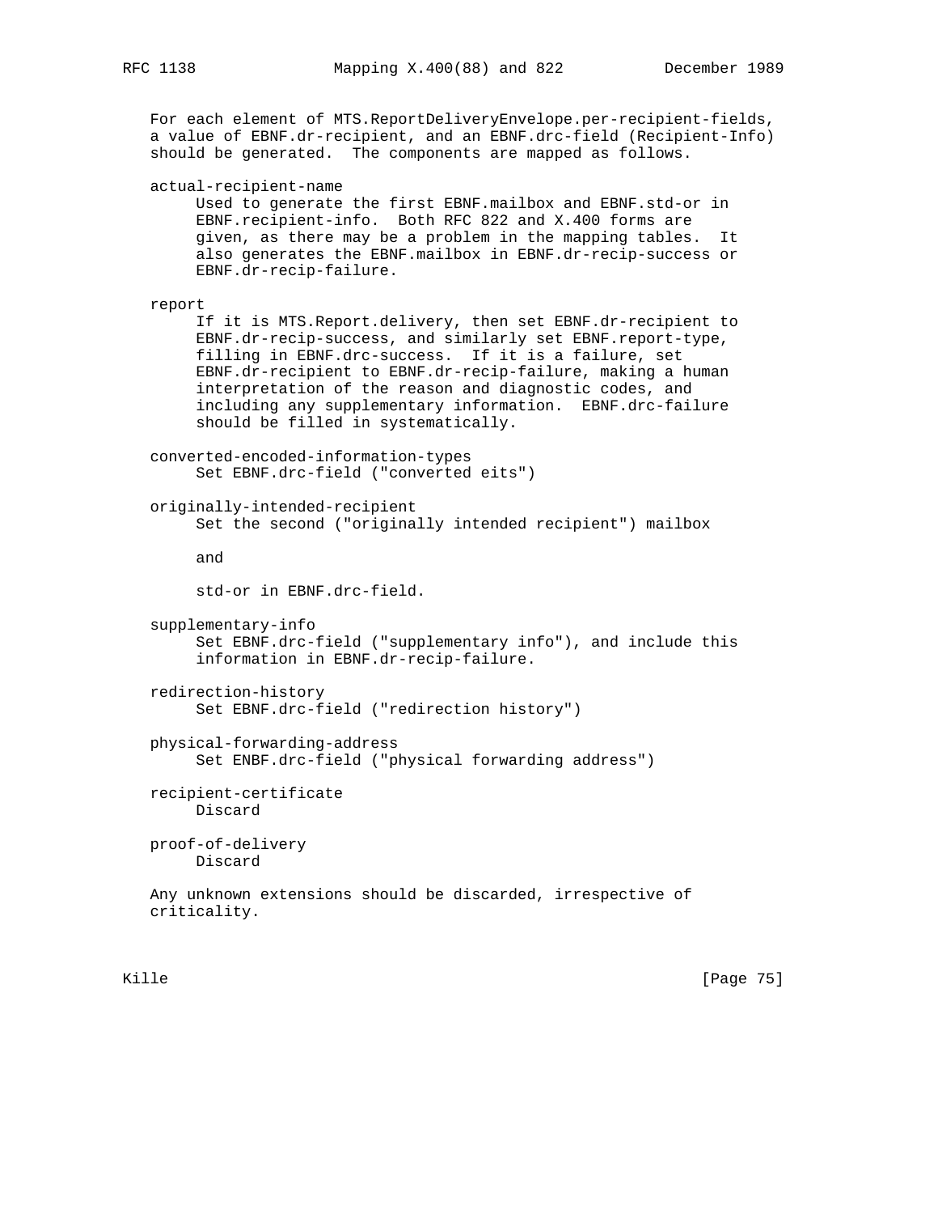For each element of MTS.ReportDeliveryEnvelope.per-recipient-fields, a value of EBNF.dr-recipient, and an EBNF.drc-field (Recipient-Info) should be generated. The components are mapped as follows.

actual-recipient-name
: Used to generate the first EBNF.mailbox and EBNF.std-or in EBNF.recipient-info. Both RFC 822 and X.400 forms are given, as there may be a problem in the mapping tables. It also generates the EBNF.mailbox in EBNF.dr-recip-success or EBNF.dr-recip-failure.

report
: If it is MTS.Report.delivery, then set EBNF.dr-recipient to EBNF.dr-recip-success, and similarly set EBNF.report-type, filling in EBNF.drc-success. If it is a failure, set EBNF.dr-recipient to EBNF.dr-recip-failure, making a human interpretation of the reason and diagnostic codes, and including any supplementary information. EBNF.drc-failure should be filled in systematically.

converted-encoded-information-types
: Set EBNF.drc-field ("converted eits")

originally-intended-recipient
: Set the second ("originally intended recipient") mailbox

  and

  std-or in EBNF.drc-field.

supplementary-info
: Set EBNF.drc-field ("supplementary info"), and include this information in EBNF.dr-recip-failure.

redirection-history
: Set EBNF.drc-field ("redirection history")

physical-forwarding-address
: Set ENBF.drc-field ("physical forwarding address")

recipient-certificate
: Discard

proof-of-delivery
: Discard

Any unknown extensions should be discarded, irrespective of criticality.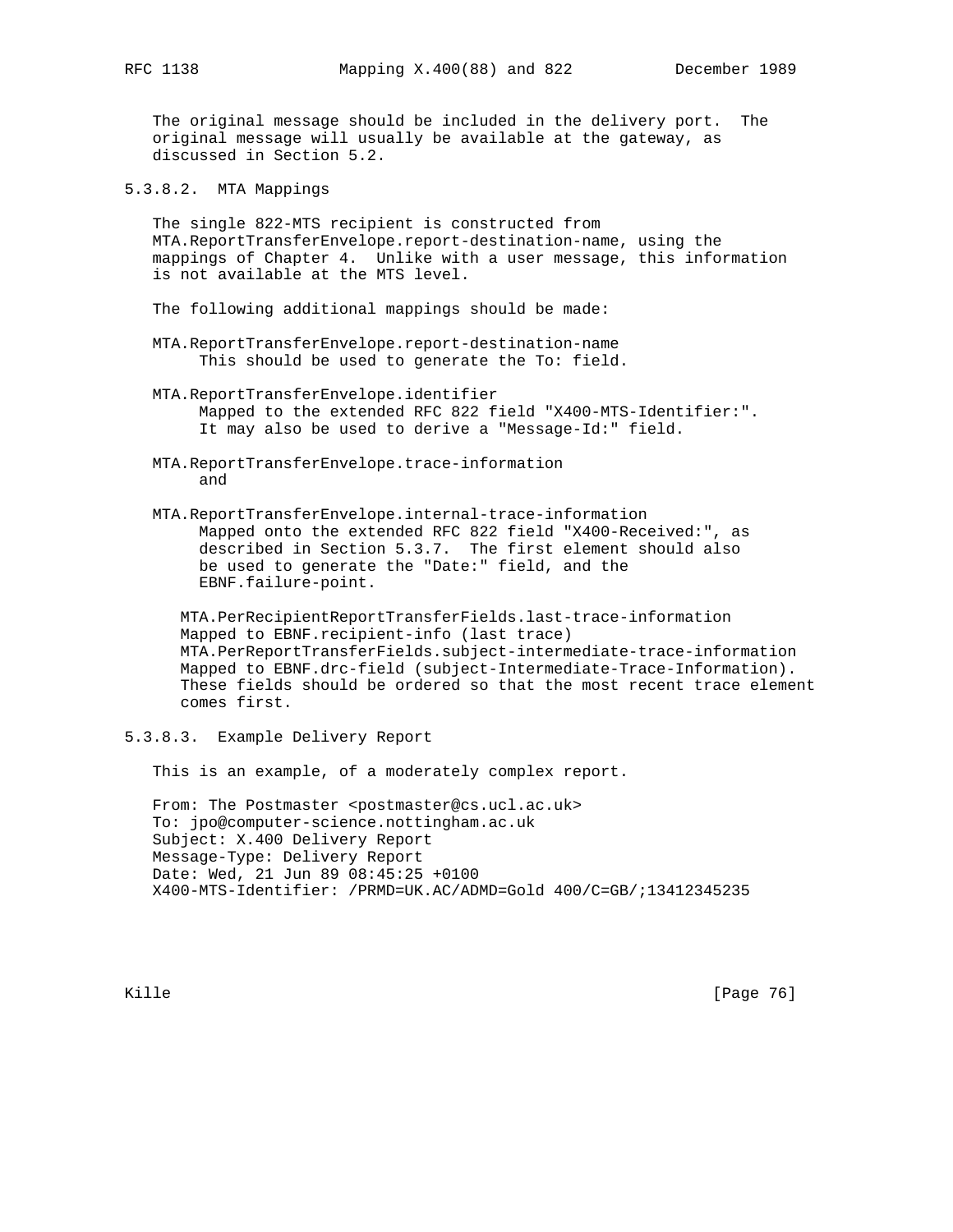The original message should be included in the delivery port. The original message will usually be available at the gateway, as discussed in Section 5.2.

#### 5.3.8.2. MTA Mappings

The single 822-MTS recipient is constructed from MTA.ReportTransferEnvelope.report-destination-name, using the mappings of Chapter 4. Unlike with a user message, this information is not available at the MTS level.

The following additional mappings should be made:

MTA.ReportTransferEnvelope.report-destination-name
    This should be used to generate the To: field.

MTA.ReportTransferEnvelope.identifier
    Mapped to the extended RFC 822 field "X400-MTS-Identifier:". It may also be used to derive a "Message-Id:" field.

MTA.ReportTransferEnvelope.trace-information
    and

MTA.ReportTransferEnvelope.internal-trace-information
    Mapped onto the extended RFC 822 field "X400-Received:", as described in Section 5.3.7. The first element should also be used to generate the "Date:" field, and the EBNF.failure-point.

MTA.PerRecipientReportTransferFields.last-trace-information
Mapped to EBNF.recipient-info (last trace)
MTA.PerReportTransferFields.subject-intermediate-trace-information
Mapped to EBNF.drc-field (subject-Intermediate-Trace-Information).
These fields should be ordered so that the most recent trace element comes first.

#### 5.3.8.3. Example Delivery Report

This is an example, of a moderately complex report.

```
From: The Postmaster <postmaster@cs.ucl.ac.uk>
To: jpo@computer-science.nottingham.ac.uk
Subject: X.400 Delivery Report
Message-Type: Delivery Report
Date: Wed, 21 Jun 89 08:45:25 +0100
X400-MTS-Identifier: /PRMD=UK.AC/ADMD=Gold 400/C=GB/;13412345235
```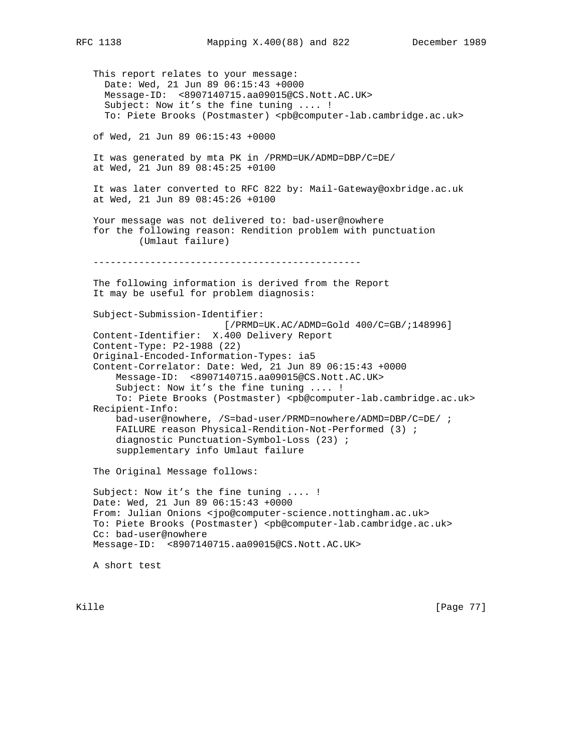```
This report relates to your message:
  Date: Wed, 21 Jun 89 06:15:43 +0000
  Message-ID:  <8907140715.aa09015@CS.Nott.AC.UK>
  Subject: Now it's the fine tuning .... !
  To: Piete Brooks (Postmaster) <pb@computer-lab.cambridge.ac.uk>

of Wed, 21 Jun 89 06:15:43 +0000

It was generated by mta PK in /PRMD=UK/ADMD=DBP/C=DE/
at Wed, 21 Jun 89 08:45:25 +0100

It was later converted to RFC 822 by: Mail-Gateway@oxbridge.ac.uk
at Wed, 21 Jun 89 08:45:26 +0100

Your message was not delivered to: bad-user@nowhere
for the following reason: Rendition problem with punctuation
        (Umlaut failure)

-----------------------------------------------

The following information is derived from the Report
It may be useful for problem diagnosis:

Subject-Submission-Identifier:
                     [/PRMD=UK.AC/ADMD=Gold 400/C=GB/;148996]
Content-Identifier:  X.400 Delivery Report
Content-Type: P2-1988 (22)
Original-Encoded-Information-Types: ia5
Content-Correlator: Date: Wed, 21 Jun 89 06:15:43 +0000
    Message-ID:  <8907140715.aa09015@CS.Nott.AC.UK>
    Subject: Now it's the fine tuning .... !
    To: Piete Brooks (Postmaster) <pb@computer-lab.cambridge.ac.uk>
Recipient-Info:
    bad-user@nowhere, /S=bad-user/PRMD=nowhere/ADMD=DBP/C=DE/ ;
    FAILURE reason Physical-Rendition-Not-Performed (3) ;
    diagnostic Punctuation-Symbol-Loss (23) ;
    supplementary info Umlaut failure

The Original Message follows:

Subject: Now it's the fine tuning .... !
Date: Wed, 21 Jun 89 06:15:43 +0000
From: Julian Onions <jpo@computer-science.nottingham.ac.uk>
To: Piete Brooks (Postmaster) <pb@computer-lab.cambridge.ac.uk>
Cc: bad-user@nowhere
Message-ID:  <8907140715.aa09015@CS.Nott.AC.UK>

A short test
```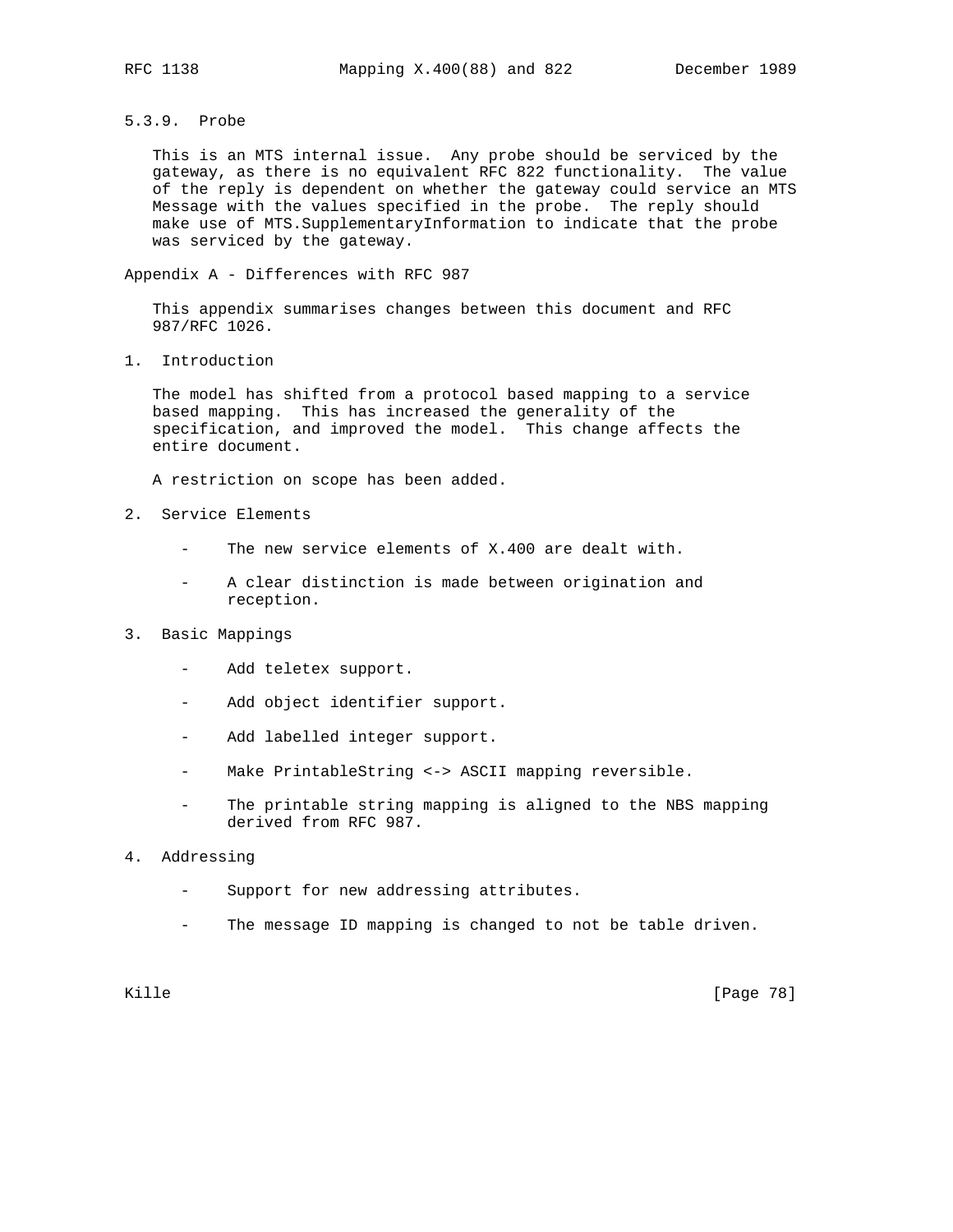### 5.3.9. Probe

This is an MTS internal issue. Any probe should be serviced by the gateway, as there is no equivalent RFC 822 functionality. The value of the reply is dependent on whether the gateway could service an MTS Message with the values specified in the probe. The reply should make use of MTS.SupplementaryInformation to indicate that the probe was serviced by the gateway.

## Appendix A - Differences with RFC 987

This appendix summarises changes between this document and RFC 987/RFC 1026.

### 1. Introduction

The model has shifted from a protocol based mapping to a service based mapping. This has increased the generality of the specification, and improved the model. This change affects the entire document.

A restriction on scope has been added.

### 2. Service Elements

- The new service elements of X.400 are dealt with.

- A clear distinction is made between origination and reception.

### 3. Basic Mappings

- Add teletex support.

- Add object identifier support.

- Add labelled integer support.

- Make PrintableString <-> ASCII mapping reversible.

- The printable string mapping is aligned to the NBS mapping derived from RFC 987.

### 4. Addressing

- Support for new addressing attributes.

- The message ID mapping is changed to not be table driven.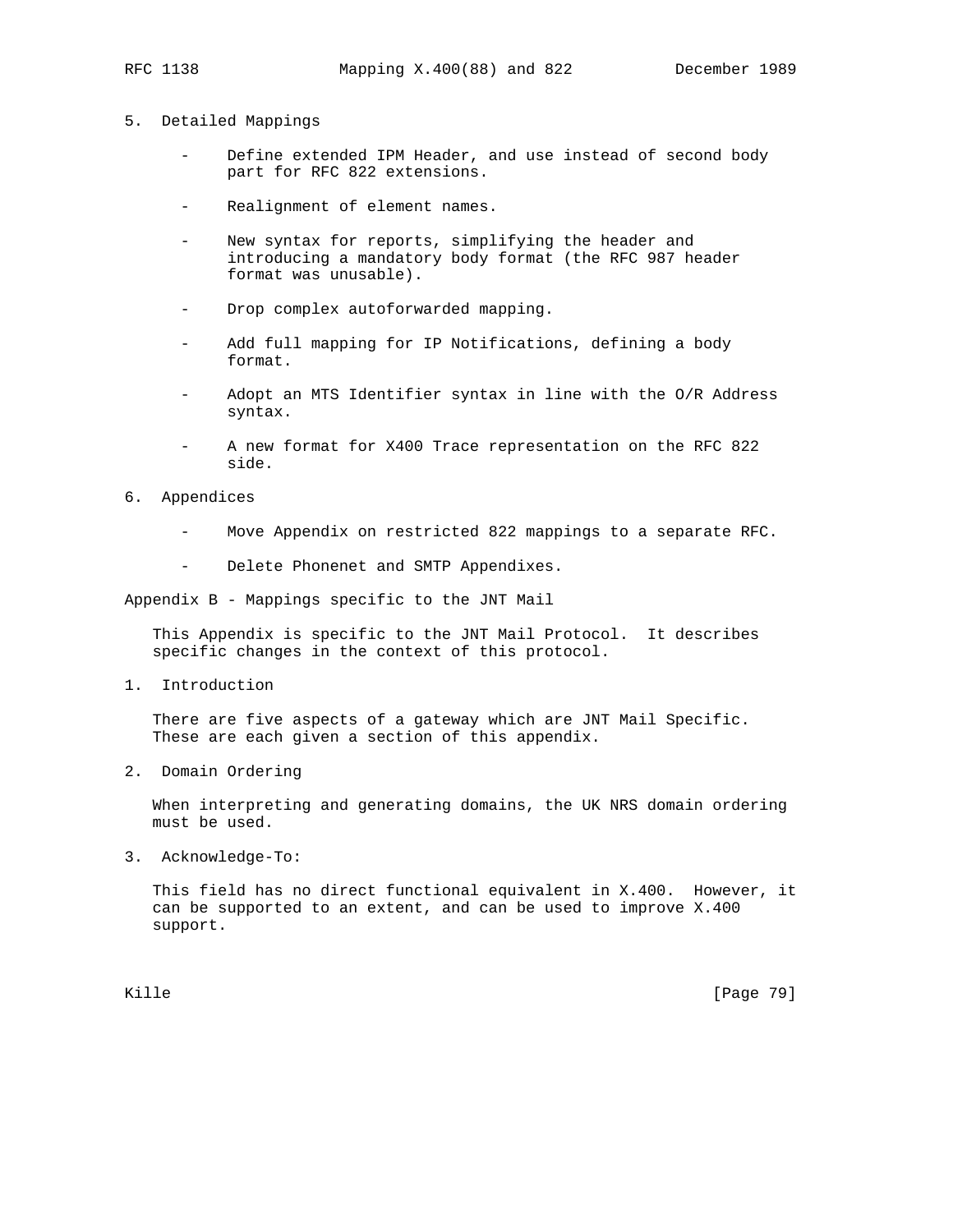5. Detailed Mappings

- Define extended IPM Header, and use instead of second body part for RFC 822 extensions.

- Realignment of element names.

- New syntax for reports, simplifying the header and introducing a mandatory body format (the RFC 987 header format was unusable).

- Drop complex autoforwarded mapping.

- Add full mapping for IP Notifications, defining a body format.

- Adopt an MTS Identifier syntax in line with the O/R Address syntax.

- A new format for X400 Trace representation on the RFC 822 side.

6. Appendices

- Move Appendix on restricted 822 mappings to a separate RFC.

- Delete Phonenet and SMTP Appendixes.

## Appendix B - Mappings specific to the JNT Mail

This Appendix is specific to the JNT Mail Protocol. It describes specific changes in the context of this protocol.

### 1. Introduction

There are five aspects of a gateway which are JNT Mail Specific. These are each given a section of this appendix.

### 2. Domain Ordering

When interpreting and generating domains, the UK NRS domain ordering must be used.

### 3. Acknowledge-To:

This field has no direct functional equivalent in X.400. However, it can be supported to an extent, and can be used to improve X.400 support.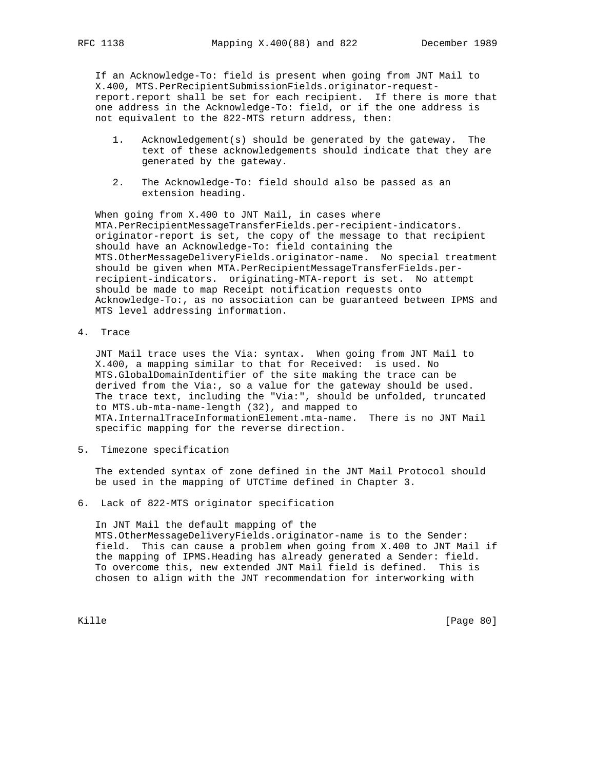If an Acknowledge-To: field is present when going from JNT Mail to X.400, MTS.PerRecipientSubmissionFields.originator-request-report.report shall be set for each recipient. If there is more that one address in the Acknowledge-To: field, or if the one address is not equivalent to the 822-MTS return address, then:

1. Acknowledgement(s) should be generated by the gateway. The text of these acknowledgements should indicate that they are generated by the gateway.

2. The Acknowledge-To: field should also be passed as an extension heading.

When going from X.400 to JNT Mail, in cases where MTA.PerRecipientMessageTransferFields.per-recipient-indicators. originator-report is set, the copy of the message to that recipient should have an Acknowledge-To: field containing the MTS.OtherMessageDeliveryFields.originator-name. No special treatment should be given when MTA.PerRecipientMessageTransferFields.per-recipient-indicators. originating-MTA-report is set. No attempt should be made to map Receipt notification requests onto Acknowledge-To:, as no association can be guaranteed between IPMS and MTS level addressing information.

4. Trace

JNT Mail trace uses the Via: syntax. When going from JNT Mail to X.400, a mapping similar to that for Received: is used. No MTS.GlobalDomainIdentifier of the site making the trace can be derived from the Via:, so a value for the gateway should be used. The trace text, including the "Via:", should be unfolded, truncated to MTS.ub-mta-name-length (32), and mapped to MTA.InternalTraceInformationElement.mta-name. There is no JNT Mail specific mapping for the reverse direction.

5. Timezone specification

The extended syntax of zone defined in the JNT Mail Protocol should be used in the mapping of UTCTime defined in Chapter 3.

6. Lack of 822-MTS originator specification

In JNT Mail the default mapping of the MTS.OtherMessageDeliveryFields.originator-name is to the Sender: field. This can cause a problem when going from X.400 to JNT Mail if the mapping of IPMS.Heading has already generated a Sender: field. To overcome this, new extended JNT Mail field is defined. This is chosen to align with the JNT recommendation for interworking with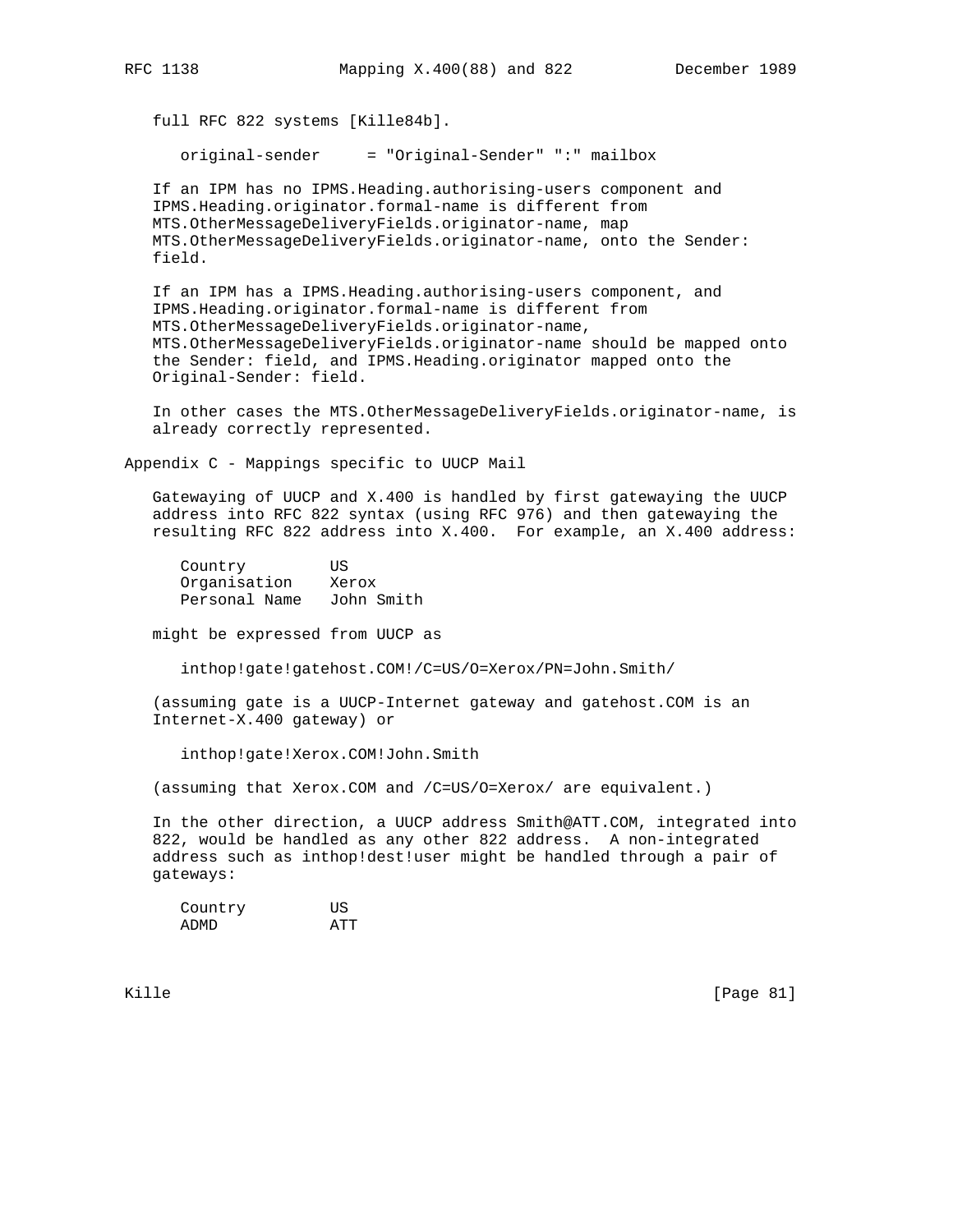full RFC 822 systems [Kille84b].

```
original-sender     = "Original-Sender" ":" mailbox
```

If an IPM has no IPMS.Heading.authorising-users component and IPMS.Heading.originator.formal-name is different from MTS.OtherMessageDeliveryFields.originator-name, map MTS.OtherMessageDeliveryFields.originator-name, onto the Sender: field.

If an IPM has a IPMS.Heading.authorising-users component, and IPMS.Heading.originator.formal-name is different from MTS.OtherMessageDeliveryFields.originator-name, MTS.OtherMessageDeliveryFields.originator-name should be mapped onto the Sender: field, and IPMS.Heading.originator mapped onto the Original-Sender: field.

In other cases the MTS.OtherMessageDeliveryFields.originator-name, is already correctly represented.

## Appendix C - Mappings specific to UUCP Mail

Gatewaying of UUCP and X.400 is handled by first gatewaying the UUCP address into RFC 822 syntax (using RFC 976) and then gatewaying the resulting RFC 822 address into X.400. For example, an X.400 address:

```
Country         US
Organisation    Xerox
Personal Name   John Smith
```

might be expressed from UUCP as

```
inthop!gate!gatehost.COM!/C=US/O=Xerox/PN=John.Smith/
```

(assuming gate is a UUCP-Internet gateway and gatehost.COM is an Internet-X.400 gateway) or

```
inthop!gate!Xerox.COM!John.Smith
```

(assuming that Xerox.COM and /C=US/O=Xerox/ are equivalent.)

In the other direction, a UUCP address Smith@ATT.COM, integrated into 822, would be handled as any other 822 address. A non-integrated address such as inthop!dest!user might be handled through a pair of gateways:

```
Country         US
ADMD            ATT
```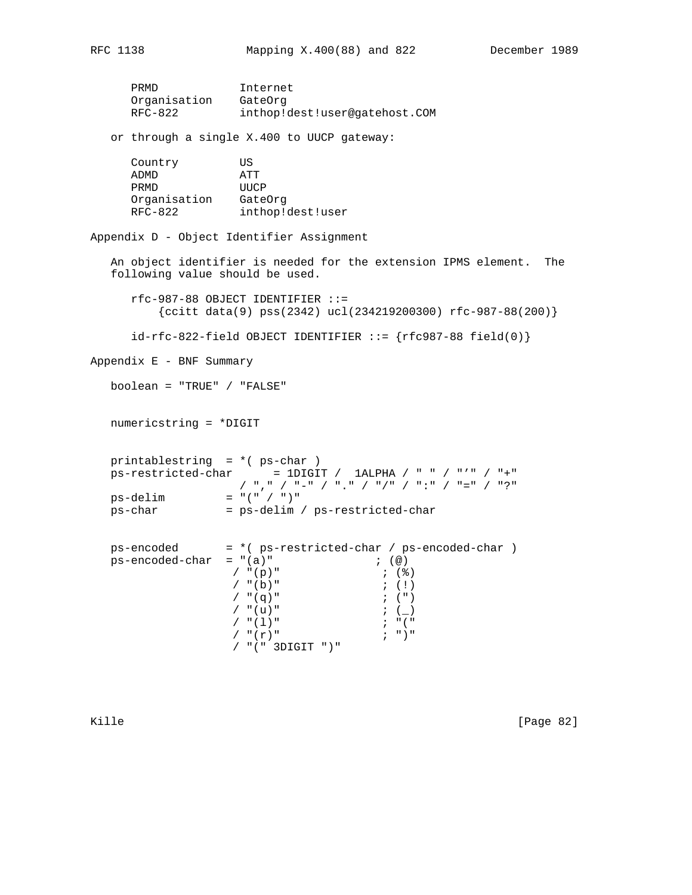```
PRMD            Internet
Organisation    GateOrg
RFC-822         inthop!dest!user@gatehost.COM
```

or through a single X.400 to UUCP gateway:

```
Country         US
ADMD            ATT
PRMD            UUCP
Organisation    GateOrg
RFC-822         inthop!dest!user
```

## Appendix D - Object Identifier Assignment

An object identifier is needed for the extension IPMS element. The following value should be used.

```
rfc-987-88 OBJECT IDENTIFIER ::=
    {ccitt data(9) pss(2342) ucl(234219200300) rfc-987-88(200)}

id-rfc-822-field OBJECT IDENTIFIER ::= {rfc987-88 field(0)}
```

## Appendix E - BNF Summary

```
boolean = "TRUE" / "FALSE"


numericstring = *DIGIT


printablestring  = *( ps-char )
ps-restricted-char      = 1DIGIT /  1ALPHA / " " / "'" / "+"
                 / "," / "-" / "." / "/" / ":" / "=" / "?"
ps-delim         = "(" / ")"
ps-char          = ps-delim / ps-restricted-char


ps-encoded       = *( ps-restricted-char / ps-encoded-char )
ps-encoded-char  = "(a)"              ; (@)
                 / "(p)"              ; (%)
                 / "(b)"              ; (!)
                 / "(q)"              ; (")
                 / "(u)"              ; (_)
                 / "(l)"              ; "("
                 / "(r)"              ; ")"
                 / "(" 3DIGIT ")"
```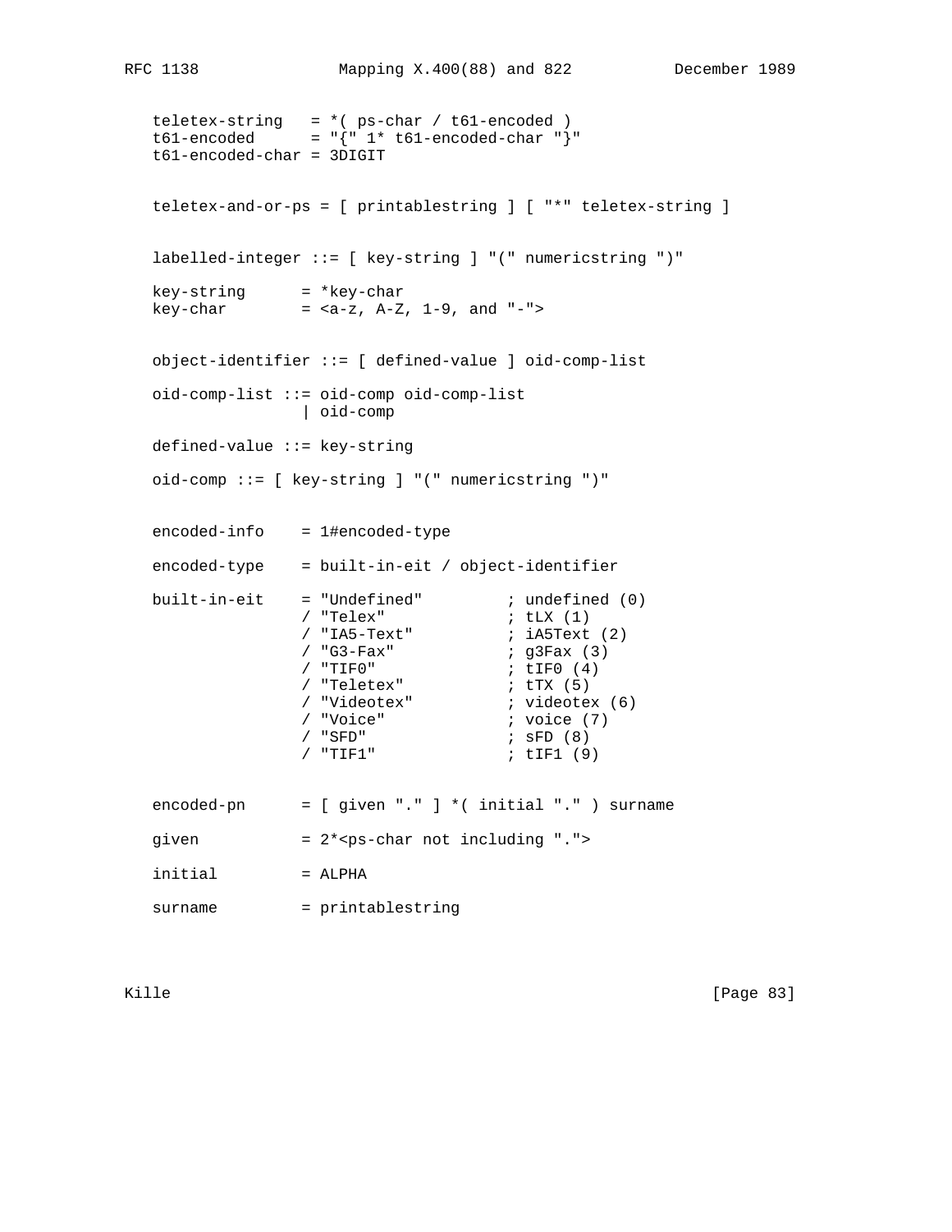```
teletex-string   = *( ps-char / t61-encoded )
t61-encoded      = "{" 1* t61-encoded-char "}"
t61-encoded-char = 3DIGIT


teletex-and-or-ps = [ printablestring ] [ "*" teletex-string ]


labelled-integer ::= [ key-string ] "(" numericstring ")"

key-string      = *key-char
key-char        = <a-z, A-Z, 1-9, and "-">


object-identifier ::= [ defined-value ] oid-comp-list

oid-comp-list ::= oid-comp oid-comp-list
                | oid-comp

defined-value ::= key-string

oid-comp ::= [ key-string ] "(" numericstring ")"


encoded-info    = 1#encoded-type

encoded-type    = built-in-eit / object-identifier

built-in-eit    = "Undefined"         ; undefined (0)
                / "Telex"             ; tLX (1)
                / "IA5-Text"          ; iA5Text (2)
                / "G3-Fax"            ; g3Fax (3)
                / "TIF0"              ; tIF0 (4)
                / "Teletex"           ; tTX (5)
                / "Videotex"          ; videotex (6)
                / "Voice"             ; voice (7)
                / "SFD"               ; sFD (8)
                / "TIF1"              ; tIF1 (9)


encoded-pn      = [ given "." ] *( initial "." ) surname

given           = 2*<ps-char not including ".">

initial         = ALPHA

surname         = printablestring
```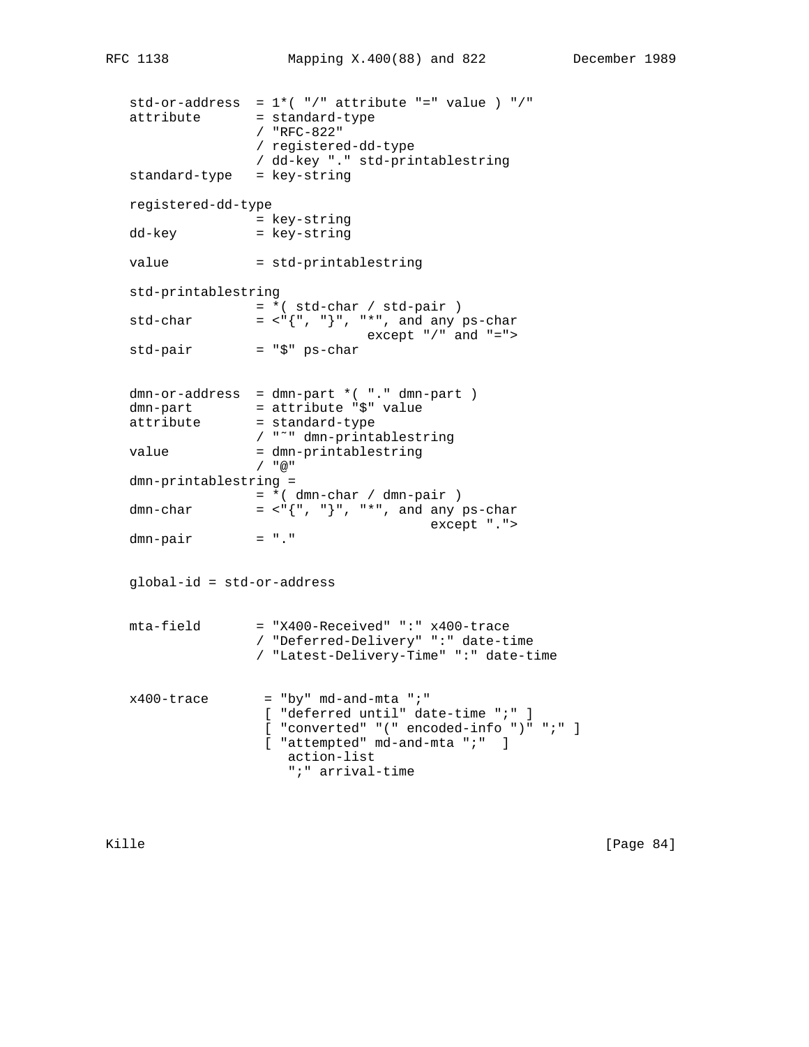```
   std-or-address  = 1*( "/" attribute "=" value ) "/"
   attribute       = standard-type
                   / "RFC-822"
                   / registered-dd-type
                   / dd-key "." std-printablestring
   standard-type   = key-string

   registered-dd-type
                   = key-string
   dd-key          = key-string

   value           = std-printablestring

   std-printablestring
                   = *( std-char / std-pair )
   std-char        = <"{", "}", "*", and any ps-char
                               except "/" and "=">
   std-pair        = "$" ps-char


   dmn-or-address  = dmn-part *( "." dmn-part )
   dmn-part        = attribute "$" value
   attribute       = standard-type
                   / "~" dmn-printablestring
   value           = dmn-printablestring
                   / "@"
   dmn-printablestring =
                   = *( dmn-char / dmn-pair )
   dmn-char        = <"{", "}", "*", and any ps-char
                                       except ".">
   dmn-pair        = "."


   global-id = std-or-address


   mta-field       = "X400-Received" ":" x400-trace
                   / "Deferred-Delivery" ":" date-time
                   / "Latest-Delivery-Time" ":" date-time


   x400-trace       = "by" md-and-mta ";"
                    [ "deferred until" date-time ";" ]
                    [ "converted" "(" encoded-info ")" ";" ]
                    [ "attempted" md-and-mta ";"  ]
                       action-list
                       ";" arrival-time
```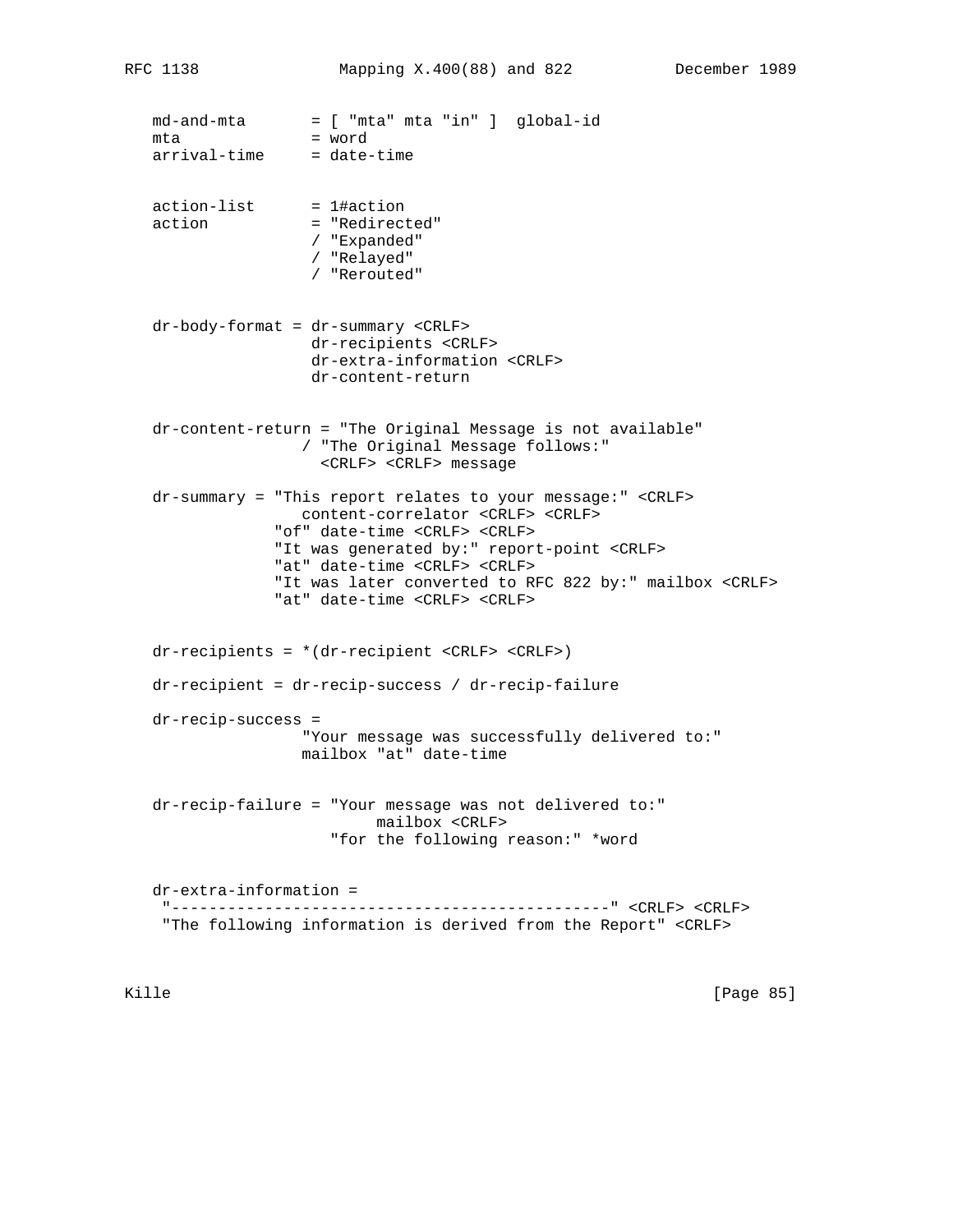```
   md-and-mta       = [ "mta" mta "in" ]  global-id
   mta              = word
   arrival-time     = date-time


   action-list      = 1#action
   action           = "Redirected"
                    / "Expanded"
                    / "Relayed"
                    / "Rerouted"


   dr-body-format = dr-summary <CRLF>
                    dr-recipients <CRLF>
                    dr-extra-information <CRLF>
                    dr-content-return


   dr-content-return = "The Original Message is not available"
                   / "The Original Message follows:"
                     <CRLF> <CRLF> message

   dr-summary = "This report relates to your message:" <CRLF>
                   content-correlator <CRLF> <CRLF>
                "of" date-time <CRLF> <CRLF>
                "It was generated by:" report-point <CRLF>
                "at" date-time <CRLF> <CRLF>
                "It was later converted to RFC 822 by:" mailbox <CRLF>
                "at" date-time <CRLF> <CRLF>


   dr-recipients = *(dr-recipient <CRLF> <CRLF>)

   dr-recipient = dr-recip-success / dr-recip-failure

   dr-recip-success =
                   "Your message was successfully delivered to:"
                   mailbox "at" date-time


   dr-recip-failure = "Your message was not delivered to:"
                           mailbox <CRLF>
                      "for the following reason:" *word


   dr-extra-information =
    "-----------------------------------------------" <CRLF> <CRLF>
    "The following information is derived from the Report" <CRLF>
```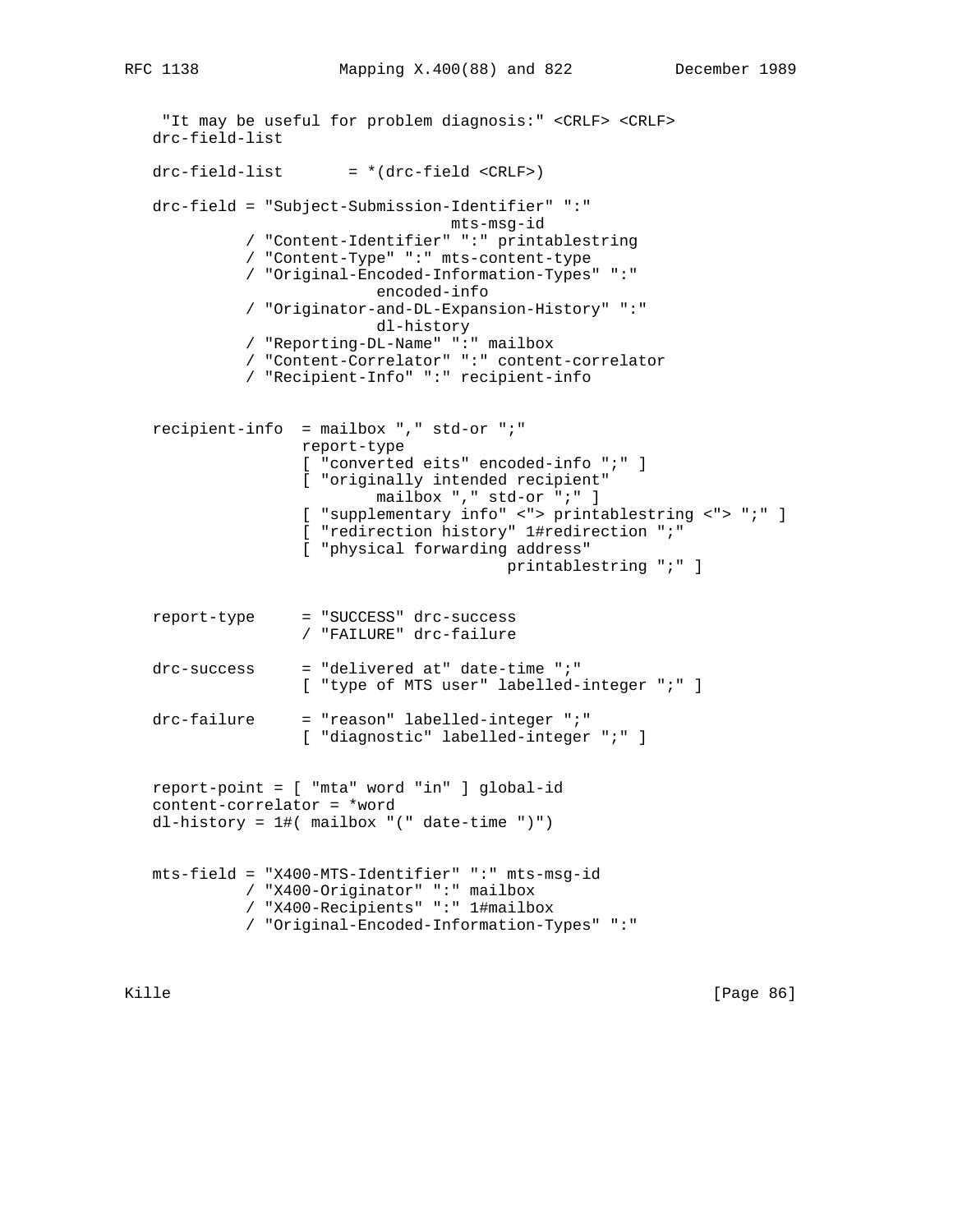```
    "It may be useful for problem diagnosis:" <CRLF> <CRLF>
   drc-field-list

   drc-field-list       = *(drc-field <CRLF>)

   drc-field = "Subject-Submission-Identifier" ":"
                                   mts-msg-id
             / "Content-Identifier" ":" printablestring
             / "Content-Type" ":" mts-content-type
             / "Original-Encoded-Information-Types" ":"
                           encoded-info
             / "Originator-and-DL-Expansion-History" ":"
                           dl-history
             / "Reporting-DL-Name" ":" mailbox
             / "Content-Correlator" ":" content-correlator
             / "Recipient-Info" ":" recipient-info


   recipient-info  = mailbox "," std-or ";"
                   report-type
                   [ "converted eits" encoded-info ";" ]
                   [ "originally intended recipient"
                           mailbox "," std-or ";" ]
                   [ "supplementary info" <"> printablestring <"> ";" ]
                   [ "redirection history" 1#redirection ";"
                   [ "physical forwarding address"
                                         printablestring ";" ]


   report-type     = "SUCCESS" drc-success
                   / "FAILURE" drc-failure

   drc-success     = "delivered at" date-time ";"
                   [ "type of MTS user" labelled-integer ";" ]

   drc-failure     = "reason" labelled-integer ";"
                   [ "diagnostic" labelled-integer ";" ]


   report-point = [ "mta" word "in" ] global-id
   content-correlator = *word
   dl-history = 1#( mailbox "(" date-time ")")


   mts-field = "X400-MTS-Identifier" ":" mts-msg-id
             / "X400-Originator" ":" mailbox
             / "X400-Recipients" ":" 1#mailbox
             / "Original-Encoded-Information-Types" ":"
```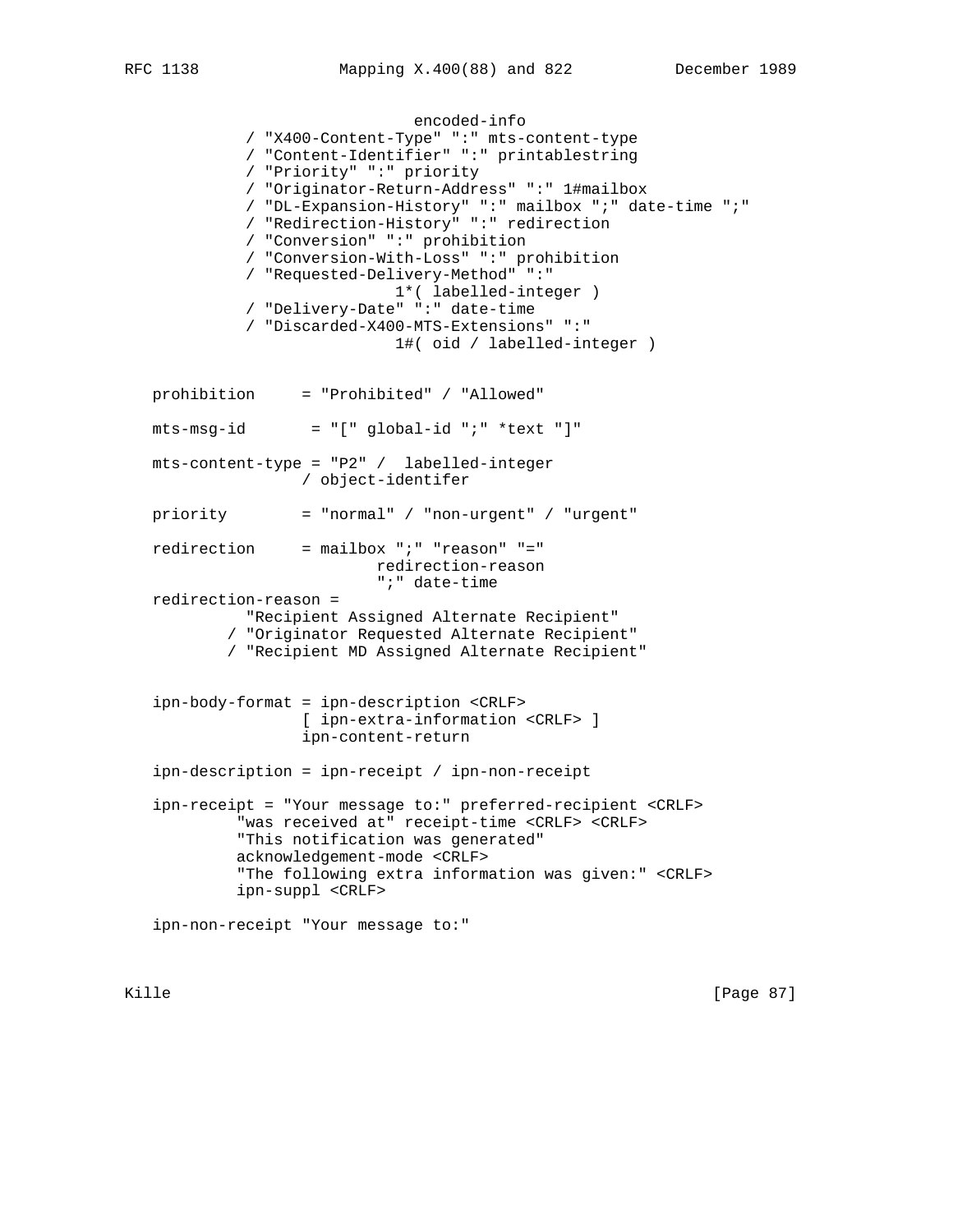```
                              encoded-info
            / "X400-Content-Type" ":" mts-content-type
            / "Content-Identifier" ":" printablestring
            / "Priority" ":" priority
            / "Originator-Return-Address" ":" 1#mailbox
            / "DL-Expansion-History" ":" mailbox ";" date-time ";"
            / "Redirection-History" ":" redirection
            / "Conversion" ":" prohibition
            / "Conversion-With-Loss" ":" prohibition
            / "Requested-Delivery-Method" ":"
                            1*( labelled-integer )
            / "Delivery-Date" ":" date-time
            / "Discarded-X400-MTS-Extensions" ":"
                            1#( oid / labelled-integer )


   prohibition     = "Prohibited" / "Allowed"

   mts-msg-id       = "[" global-id ";" *text "]"

   mts-content-type = "P2" /  labelled-integer
                  / object-identifer

   priority        = "normal" / "non-urgent" / "urgent"

   redirection     = mailbox ";" "reason" "="
                          redirection-reason
                          ";" date-time
   redirection-reason =
             "Recipient Assigned Alternate Recipient"
           / "Originator Requested Alternate Recipient"
           / "Recipient MD Assigned Alternate Recipient"


   ipn-body-format = ipn-description <CRLF>
                  [ ipn-extra-information <CRLF> ]
                  ipn-content-return

   ipn-description = ipn-receipt / ipn-non-receipt

   ipn-receipt = "Your message to:" preferred-recipient <CRLF>
            "was received at" receipt-time <CRLF> <CRLF>
            "This notification was generated"
            acknowledgement-mode <CRLF>
            "The following extra information was given:" <CRLF>
            ipn-suppl <CRLF>

   ipn-non-receipt "Your message to:"
```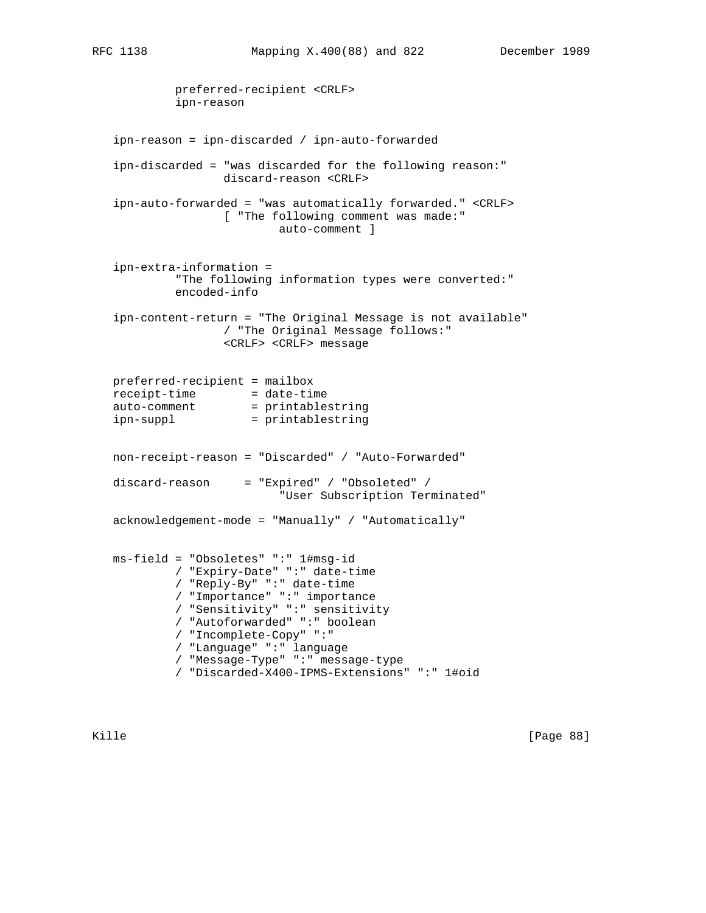```
            preferred-recipient <CRLF>
            ipn-reason


   ipn-reason = ipn-discarded / ipn-auto-forwarded

   ipn-discarded = "was discarded for the following reason:"
                   discard-reason <CRLF>

   ipn-auto-forwarded = "was automatically forwarded." <CRLF>
                   [ "The following comment was made:"
                           auto-comment ]


   ipn-extra-information =
            "The following information types were converted:"
            encoded-info

   ipn-content-return = "The Original Message is not available"
                   / "The Original Message follows:"
                   <CRLF> <CRLF> message


   preferred-recipient = mailbox
   receipt-time        = date-time
   auto-comment        = printablestring
   ipn-suppl           = printablestring


   non-receipt-reason = "Discarded" / "Auto-Forwarded"

   discard-reason     = "Expired" / "Obsoleted" /
                           "User Subscription Terminated"

   acknowledgement-mode = "Manually" / "Automatically"


   ms-field = "Obsoletes" ":" 1#msg-id
            / "Expiry-Date" ":" date-time
            / "Reply-By" ":" date-time
            / "Importance" ":" importance
            / "Sensitivity" ":" sensitivity
            / "Autoforwarded" ":" boolean
            / "Incomplete-Copy" ":"
            / "Language" ":" language
            / "Message-Type" ":" message-type
            / "Discarded-X400-IPMS-Extensions" ":" 1#oid
```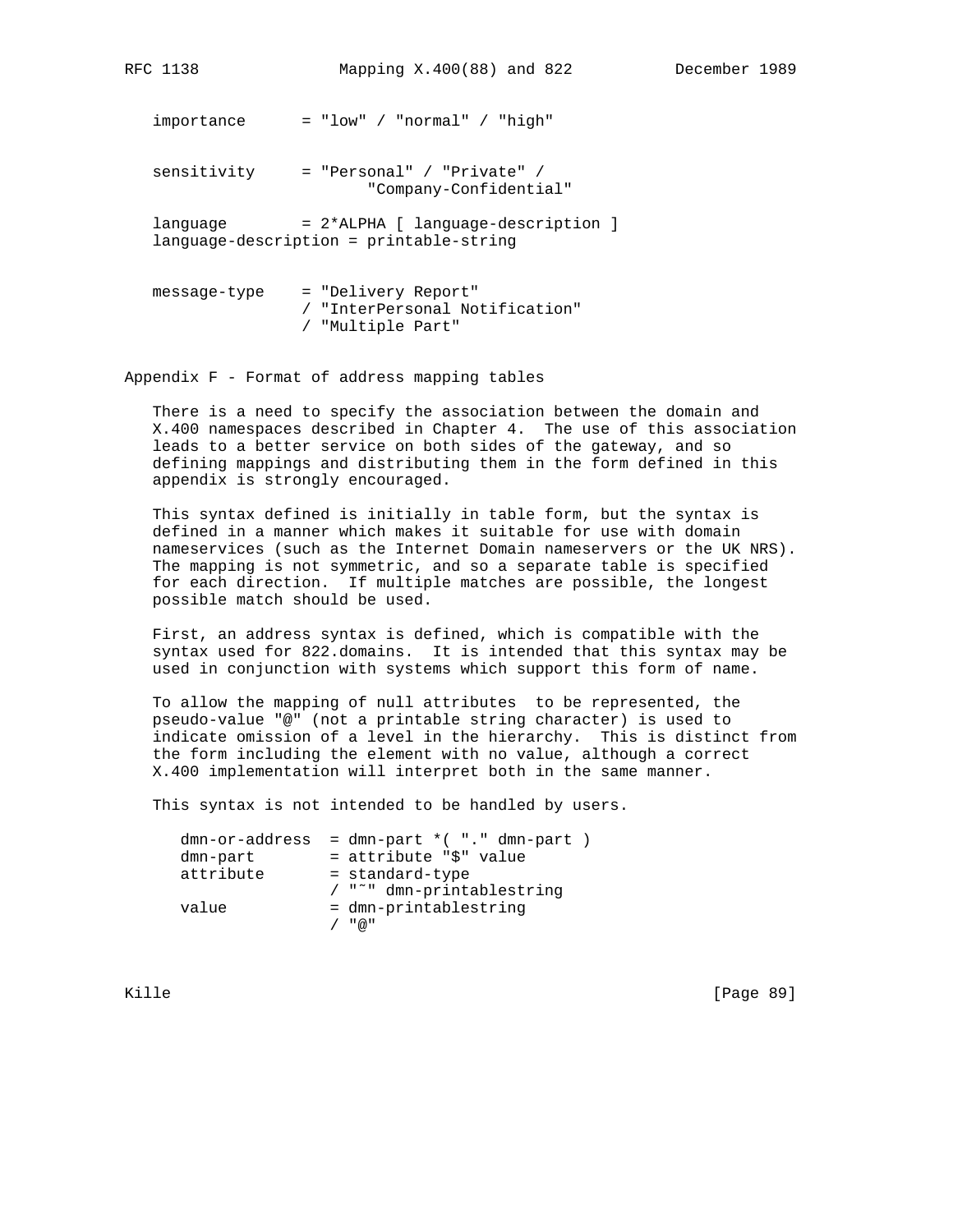```
importance      = "low" / "normal" / "high"


sensitivity     = "Personal" / "Private" /
                        "Company-Confidential"

language        = 2*ALPHA [ language-description ]
language-description = printable-string


message-type    = "Delivery Report"
                / "InterPersonal Notification"
                / "Multiple Part"
```

## Appendix F - Format of address mapping tables

There is a need to specify the association between the domain and X.400 namespaces described in Chapter 4. The use of this association leads to a better service on both sides of the gateway, and so defining mappings and distributing them in the form defined in this appendix is strongly encouraged.

This syntax defined is initially in table form, but the syntax is defined in a manner which makes it suitable for use with domain nameservices (such as the Internet Domain nameservers or the UK NRS). The mapping is not symmetric, and so a separate table is specified for each direction. If multiple matches are possible, the longest possible match should be used.

First, an address syntax is defined, which is compatible with the syntax used for 822.domains. It is intended that this syntax may be used in conjunction with systems which support this form of name.

To allow the mapping of null attributes to be represented, the pseudo-value "@" (not a printable string character) is used to indicate omission of a level in the hierarchy. This is distinct from the form including the element with no value, although a correct X.400 implementation will interpret both in the same manner.

This syntax is not intended to be handled by users.

```
dmn-or-address  = dmn-part *( "." dmn-part )
dmn-part        = attribute "$" value
attribute       = standard-type
                / "~" dmn-printablestring
value           = dmn-printablestring
                / "@"
```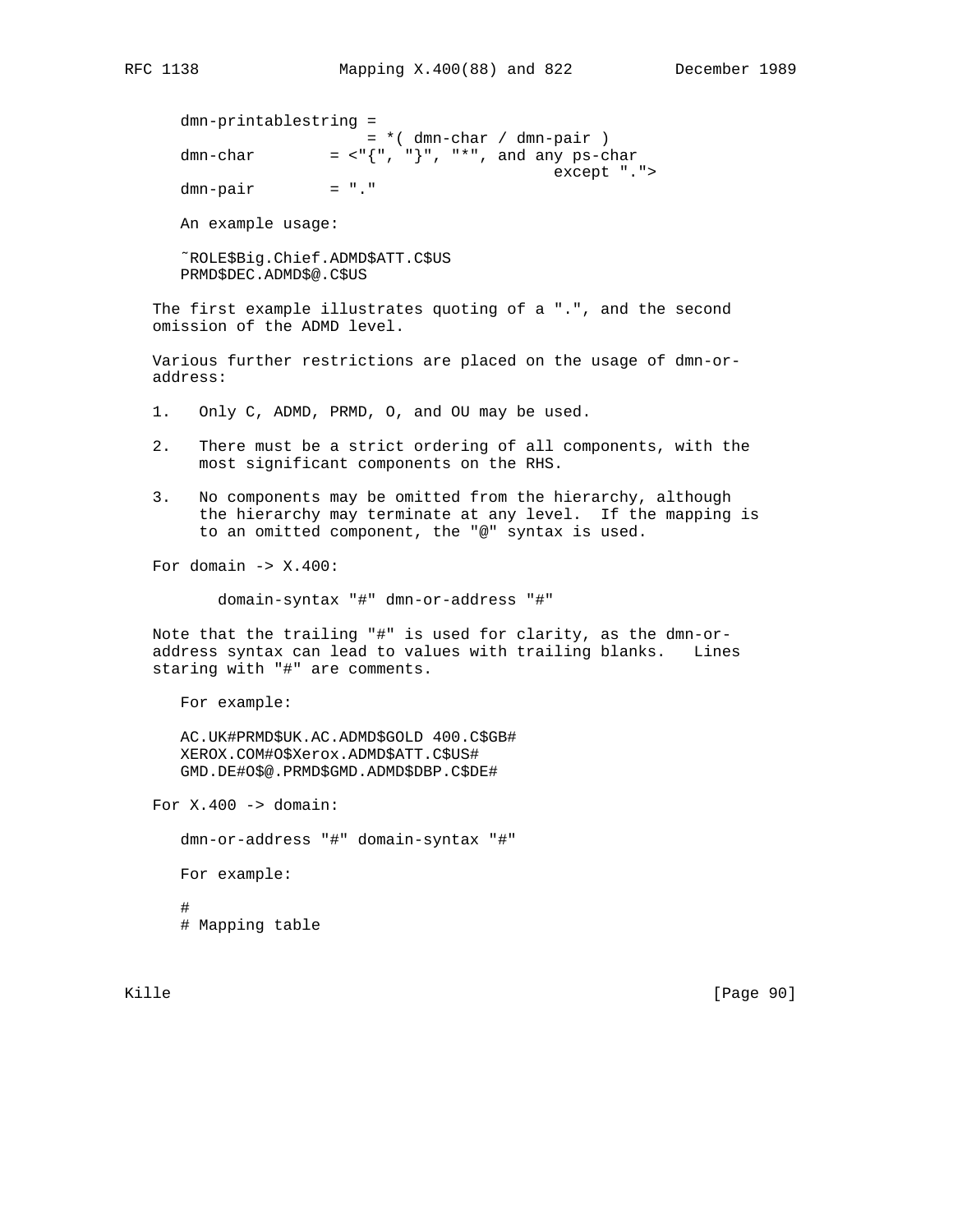```
dmn-printablestring =
                    = *( dmn-char / dmn-pair )
dmn-char        = <"{", "}", "*", and any ps-char
                                        except ".">
dmn-pair        = "."
```

An example usage:

```
~ROLE$Big.Chief.ADMD$ATT.C$US
PRMD$DEC.ADMD$@.C$US
```

The first example illustrates quoting of a ".", and the second omission of the ADMD level.

Various further restrictions are placed on the usage of dmn-or-address:

1. Only C, ADMD, PRMD, O, and OU may be used.

2. There must be a strict ordering of all components, with the most significant components on the RHS.

3. No components may be omitted from the hierarchy, although the hierarchy may terminate at any level. If the mapping is to an omitted component, the "@" syntax is used.

For domain -> X.400:

```
      domain-syntax "#" dmn-or-address "#"
```

Note that the trailing "#" is used for clarity, as the dmn-or-address syntax can lead to values with trailing blanks. Lines staring with "#" are comments.

For example:

```
AC.UK#PRMD$UK.AC.ADMD$GOLD 400.C$GB#
XEROX.COM#O$Xerox.ADMD$ATT.C$US#
GMD.DE#O$@.PRMD$GMD.ADMD$DBP.C$DE#
```

For X.400 -> domain:

```
dmn-or-address "#" domain-syntax "#"
```

For example:

```
#
# Mapping table
```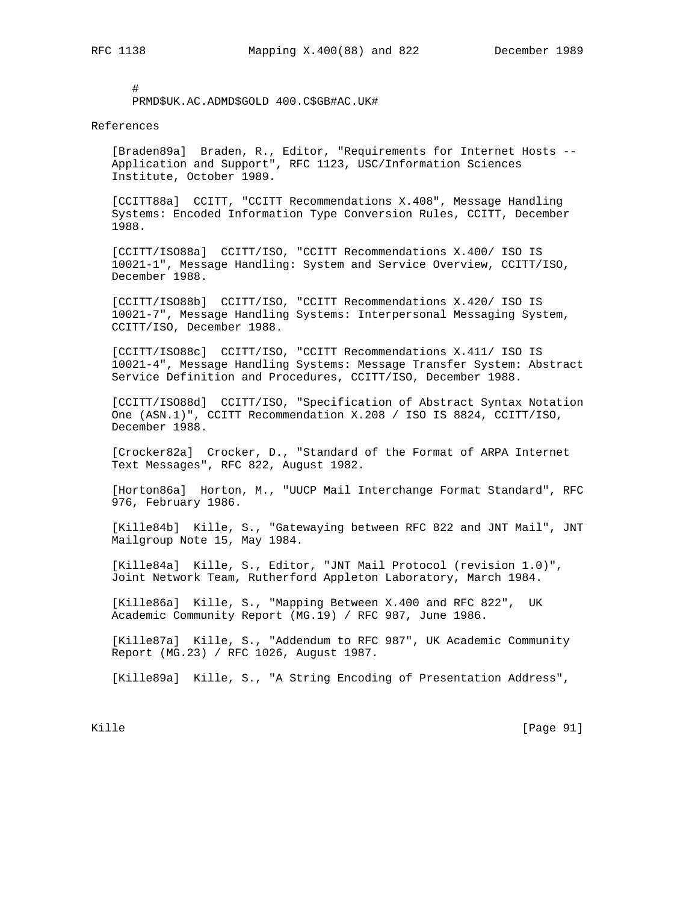```
#
PRMD$UK.AC.ADMD$GOLD 400.C$GB#AC.UK#
```

## References

[Braden89a] Braden, R., Editor, "Requirements for Internet Hosts -- Application and Support", RFC 1123, USC/Information Sciences Institute, October 1989.

[CCITT88a] CCITT, "CCITT Recommendations X.408", Message Handling Systems: Encoded Information Type Conversion Rules, CCITT, December 1988.

[CCITT/ISO88a] CCITT/ISO, "CCITT Recommendations X.400/ ISO IS 10021-1", Message Handling: System and Service Overview, CCITT/ISO, December 1988.

[CCITT/ISO88b] CCITT/ISO, "CCITT Recommendations X.420/ ISO IS 10021-7", Message Handling Systems: Interpersonal Messaging System, CCITT/ISO, December 1988.

[CCITT/ISO88c] CCITT/ISO, "CCITT Recommendations X.411/ ISO IS 10021-4", Message Handling Systems: Message Transfer System: Abstract Service Definition and Procedures, CCITT/ISO, December 1988.

[CCITT/ISO88d] CCITT/ISO, "Specification of Abstract Syntax Notation One (ASN.1)", CCITT Recommendation X.208 / ISO IS 8824, CCITT/ISO, December 1988.

[Crocker82a] Crocker, D., "Standard of the Format of ARPA Internet Text Messages", RFC 822, August 1982.

[Horton86a] Horton, M., "UUCP Mail Interchange Format Standard", RFC 976, February 1986.

[Kille84b] Kille, S., "Gatewaying between RFC 822 and JNT Mail", JNT Mailgroup Note 15, May 1984.

[Kille84a] Kille, S., Editor, "JNT Mail Protocol (revision 1.0)", Joint Network Team, Rutherford Appleton Laboratory, March 1984.

[Kille86a] Kille, S., "Mapping Between X.400 and RFC 822", UK Academic Community Report (MG.19) / RFC 987, June 1986.

[Kille87a] Kille, S., "Addendum to RFC 987", UK Academic Community Report (MG.23) / RFC 1026, August 1987.

[Kille89a] Kille, S., "A String Encoding of Presentation Address",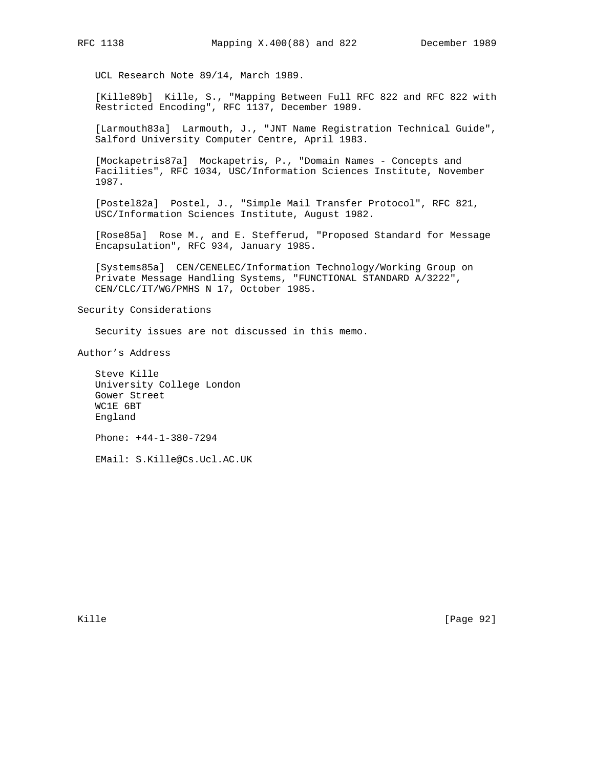UCL Research Note 89/14, March 1989.

[Kille89b] Kille, S., "Mapping Between Full RFC 822 and RFC 822 with Restricted Encoding", RFC 1137, December 1989.

[Larmouth83a] Larmouth, J., "JNT Name Registration Technical Guide", Salford University Computer Centre, April 1983.

[Mockapetris87a] Mockapetris, P., "Domain Names - Concepts and Facilities", RFC 1034, USC/Information Sciences Institute, November 1987.

[Postel82a] Postel, J., "Simple Mail Transfer Protocol", RFC 821, USC/Information Sciences Institute, August 1982.

[Rose85a] Rose M., and E. Stefferud, "Proposed Standard for Message Encapsulation", RFC 934, January 1985.

[Systems85a] CEN/CENELEC/Information Technology/Working Group on Private Message Handling Systems, "FUNCTIONAL STANDARD A/3222", CEN/CLC/IT/WG/PMHS N 17, October 1985.

## Security Considerations

Security issues are not discussed in this memo.

## Author's Address

Steve Kille
University College London
Gower Street
WC1E 6BT
England

Phone: +44-1-380-7294

EMail: S.Kille@Cs.Ucl.AC.UK